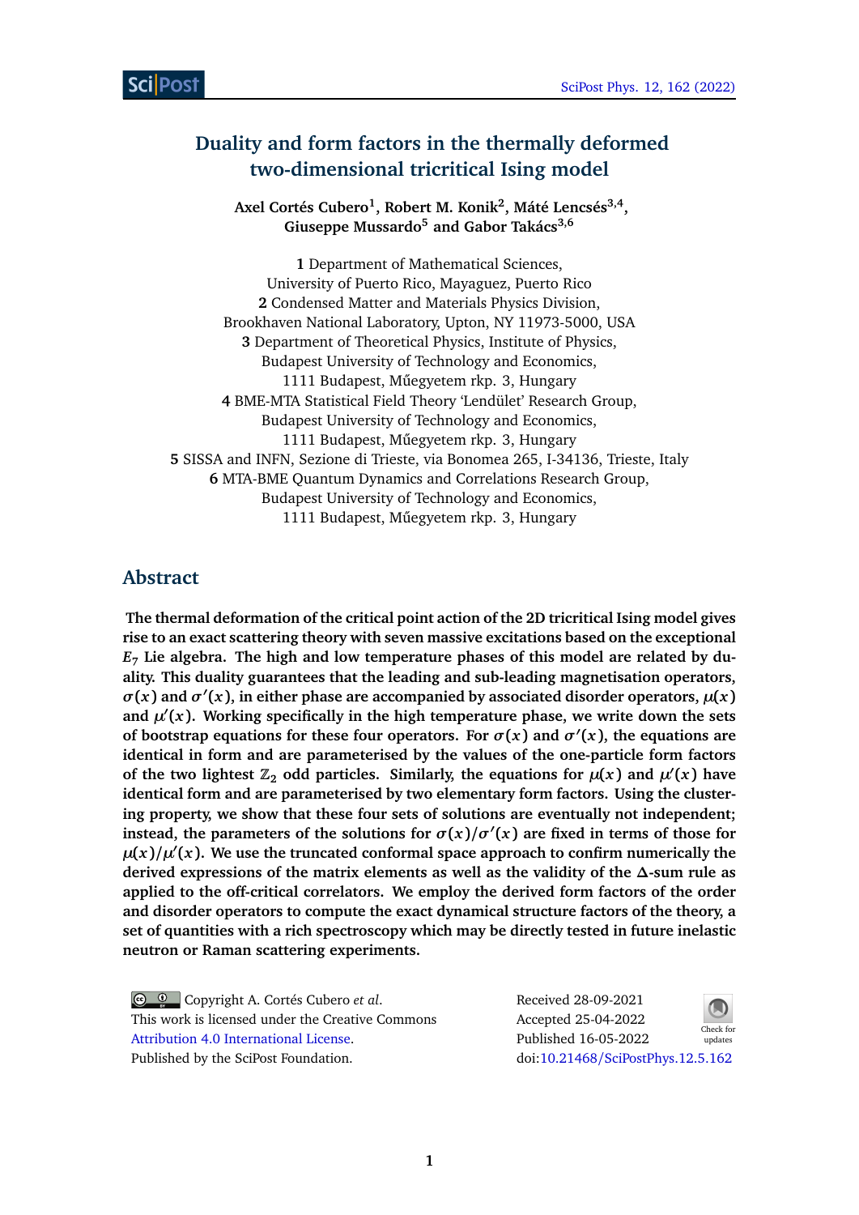# Duality and form factors in the thermally deformed two-dimensional tricritical Ising model

**Axel Cortés Cubero[1], Robert M. Konik[2], Máté Lencsés[3,4], Giuseppe Mussardo[5] and Gabor Takács[3,6]**

**1** Department of Mathematical Sciences, University of Puerto Rico, Mayaguez, Puerto Rico
**2** Condensed Matter and Materials Physics Division, Brookhaven National Laboratory, Upton, NY 11973-5000, USA
**3** Department of Theoretical Physics, Institute of Physics, Budapest University of Technology and Economics, 1111 Budapest, Műegyetem rkp. 3, Hungary
**4** BME-MTA Statistical Field Theory 'Lendület' Research Group, Budapest University of Technology and Economics, 1111 Budapest, Műegyetem rkp. 3, Hungary
**5** SISSA and INFN, Sezione di Trieste, via Bonomea 265, I-34136, Trieste, Italy
**6** MTA-BME Quantum Dynamics and Correlations Research Group, Budapest University of Technology and Economics, 1111 Budapest, Műegyetem rkp. 3, Hungary

## Abstract

**The thermal deformation of the critical point action of the 2D tricritical Ising model gives rise to an exact scattering theory with seven massive excitations based on the exceptional $E_7$ Lie algebra. The high and low temperature phases of this model are related by duality. This duality guarantees that the leading and sub-leading magnetisation operators, $\sigma(x)$ and $\sigma'(x)$, in either phase are accompanied by associated disorder operators, $\mu(x)$ and $\mu'(x)$. Working specifically in the high temperature phase, we write down the sets of bootstrap equations for these four operators. For $\sigma(x)$ and $\sigma'(x)$, the equations are identical in form and are parameterised by the values of the one-particle form factors of the two lightest $\mathbb{Z}_2$ odd particles. Similarly, the equations for $\mu(x)$ and $\mu'(x)$ have identical form and are parameterised by two elementary form factors. Using the clustering property, we show that these four sets of solutions are eventually not independent; instead, the parameters of the solutions for $\sigma(x)/\sigma'(x)$ are fixed in terms of those for $\mu(x)/\mu'(x)$. We use the truncated conformal space approach to confirm numerically the derived expressions of the matrix elements as well as the validity of the $\Delta$-sum rule as applied to the off-critical correlators. We employ the derived form factors of the order and disorder operators to compute the exact dynamical structure factors of the theory, a set of quantities with a rich spectroscopy which may be directly tested in future inelastic neutron or Raman scattering experiments.**

Copyright A. Cortés Cubero *et al*.
This work is licensed under the Creative Commons Attribution 4.0 International License.
Published by the SciPost Foundation.

Received 28-09-2021
Accepted 25-04-2022
Published 16-05-2022
doi:10.21468/SciPostPhys.12.5.162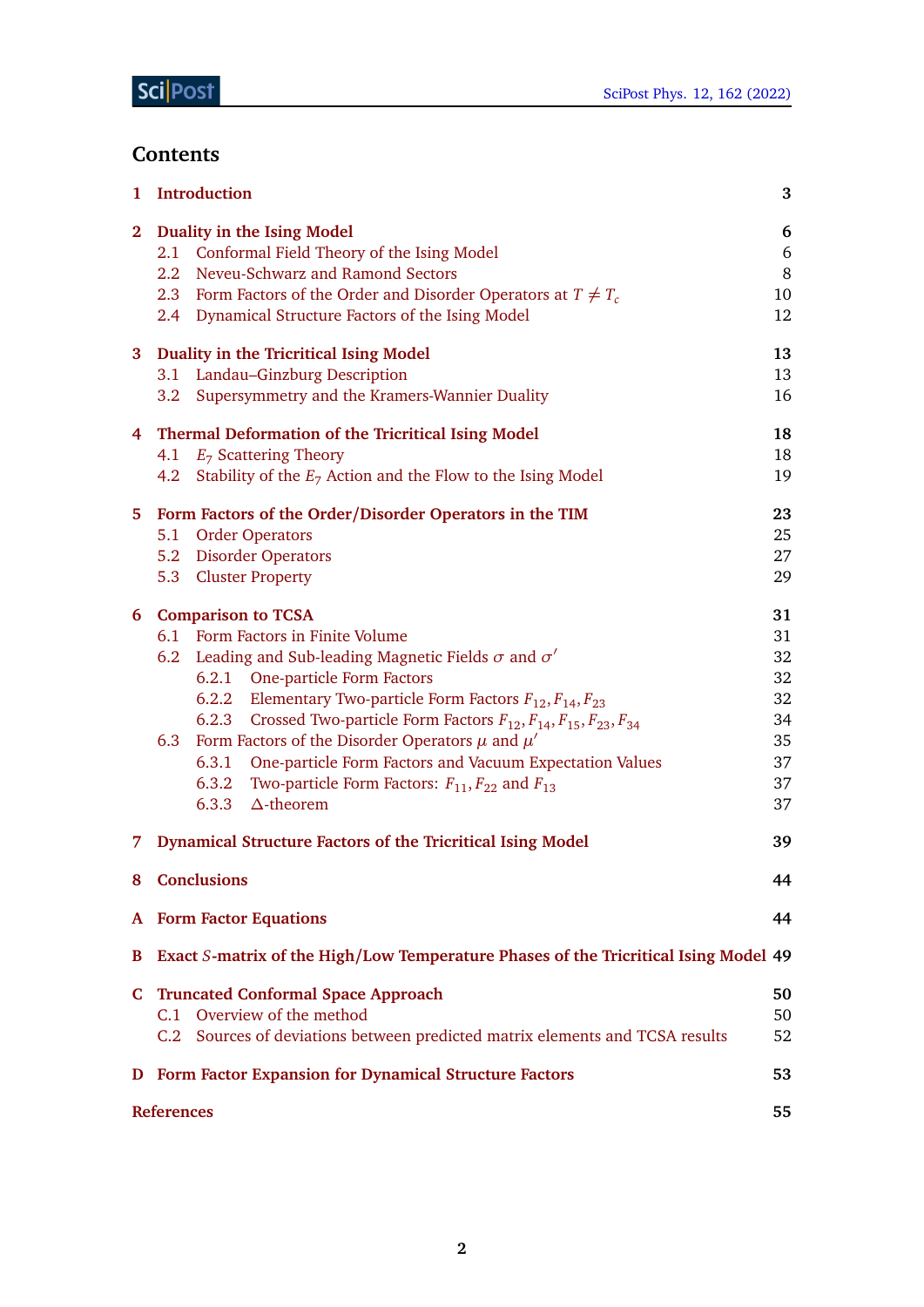## Contents

| | | |
|---|---|---|
| **1** | **Introduction** | **3** |
| **2** | **Duality in the Ising Model** | **6** |
| 2.1 | Conformal Field Theory of the Ising Model | 6 |
| 2.2 | Neveu-Schwarz and Ramond Sectors | 8 |
| 2.3 | Form Factors of the Order and Disorder Operators at $T \neq T_c$ | 10 |
| 2.4 | Dynamical Structure Factors of the Ising Model | 12 |
| **3** | **Duality in the Tricritical Ising Model** | **13** |
| 3.1 | Landau–Ginzburg Description | 13 |
| 3.2 | Supersymmetry and the Kramers-Wannier Duality | 16 |
| **4** | **Thermal Deformation of the Tricritical Ising Model** | **18** |
| 4.1 | $E_7$ Scattering Theory | 18 |
| 4.2 | Stability of the $E_7$ Action and the Flow to the Ising Model | 19 |
| **5** | **Form Factors of the Order/Disorder Operators in the TIM** | **23** |
| 5.1 | Order Operators | 25 |
| 5.2 | Disorder Operators | 27 |
| 5.3 | Cluster Property | 29 |
| **6** | **Comparison to TCSA** | **31** |
| 6.1 | Form Factors in Finite Volume | 31 |
| 6.2 | Leading and Sub-leading Magnetic Fields $\sigma$ and $\sigma'$ | 32 |
| 6.2.1 | One-particle Form Factors | 32 |
| 6.2.2 | Elementary Two-particle Form Factors $F_{12}, F_{14}, F_{23}$ | 32 |
| 6.2.3 | Crossed Two-particle Form Factors $F_{12}, F_{14}, F_{15}, F_{23}, F_{34}$ | 34 |
| 6.3 | Form Factors of the Disorder Operators $\mu$ and $\mu'$ | 35 |
| 6.3.1 | One-particle Form Factors and Vacuum Expectation Values | 37 |
| 6.3.2 | Two-particle Form Factors: $F_{11}, F_{22}$ and $F_{13}$ | 37 |
| 6.3.3 | $\Delta$-theorem | 37 |
| **7** | **Dynamical Structure Factors of the Tricritical Ising Model** | **39** |
| **8** | **Conclusions** | **44** |
| **A** | **Form Factor Equations** | **44** |
| **B** | **Exact $S$-matrix of the High/Low Temperature Phases of the Tricritical Ising Model** | **49** |
| **C** | **Truncated Conformal Space Approach** | **50** |
| C.1 | Overview of the method | 50 |
| C.2 | Sources of deviations between predicted matrix elements and TCSA results | 52 |
| **D** | **Form Factor Expansion for Dynamical Structure Factors** | **53** |
| | **References** | **55** |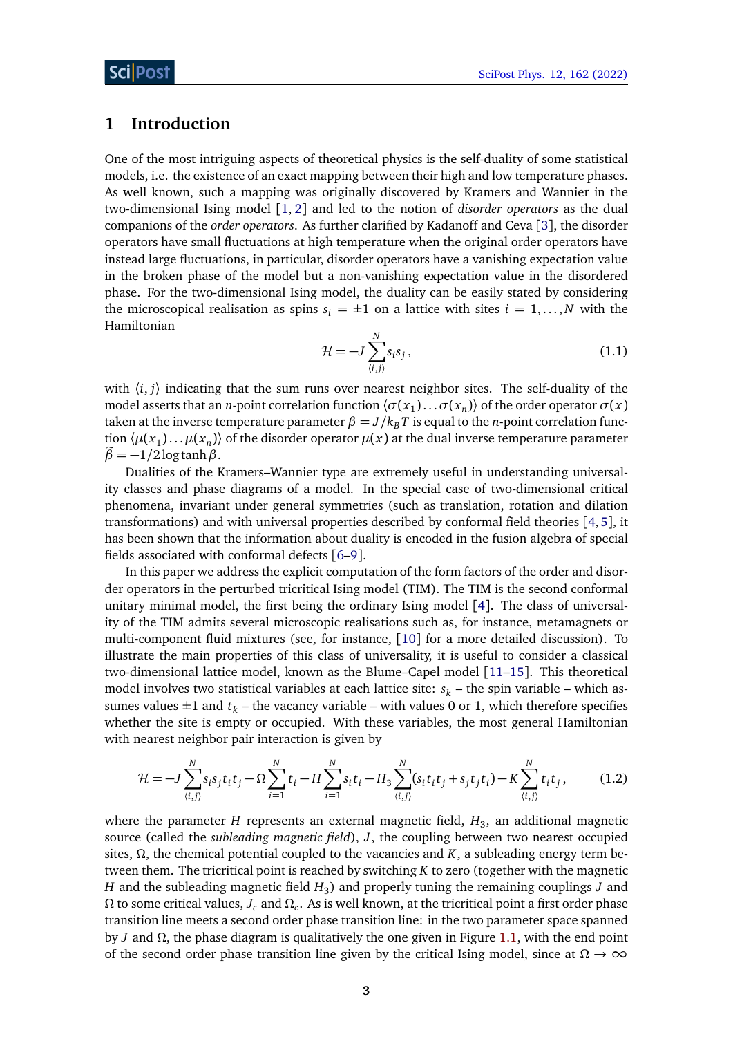## 1 Introduction

One of the most intriguing aspects of theoretical physics is the self-duality of some statistical models, i.e. the existence of an exact mapping between their high and low temperature phases. As well known, such a mapping was originally discovered by Kramers and Wannier in the two-dimensional Ising model [1, 2] and led to the notion of *disorder operators* as the dual companions of the *order operators*. As further clarified by Kadanoff and Ceva [3], the disorder operators have small fluctuations at high temperature when the original order operators have instead large fluctuations, in particular, disorder operators have a vanishing expectation value in the broken phase of the model but a non-vanishing expectation value in the disordered phase. For the two-dimensional Ising model, the duality can be easily stated by considering the microscopical realisation as spins $s_i = \pm 1$ on a lattice with sites $i = 1, \ldots, N$ with the Hamiltonian

$$\mathcal{H} = -J \sum_{\langle i,j \rangle}^{N} s_i s_j \,, \tag{1.1}$$

with $\langle i, j \rangle$ indicating that the sum runs over nearest neighbor sites. The self-duality of the model asserts that an $n$-point correlation function $\langle \sigma(x_1) \ldots \sigma(x_n) \rangle$ of the order operator $\sigma(x)$ taken at the inverse temperature parameter $\beta = J/k_B T$ is equal to the $n$-point correlation function $\langle \mu(x_1) \ldots \mu(x_n) \rangle$ of the disorder operator $\mu(x)$ at the dual inverse temperature parameter $\widetilde{\beta} = -1/2 \log \tanh \beta$.

Dualities of the Kramers–Wannier type are extremely useful in understanding universality classes and phase diagrams of a model. In the special case of two-dimensional critical phenomena, invariant under general symmetries (such as translation, rotation and dilation transformations) and with universal properties described by conformal field theories [4, 5], it has been shown that the information about duality is encoded in the fusion algebra of special fields associated with conformal defects [6–9].

In this paper we address the explicit computation of the form factors of the order and disorder operators in the perturbed tricritical Ising model (TIM). The TIM is the second conformal unitary minimal model, the first being the ordinary Ising model [4]. The class of universality of the TIM admits several microscopic realisations such as, for instance, metamagnets or multi-component fluid mixtures (see, for instance, [10] for a more detailed discussion). To illustrate the main properties of this class of universality, it is useful to consider a classical two-dimensional lattice model, known as the Blume–Capel model [11–15]. This theoretical model involves two statistical variables at each lattice site: $s_k$ – the spin variable – which assumes values $\pm 1$ and $t_k$ – the vacancy variable – with values 0 or 1, which therefore specifies whether the site is empty or occupied. With these variables, the most general Hamiltonian with nearest neighbor pair interaction is given by

$$\mathcal{H} = -J \sum_{\langle i,j \rangle}^{N} s_i s_j t_i t_j - \Omega \sum_{i=1}^{N} t_i - H \sum_{i=1}^{N} s_i t_i - H_3 \sum_{\langle i,j \rangle}^{N} (s_i t_i t_j + s_j t_j t_i) - K \sum_{\langle i,j \rangle}^{N} t_i t_j \,, \tag{1.2}$$

where the parameter $H$ represents an external magnetic field, $H_3$, an additional magnetic source (called the *subleading magnetic field*), $J$, the coupling between two nearest occupied sites, $\Omega$, the chemical potential coupled to the vacancies and $K$, a subleading energy term between them. The tricritical point is reached by switching $K$ to zero (together with the magnetic $H$ and the subleading magnetic field $H_3$) and properly tuning the remaining couplings $J$ and $\Omega$ to some critical values, $J_c$ and $\Omega_c$. As is well known, at the tricritical point a first order phase transition line meets a second order phase transition line: in the two parameter space spanned by $J$ and $\Omega$, the phase diagram is qualitatively the one given in Figure 1.1, with the end point of the second order phase transition line given by the critical Ising model, since at $\Omega \to \infty$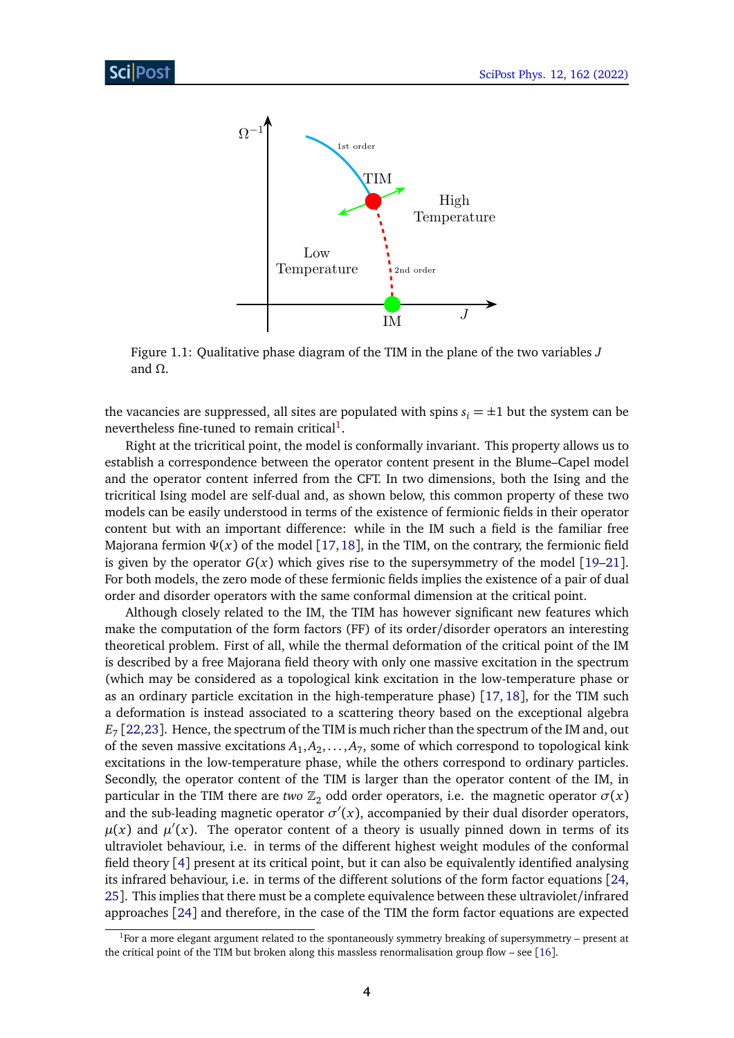Figure 1.1: Qualitative phase diagram of the TIM in the plane of the two variables $J$ and $\Omega$.

the vacancies are suppressed, all sites are populated with spins $s_i = \pm 1$ but the system can be nevertheless fine-tuned to remain critical[1].

Right at the tricritical point, the model is conformally invariant. This property allows us to establish a correspondence between the operator content present in the Blume–Capel model and the operator content inferred from the CFT. In two dimensions, both the Ising and the tricritical Ising model are self-dual and, as shown below, this common property of these two models can be easily understood in terms of the existence of fermionic fields in their operator content but with an important difference: while in the IM such a field is the familiar free Majorana fermion $\Psi(x)$ of the model [17, 18], in the TIM, on the contrary, the fermionic field is given by the operator $G(x)$ which gives rise to the supersymmetry of the model [19–21]. For both models, the zero mode of these fermionic fields implies the existence of a pair of dual order and disorder operators with the same conformal dimension at the critical point.

Although closely related to the IM, the TIM has however significant new features which make the computation of the form factors (FF) of its order/disorder operators an interesting theoretical problem. First of all, while the thermal deformation of the critical point of the IM is described by a free Majorana field theory with only one massive excitation in the spectrum (which may be considered as a topological kink excitation in the low-temperature phase or as an ordinary particle excitation in the high-temperature phase) [17, 18], for the TIM such a deformation is instead associated to a scattering theory based on the exceptional algebra $E_7$ [22,23]. Hence, the spectrum of the TIM is much richer than the spectrum of the IM and, out of the seven massive excitations $A_1, A_2, \ldots, A_7$, some of which correspond to topological kink excitations in the low-temperature phase, while the others correspond to ordinary particles. Secondly, the operator content of the TIM is larger than the operator content of the IM, in particular in the TIM there are *two* $\mathbb{Z}_2$ odd order operators, i.e. the magnetic operator $\sigma(x)$ and the sub-leading magnetic operator $\sigma'(x)$, accompanied by their dual disorder operators, $\mu(x)$ and $\mu'(x)$. The operator content of a theory is usually pinned down in terms of its ultraviolet behaviour, i.e. in terms of the different highest weight modules of the conformal field theory [4] present at its critical point, but it can also be equivalently identified analysing its infrared behaviour, i.e. in terms of the different solutions of the form factor equations [24, 25]. This implies that there must be a complete equivalence between these ultraviolet/infrared approaches [24] and therefore, in the case of the TIM the form factor equations are expected

[1] For a more elegant argument related to the spontaneously symmetry breaking of supersymmetry – present at the critical point of the TIM but broken along this massless renormalisation group flow – see [16].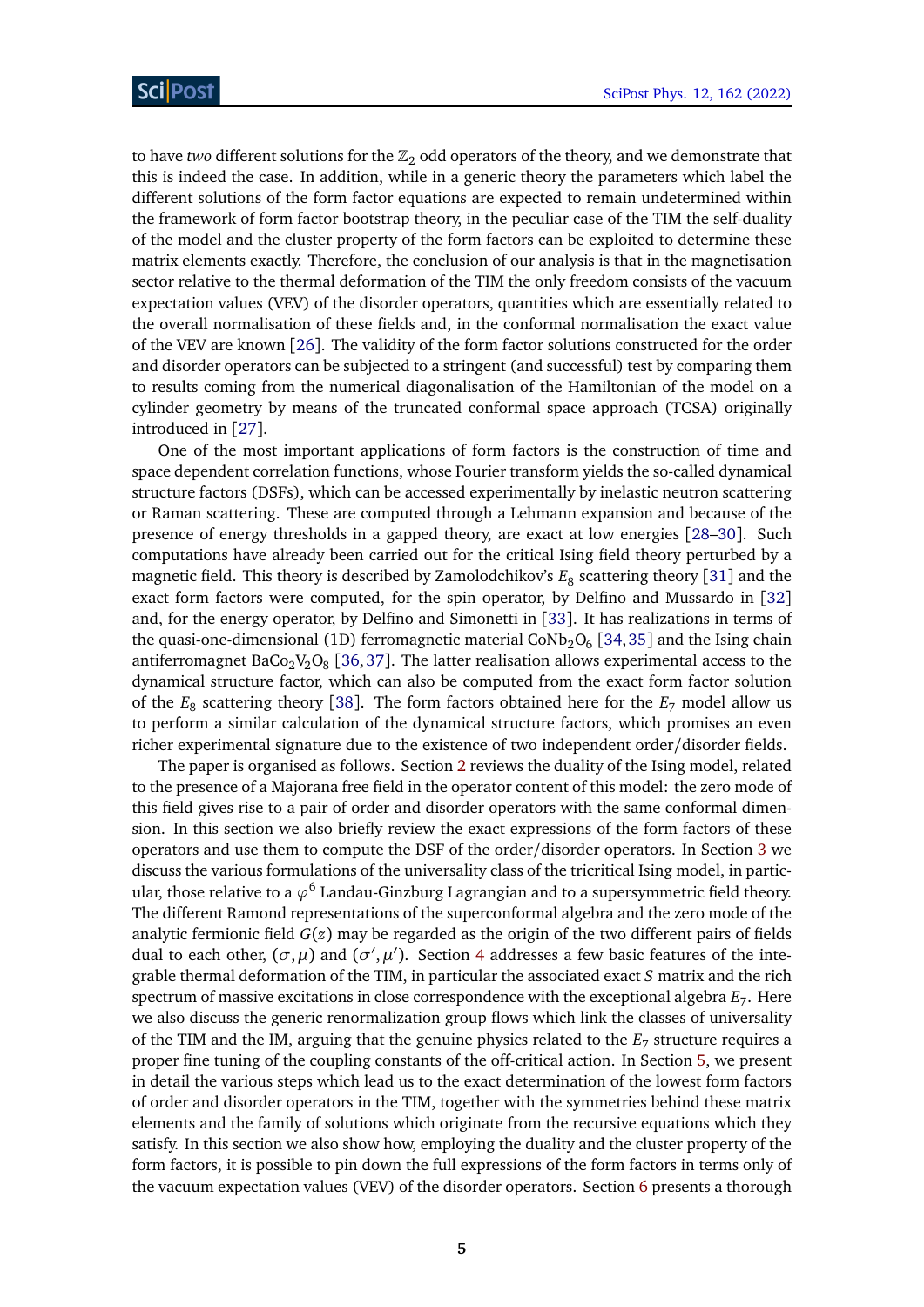to have *two* different solutions for the $\mathbb{Z}_2$ odd operators of the theory, and we demonstrate that this is indeed the case. In addition, while in a generic theory the parameters which label the different solutions of the form factor equations are expected to remain undetermined within the framework of form factor bootstrap theory, in the peculiar case of the TIM the self-duality of the model and the cluster property of the form factors can be exploited to determine these matrix elements exactly. Therefore, the conclusion of our analysis is that in the magnetisation sector relative to the thermal deformation of the TIM the only freedom consists of the vacuum expectation values (VEV) of the disorder operators, quantities which are essentially related to the overall normalisation of these fields and, in the conformal normalisation the exact value of the VEV are known [26]. The validity of the form factor solutions constructed for the order and disorder operators can be subjected to a stringent (and successful) test by comparing them to results coming from the numerical diagonalisation of the Hamiltonian of the model on a cylinder geometry by means of the truncated conformal space approach (TCSA) originally introduced in [27].

One of the most important applications of form factors is the construction of time and space dependent correlation functions, whose Fourier transform yields the so-called dynamical structure factors (DSFs), which can be accessed experimentally by inelastic neutron scattering or Raman scattering. These are computed through a Lehmann expansion and because of the presence of energy thresholds in a gapped theory, are exact at low energies [28–30]. Such computations have already been carried out for the critical Ising field theory perturbed by a magnetic field. This theory is described by Zamolodchikov's $E_8$ scattering theory [31] and the exact form factors were computed, for the spin operator, by Delfino and Mussardo in [32] and, for the energy operator, by Delfino and Simonetti in [33]. It has realizations in terms of the quasi-one-dimensional (1D) ferromagnetic material $\mathrm{CoNb_2O_6}$ [34, 35] and the Ising chain antiferromagnet $\mathrm{BaCo_2V_2O_8}$ [36, 37]. The latter realisation allows experimental access to the dynamical structure factor, which can also be computed from the exact form factor solution of the $E_8$ scattering theory [38]. The form factors obtained here for the $E_7$ model allow us to perform a similar calculation of the dynamical structure factors, which promises an even richer experimental signature due to the existence of two independent order/disorder fields.

The paper is organised as follows. Section 2 reviews the duality of the Ising model, related to the presence of a Majorana free field in the operator content of this model: the zero mode of this field gives rise to a pair of order and disorder operators with the same conformal dimension. In this section we also briefly review the exact expressions of the form factors of these operators and use them to compute the DSF of the order/disorder operators. In Section 3 we discuss the various formulations of the universality class of the tricritical Ising model, in particular, those relative to a $\varphi^6$ Landau-Ginzburg Lagrangian and to a supersymmetric field theory. The different Ramond representations of the superconformal algebra and the zero mode of the analytic fermionic field $G(z)$ may be regarded as the origin of the two different pairs of fields dual to each other, $(\sigma, \mu)$ and $(\sigma', \mu')$. Section 4 addresses a few basic features of the integrable thermal deformation of the TIM, in particular the associated exact $S$ matrix and the rich spectrum of massive excitations in close correspondence with the exceptional algebra $E_7$. Here we also discuss the generic renormalization group flows which link the classes of universality of the TIM and the IM, arguing that the genuine physics related to the $E_7$ structure requires a proper fine tuning of the coupling constants of the off-critical action. In Section 5, we present in detail the various steps which lead us to the exact determination of the lowest form factors of order and disorder operators in the TIM, together with the symmetries behind these matrix elements and the family of solutions which originate from the recursive equations which they satisfy. In this section we also show how, employing the duality and the cluster property of the form factors, it is possible to pin down the full expressions of the form factors in terms only of the vacuum expectation values (VEV) of the disorder operators. Section 6 presents a thorough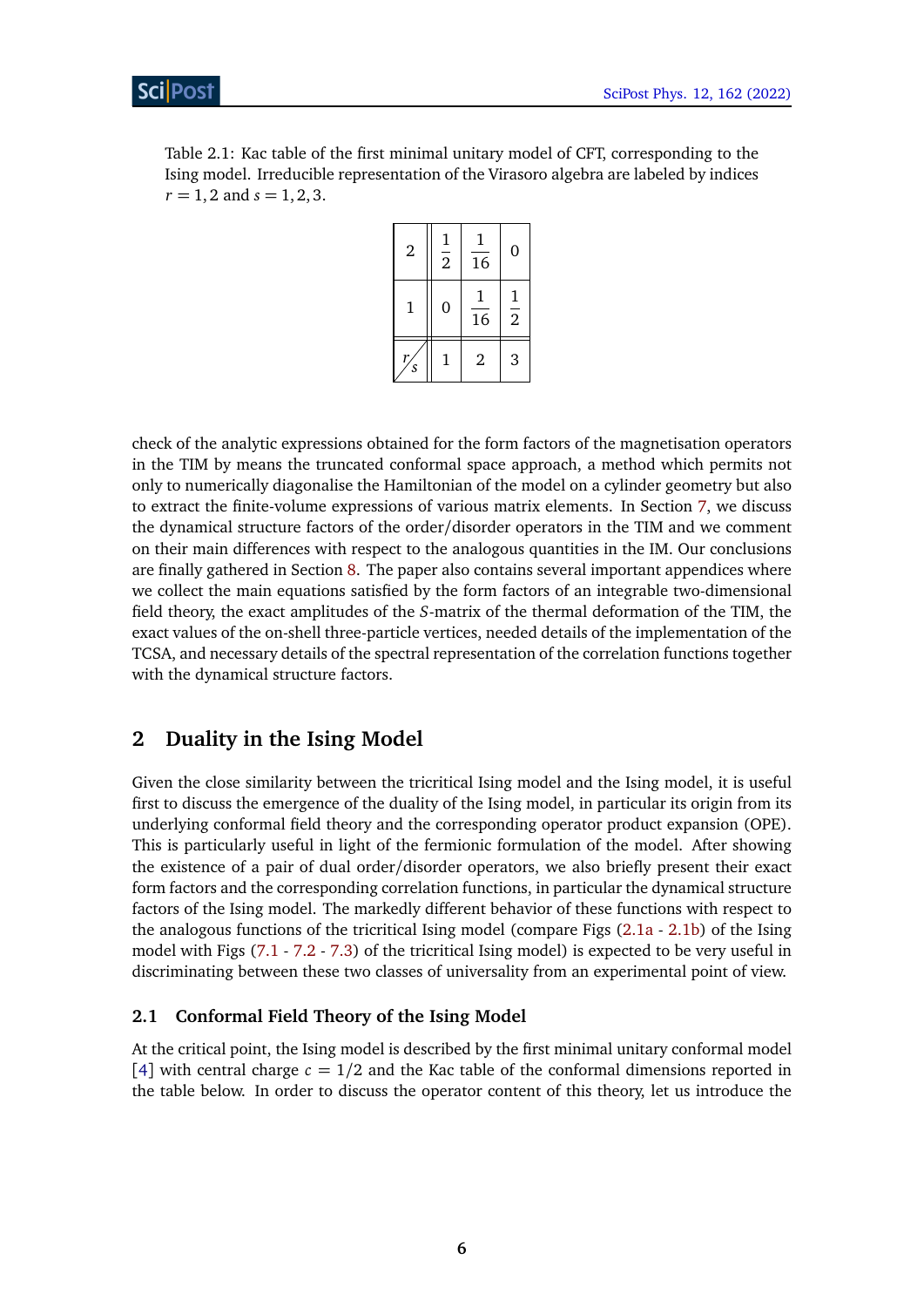Table 2.1: Kac table of the first minimal unitary model of CFT, corresponding to the Ising model. Irreducible representation of the Virasoro algebra are labeled by indices $r = 1,2$ and $s = 1,2,3$.

| $r \diagup s$ | 1 | 2 | 3 |
|---|---|---|---|
| 2 | $\frac{1}{2}$ | $\frac{1}{16}$ | 0 |
| 1 | 0 | $\frac{1}{16}$ | $\frac{1}{2}$ |

check of the analytic expressions obtained for the form factors of the magnetisation operators in the TIM by means the truncated conformal space approach, a method which permits not only to numerically diagonalise the Hamiltonian of the model on a cylinder geometry but also to extract the finite-volume expressions of various matrix elements. In Section 7, we discuss the dynamical structure factors of the order/disorder operators in the TIM and we comment on their main differences with respect to the analogous quantities in the IM. Our conclusions are finally gathered in Section 8. The paper also contains several important appendices where we collect the main equations satisfied by the form factors of an integrable two-dimensional field theory, the exact amplitudes of the $S$-matrix of the thermal deformation of the TIM, the exact values of the on-shell three-particle vertices, needed details of the implementation of the TCSA, and necessary details of the spectral representation of the correlation functions together with the dynamical structure factors.

## 2 Duality in the Ising Model

Given the close similarity between the tricritical Ising model and the Ising model, it is useful first to discuss the emergence of the duality of the Ising model, in particular its origin from its underlying conformal field theory and the corresponding operator product expansion (OPE). This is particularly useful in light of the fermionic formulation of the model. After showing the existence of a pair of dual order/disorder operators, we also briefly present their exact form factors and the corresponding correlation functions, in particular the dynamical structure factors of the Ising model. The markedly different behavior of these functions with respect to the analogous functions of the tricritical Ising model (compare Figs (2.1a - 2.1b) of the Ising model with Figs (7.1 - 7.2 - 7.3) of the tricritical Ising model) is expected to be very useful in discriminating between these two classes of universality from an experimental point of view.

### 2.1 Conformal Field Theory of the Ising Model

At the critical point, the Ising model is described by the first minimal unitary conformal model [4] with central charge $c = 1/2$ and the Kac table of the conformal dimensions reported in the table below. In order to discuss the operator content of this theory, let us introduce the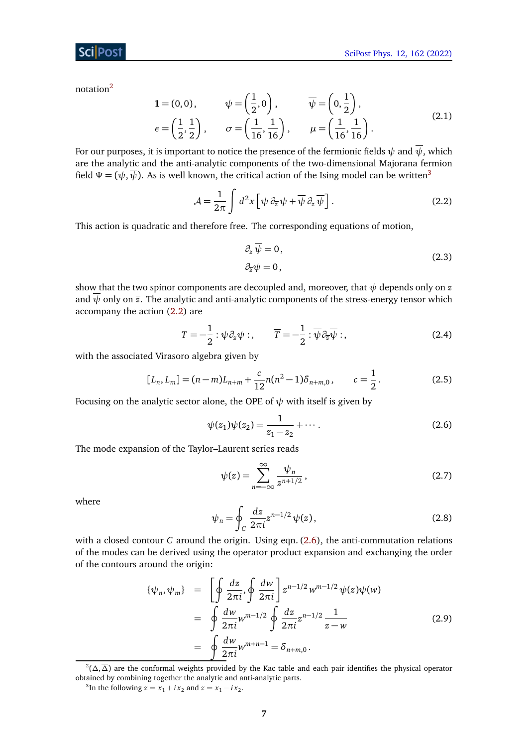notation[2]

$$
\begin{aligned}
&\mathbf{1} = (0,0)\,, \qquad \psi = \left(\frac{1}{2}, 0\right), \qquad \overline{\psi} = \left(0, \frac{1}{2}\right), \\
&\epsilon = \left(\frac{1}{2}, \frac{1}{2}\right), \qquad \sigma = \left(\frac{1}{16}, \frac{1}{16}\right), \qquad \mu = \left(\frac{1}{16}, \frac{1}{16}\right).
\end{aligned}
\tag{2.1}
$$

For our purposes, it is important to notice the presence of the fermionic fields $\psi$ and $\overline{\psi}$, which are the analytic and the anti-analytic components of the two-dimensional Majorana fermion field $\Psi = (\psi, \overline{\psi})$. As is well known, the critical action of the Ising model can be written[3]

$$
\mathcal{A} = \frac{1}{2\pi} \int d^2x \left[\psi\, \partial_{\overline{z}} \psi + \overline{\psi}\, \partial_z \overline{\psi}\right]. \tag{2.2}
$$

This action is quadratic and therefore free. The corresponding equations of motion,

$$
\begin{aligned}
\partial_z \overline{\psi} &= 0\,, \\
\partial_{\overline{z}} \psi &= 0\,,
\end{aligned}
\tag{2.3}
$$

show that the two spinor components are decoupled and, moreover, that $\psi$ depends only on $z$ and $\overline{\psi}$ only on $\overline{z}$. The analytic and anti-analytic components of the stress-energy tensor which accompany the action (2.2) are

$$
T = -\frac{1}{2} :\psi \partial_z \psi:\,, \qquad \overline{T} = -\frac{1}{2} :\overline{\psi} \partial_{\overline{z}} \overline{\psi}:\,, \tag{2.4}
$$

with the associated Virasoro algebra given by

$$
[L_n, L_m] = (n-m)L_{n+m} + \frac{c}{12} n(n^2-1)\delta_{n+m,0}\,, \qquad c = \frac{1}{2}\,. \tag{2.5}
$$

Focusing on the analytic sector alone, the OPE of $\psi$ with itself is given by

$$
\psi(z_1)\psi(z_2) = \frac{1}{z_1 - z_2} + \cdots. \tag{2.6}
$$

The mode expansion of the Taylor–Laurent series reads

$$
\psi(z) = \sum_{n=-\infty}^{\infty} \frac{\psi_n}{z^{n+1/2}}\,, \tag{2.7}
$$

where

$$
\psi_n = \oint_C \frac{dz}{2\pi i} z^{n-1/2} \psi(z)\,, \tag{2.8}
$$

with a closed contour $C$ around the origin. Using eqn. (2.6), the anti-commutation relations of the modes can be derived using the operator product expansion and exchanging the order of the contours around the origin:

$$
\begin{aligned}
\{\psi_n, \psi_m\} &= \left[\oint \frac{dz}{2\pi i}, \oint \frac{dw}{2\pi i}\right] z^{n-1/2}\, w^{m-1/2}\, \psi(z)\psi(w) \\
&= \oint \frac{dw}{2\pi i} w^{m-1/2} \oint \frac{dz}{2\pi i} z^{n-1/2} \frac{1}{z-w} \\
&= \oint \frac{dw}{2\pi i} w^{m+n-1} = \delta_{n+m,0}\,.
\end{aligned}
\tag{2.9}
$$

[2] $(\Delta, \overline{\Delta})$ are the conformal weights provided by the Kac table and each pair identifies the physical operator obtained by combining together the analytic and anti-analytic parts.

[3] In the following $z = x_1 + ix_2$ and $\overline{z} = x_1 - ix_2$.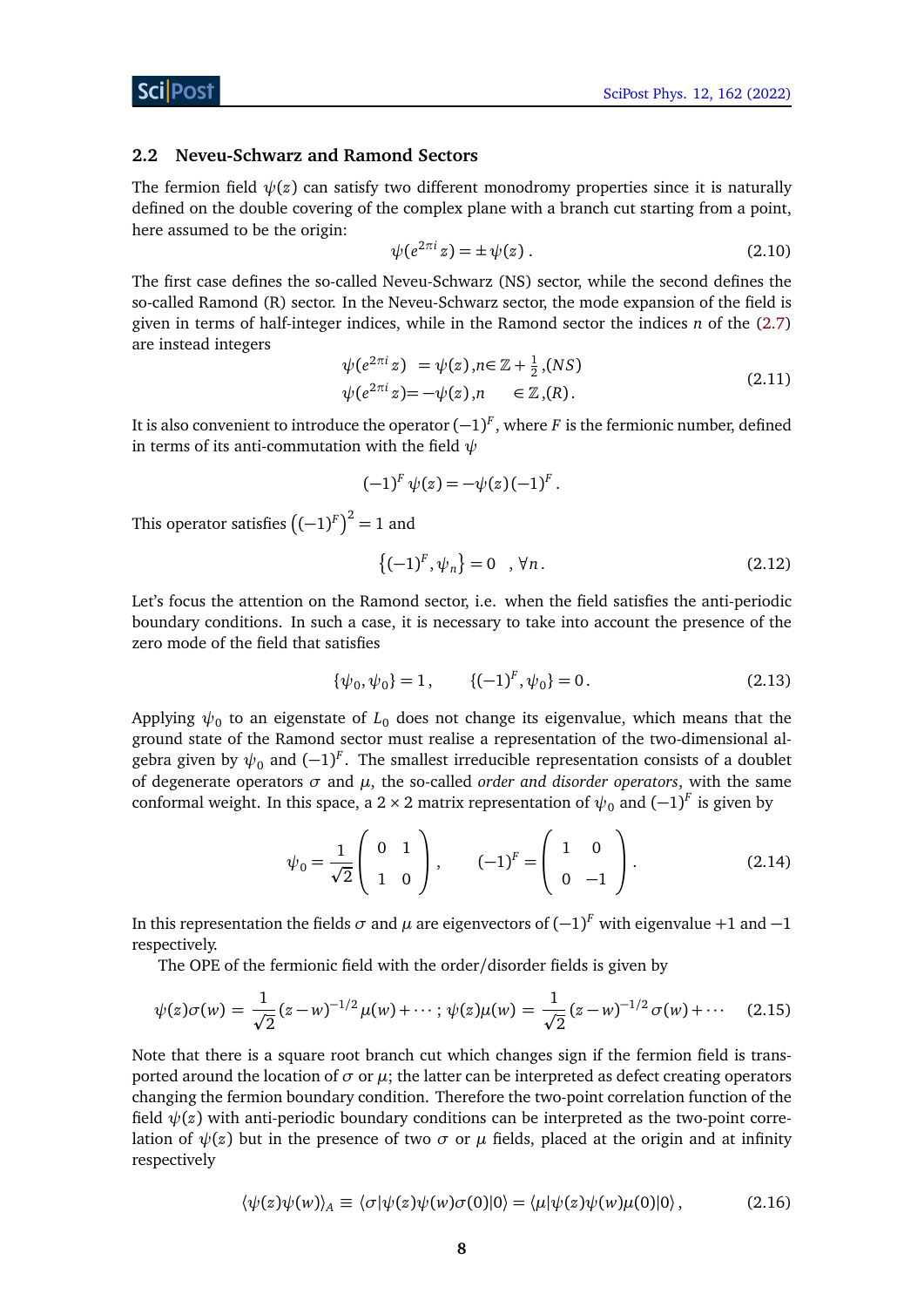## 2.2 Neveu-Schwarz and Ramond Sectors

The fermion field $\psi(z)$ can satisfy two different monodromy properties since it is naturally defined on the double covering of the complex plane with a branch cut starting from a point, here assumed to be the origin:

$$\psi(e^{2\pi i}z) = \pm\psi(z)\,. \tag{2.10}$$

The first case defines the so-called Neveu-Schwarz (NS) sector, while the second defines the so-called Ramond (R) sector. In the Neveu-Schwarz sector, the mode expansion of the field is given in terms of half-integer indices, while in the Ramond sector the indices $n$ of the (2.7) are instead integers

$$\begin{aligned} \psi(e^{2\pi i}z) &= \psi(z)\,, n \in \mathbb{Z} + \tfrac{1}{2}\,, (NS) \\ \psi(e^{2\pi i}z) &= -\psi(z)\,, n \quad \in \mathbb{Z}\,, (R)\,. \end{aligned} \tag{2.11}$$

It is also convenient to introduce the operator $(-1)^F$, where $F$ is the fermionic number, defined in terms of its anti-commutation with the field $\psi$

$$(-1)^F\,\psi(z) = -\psi(z)(-1)^F\,.$$

This operator satisfies $\left((-1)^F\right)^2 = 1$ and

$$\left\{(-1)^F, \psi_n\right\} = 0 \quad, \forall n\,. \tag{2.12}$$

Let's focus the attention on the Ramond sector, i.e. when the field satisfies the anti-periodic boundary conditions. In such a case, it is necessary to take into account the presence of the zero mode of the field that satisfies

$$\{\psi_0, \psi_0\} = 1\,, \qquad \{(-1)^F, \psi_0\} = 0\,. \tag{2.13}$$

Applying $\psi_0$ to an eigenstate of $L_0$ does not change its eigenvalue, which means that the ground state of the Ramond sector must realize a representation of the two-dimensional algebra given by $\psi_0$ and $(-1)^F$. The smallest irreducible representation consists of a doublet of degenerate operators $\sigma$ and $\mu$, the so-called *order and disorder operators*, with the same conformal weight. In this space, a $2\times 2$ matrix representation of $\psi_0$ and $(-1)^F$ is given by

$$\psi_0 = \frac{1}{\sqrt{2}}\begin{pmatrix} 0 & 1 \\ 1 & 0 \end{pmatrix}, \qquad (-1)^F = \begin{pmatrix} 1 & 0 \\ 0 & -1 \end{pmatrix}. \tag{2.14}$$

In this representation the fields $\sigma$ and $\mu$ are eigenvectors of $(-1)^F$ with eigenvalue $+1$ and $-1$ respectively.

The OPE of the fermionic field with the order/disorder fields is given by

$$\psi(z)\sigma(w) = \frac{1}{\sqrt{2}}(z-w)^{-1/2}\mu(w) + \cdots\,;\; \psi(z)\mu(w) = \frac{1}{\sqrt{2}}(z-w)^{-1/2}\sigma(w) + \cdots \tag{2.15}$$

Note that there is a square root branch cut which changes sign if the fermion field is transported around the location of $\sigma$ or $\mu$; the latter can be interpreted as defect creating operators changing the fermion boundary condition. Therefore the two-point correlation function of the field $\psi(z)$ with anti-periodic boundary conditions can be interpreted as the two-point correlation of $\psi(z)$ but in the presence of two $\sigma$ or $\mu$ fields, placed at the origin and at infinity respectively

$$\langle\psi(z)\psi(w)\rangle_A \equiv \langle\sigma|\psi(z)\psi(w)\sigma(0)|0\rangle = \langle\mu|\psi(z)\psi(w)\mu(0)|0\rangle\,, \tag{2.16}$$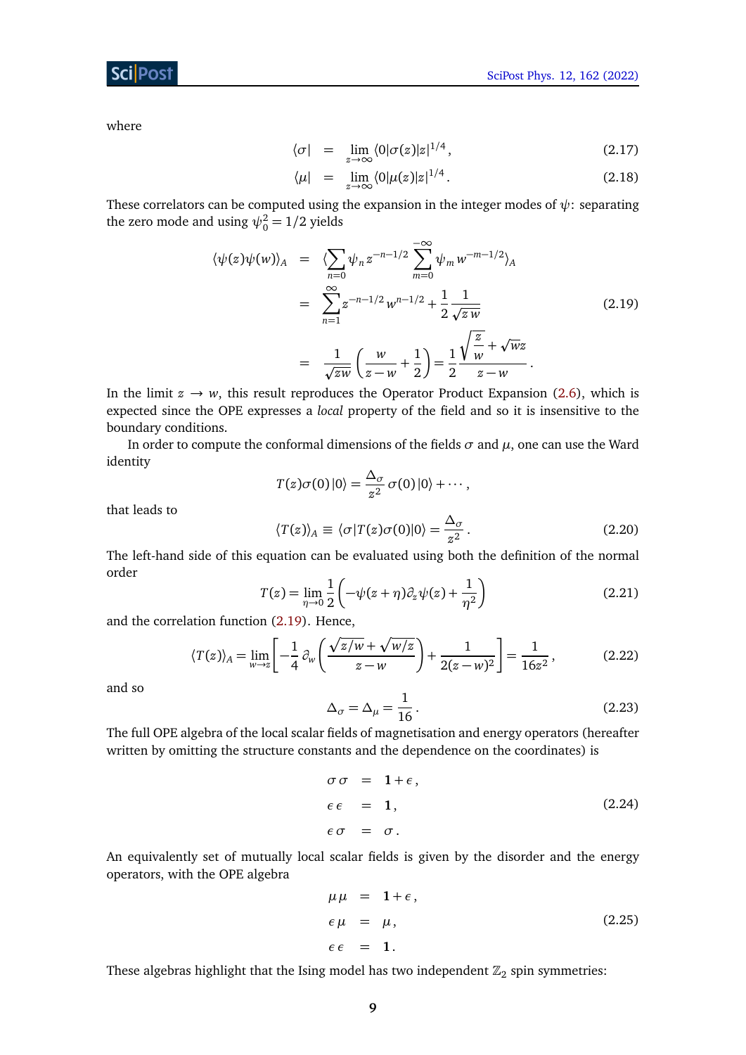where

$$
\begin{aligned}
\langle\sigma| &= \lim_{z\to\infty} \langle 0|\sigma(z)|z|^{1/4}\,, &(2.17)\\
\langle\mu| &= \lim_{z\to\infty} \langle 0|\mu(z)|z|^{1/4}\,. &(2.18)
\end{aligned}
$$

These correlators can be computed using the expansion in the integer modes of $\psi$: separating the zero mode and using $\psi_0^2 = 1/2$ yields

$$
\begin{aligned}
\langle \psi(z)\psi(w)\rangle_A &= \langle \sum_{n=0} \psi_n z^{-n-1/2} \sum_{m=0}^{-\infty} \psi_m w^{-m-1/2}\rangle_A \\
&= \sum_{n=1}^{\infty} z^{-n-1/2} w^{n-1/2} + \frac{1}{2}\frac{1}{\sqrt{z\,w}} \\
&= \frac{1}{\sqrt{zw}}\left(\frac{w}{z-w}+\frac{1}{2}\right) = \frac{1}{2}\frac{\sqrt{\frac{z}{w}}+\sqrt{wz}}{z-w}\,.
\end{aligned}
\tag{2.19}
$$

In the limit $z \to w$, this result reproduces the Operator Product Expansion (2.6), which is expected since the OPE expresses a *local* property of the field and so it is insensitive to the boundary conditions.

In order to compute the conformal dimensions of the fields $\sigma$ and $\mu$, one can use the Ward identity

$$
T(z)\sigma(0)\,|0\rangle = \frac{\Delta_\sigma}{z^2}\,\sigma(0)\,|0\rangle + \cdots\,,
$$

that leads to

$$
\langle T(z)\rangle_A \equiv \langle \sigma|T(z)\sigma(0)|0\rangle = \frac{\Delta_\sigma}{z^2}\,. \tag{2.20}
$$

The left-hand side of this equation can be evaluated using both the definition of the normal order

$$
T(z) = \lim_{\eta\to 0}\frac{1}{2}\left(-\psi(z+\eta)\partial_z\psi(z) + \frac{1}{\eta^2}\right) \tag{2.21}
$$

and the correlation function (2.19). Hence,

$$
\langle T(z)\rangle_A = \lim_{w\to z}\left[-\frac{1}{4}\,\partial_w\left(\frac{\sqrt{z/w}+\sqrt{w/z}}{z-w}\right) + \frac{1}{2(z-w)^2}\right] = \frac{1}{16z^2}\,, \tag{2.22}
$$

and so

$$
\Delta_\sigma = \Delta_\mu = \frac{1}{16}\,. \tag{2.23}
$$

The full OPE algebra of the local scalar fields of magnetisation and energy operators (hereafter written by omitting the structure constants and the dependence on the coordinates) is

$$
\begin{aligned}
\sigma\,\sigma &= \mathbf{1} + \epsilon\,,\\
\epsilon\,\epsilon &= \mathbf{1}\,,\\
\epsilon\,\sigma &= \sigma\,.
\end{aligned}
\tag{2.24}
$$

An equivalently set of mutually local scalar fields is given by the disorder and the energy operators, with the OPE algebra

$$
\begin{aligned}
\mu\,\mu &= \mathbf{1} + \epsilon\,,\\
\epsilon\,\mu &= \mu\,,\\
\epsilon\,\epsilon &= \mathbf{1}\,.
\end{aligned}
\tag{2.25}
$$

These algebras highlight that the Ising model has two independent $\mathbb{Z}_2$ spin symmetries: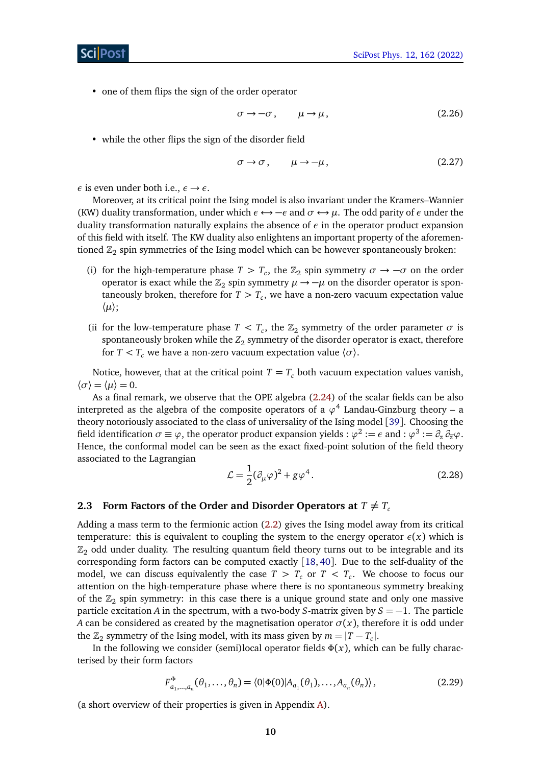- one of them flips the sign of the order operator

$$\sigma \to -\sigma\,, \qquad \mu \to \mu\,, \tag{2.26}$$

- while the other flips the sign of the disorder field

$$\sigma \to \sigma\,, \qquad \mu \to -\mu\,, \tag{2.27}$$

$\epsilon$ is even under both i.e., $\epsilon \to \epsilon$.

Moreover, at its critical point the Ising model is also invariant under the Kramers–Wannier (KW) duality transformation, under which $\epsilon \leftrightarrow -\epsilon$ and $\sigma \leftrightarrow \mu$. The odd parity of $\epsilon$ under the duality transformation naturally explains the absence of $\epsilon$ in the operator product expansion of this field with itself. The KW duality also enlightens an important property of the aforementioned $\mathbb{Z}_2$ spin symmetries of the Ising model which can be however spontaneously broken:

(i) for the high-temperature phase $T > T_c$, the $\mathbb{Z}_2$ spin symmetry $\sigma \to -\sigma$ on the order operator is exact while the $\mathbb{Z}_2$ spin symmetry $\mu \to -\mu$ on the disorder operator is spontaneously broken, therefore for $T > T_c$, we have a non-zero vacuum expectation value $\langle \mu \rangle$;

(ii for the low-temperature phase $T < T_c$, the $\mathbb{Z}_2$ symmetry of the order parameter $\sigma$ is spontaneously broken while the $Z_2$ symmetry of the disorder operator is exact, therefore for $T < T_c$ we have a non-zero vacuum expectation value $\langle \sigma \rangle$.

Notice, however, that at the critical point $T = T_c$ both vacuum expectation values vanish, $\langle \sigma \rangle = \langle \mu \rangle = 0$.

As a final remark, we observe that the OPE algebra (2.24) of the scalar fields can be also interpreted as the algebra of the composite operators of a $\varphi^4$ Landau-Ginzburg theory – a theory notoriously associated to the class of universality of the Ising model [39]. Choosing the field identification $\sigma \equiv \varphi$, the operator product expansion yields $:\varphi^2 := \epsilon$ and $:\varphi^3 := \partial_z \partial_{\overline{z}} \varphi$. Hence, the conformal model can be seen as the exact fixed-point solution of the field theory associated to the Lagrangian

$$\mathcal{L} = \frac{1}{2}(\partial_\mu \varphi)^2 + g\varphi^4\,. \tag{2.28}$$

### 2.3 Form Factors of the Order and Disorder Operators at $T \neq T_c$

Adding a mass term to the fermionic action (2.2) gives the Ising model away from its critical temperature: this is equivalent to coupling the system to the energy operator $\epsilon(x)$ which is $\mathbb{Z}_2$ odd under duality. The resulting quantum field theory turns out to be integrable and its corresponding form factors can be computed exactly [18, 40]. Due to the self-duality of the model, we can discuss equivalently the case $T > T_c$ or $T < T_c$. We choose to focus our attention on the high-temperature phase where there is no spontaneous symmetry breaking of the $\mathbb{Z}_2$ spin symmetry: in this case there is a unique ground state and only one massive particle excitation $A$ in the spectrum, with a two-body $S$-matrix given by $S = -1$. The particle $A$ can be considered as created by the magnetisation operator $\sigma(x)$, therefore it is odd under the $\mathbb{Z}_2$ symmetry of the Ising model, with its mass given by $m = |T - T_c|$.

In the following we consider (semi)local operator fields $\Phi(x)$, which can be fully characterised by their form factors

$$F^{\Phi}_{a_1,\ldots,a_n}(\theta_1,\ldots,\theta_n) = \langle 0|\Phi(0)|A_{a_1}(\theta_1),\ldots,A_{a_n}(\theta_n)\rangle\,, \tag{2.29}$$

(a short overview of their properties is given in Appendix A).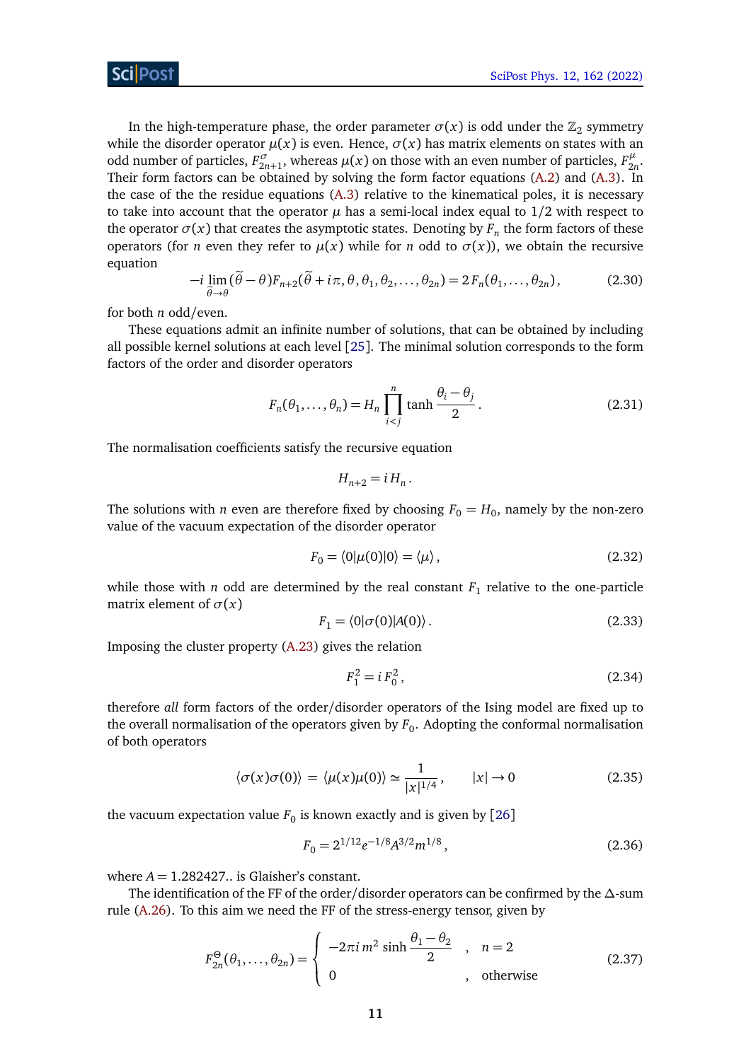In the high-temperature phase, the order parameter $\sigma(x)$ is odd under the $\mathbb{Z}_2$ symmetry while the disorder operator $\mu(x)$ is even. Hence, $\sigma(x)$ has matrix elements on states with an odd number of particles, $F^{\sigma}_{2n+1}$, whereas $\mu(x)$ on those with an even number of particles, $F^{\mu}_{2n}$. Their form factors can be obtained by solving the form factor equations (A.2) and (A.3). In the case of the the residue equations (A.3) relative to the kinematical poles, it is necessary to take into account that the operator $\mu$ has a semi-local index equal to $1/2$ with respect to the operator $\sigma(x)$ that creates the asymptotic states. Denoting by $F_n$ the form factors of these operators (for $n$ even they refer to $\mu(x)$ while for $n$ odd to $\sigma(x)$), we obtain the recursive equation

$$
-i \lim_{\tilde{\theta}\to\theta} (\tilde{\theta}-\theta) F_{n+2}(\tilde{\theta}+i\pi, \theta, \theta_1, \theta_2, \ldots, \theta_{2n}) = 2 F_n(\theta_1, \ldots, \theta_{2n}), \tag{2.30}
$$

for both $n$ odd/even.

These equations admit an infinite number of solutions, that can be obtained by including all possible kernel solutions at each level [25]. The minimal solution corresponds to the form factors of the order and disorder operators

$$
F_n(\theta_1, \ldots, \theta_n) = H_n \prod_{i<j}^{n} \tanh \frac{\theta_i - \theta_j}{2}. \tag{2.31}
$$

The normalisation coefficients satisfy the recursive equation

$$
H_{n+2} = i H_n .
$$

The solutions with $n$ even are therefore fixed by choosing $F_0 = H_0$, namely by the non-zero value of the vacuum expectation of the disorder operator

$$
F_0 = \langle 0|\mu(0)|0\rangle = \langle \mu \rangle , \tag{2.32}
$$

while those with $n$ odd are determined by the real constant $F_1$ relative to the one-particle matrix element of $\sigma(x)$

$$
F_1 = \langle 0|\sigma(0)|A(0)\rangle . \tag{2.33}
$$

Imposing the cluster property (A.23) gives the relation

$$
F_1^2 = i F_0^2 , \tag{2.34}
$$

therefore *all* form factors of the order/disorder operators of the Ising model are fixed up to the overall normalisation of the operators given by $F_0$. Adopting the conformal normalisation of both operators

$$
\langle \sigma(x)\sigma(0)\rangle = \langle \mu(x)\mu(0)\rangle \simeq \frac{1}{|x|^{1/4}} , \qquad |x| \to 0 \tag{2.35}
$$

the vacuum expectation value $F_0$ is known exactly and is given by [26]

$$
F_0 = 2^{1/12} e^{-1/8} A^{3/2} m^{1/8} , \tag{2.36}
$$

where $A = 1.282427..$ is Glaisher's constant.

The identification of the FF of the order/disorder operators can be confirmed by the $\Delta$-sum rule (A.26). To this aim we need the FF of the stress-energy tensor, given by

$$
F^{\Theta}_{2n}(\theta_1, \ldots, \theta_{2n}) = \begin{cases} -2\pi i\, m^2 \sinh \dfrac{\theta_1 - \theta_2}{2} & , \quad n = 2 \\ 0 & , \quad \text{otherwise} \end{cases} \tag{2.37}
$$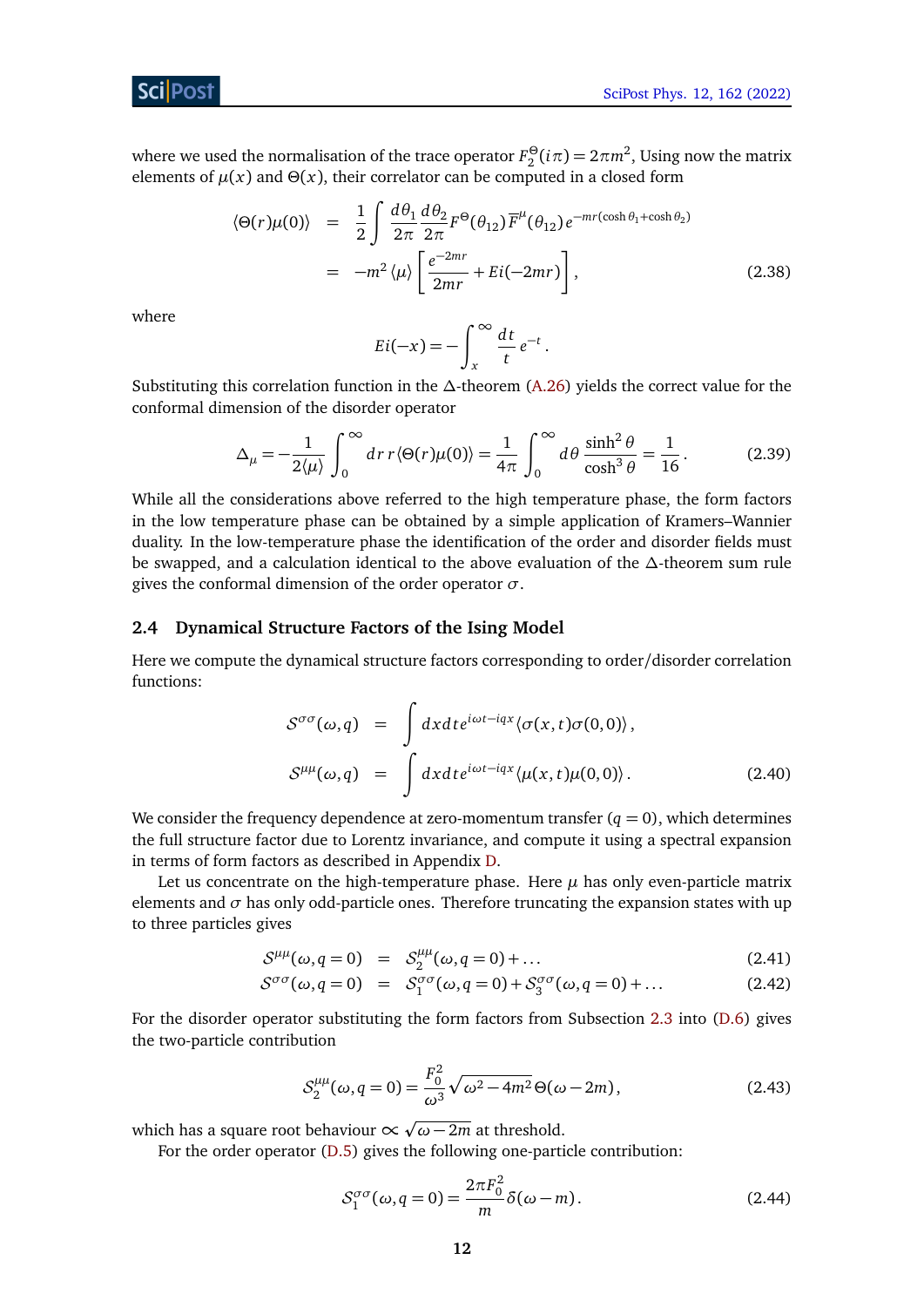where we used the normalisation of the trace operator $F_2^{\Theta}(i\pi) = 2\pi m^2$, Using now the matrix elements of $\mu(x)$ and $\Theta(x)$, their correlator can be computed in a closed form

$$
\begin{aligned}
\langle \Theta(r)\mu(0)\rangle &= \frac{1}{2}\int \frac{d\theta_1}{2\pi}\frac{d\theta_2}{2\pi} F^{\Theta}(\theta_{12})\,\overline{F}^{\mu}(\theta_{12})\, e^{-mr(\cosh\theta_1+\cosh\theta_2)} \\
&= -m^2\langle\mu\rangle\left[\frac{e^{-2mr}}{2mr} + Ei(-2mr)\right],
\end{aligned}
\tag{2.38}
$$

where

$$
Ei(-x) = -\int_x^{\infty}\frac{dt}{t}\,e^{-t}\,.
$$

Substituting this correlation function in the $\Delta$-theorem (A.26) yields the correct value for the conformal dimension of the disorder operator

$$
\Delta_\mu = -\frac{1}{2\langle\mu\rangle}\int_0^{\infty} dr\, r\langle\Theta(r)\mu(0)\rangle = \frac{1}{4\pi}\int_0^{\infty} d\theta\,\frac{\sinh^2\theta}{\cosh^3\theta} = \frac{1}{16}\,. \tag{2.39}
$$

While all the considerations above referred to the high temperature phase, the form factors in the low temperature phase can be obtained by a simple application of Kramers–Wannier duality. In the low-temperature phase the identification of the order and disorder fields must be swapped, and a calculation identical to the above evaluation of the $\Delta$-theorem sum rule gives the conformal dimension of the order operator $\sigma$.

## 2.4 Dynamical Structure Factors of the Ising Model

Here we compute the dynamical structure factors corresponding to order/disorder correlation functions:

$$
\begin{aligned}
\mathcal{S}^{\sigma\sigma}(\omega,q) &= \int dx\,dt\, e^{i\omega t - iqx}\langle\sigma(x,t)\sigma(0,0)\rangle\,, \\
\mathcal{S}^{\mu\mu}(\omega,q) &= \int dx\,dt\, e^{i\omega t - iqx}\langle\mu(x,t)\mu(0,0)\rangle\,.
\end{aligned}
\tag{2.40}
$$

We consider the frequency dependence at zero-momentum transfer ($q = 0$), which determines the full structure factor due to Lorentz invariance, and compute it using a spectral expansion in terms of form factors as described in Appendix D.

Let us concentrate on the high-temperature phase. Here $\mu$ has only even-particle matrix elements and $\sigma$ has only odd-particle ones. Therefore truncating the expansion states with up to three particles gives

$$
\mathcal{S}^{\mu\mu}(\omega,q=0) = \mathcal{S}_2^{\mu\mu}(\omega,q=0) + \ldots \tag{2.41}
$$

$$
\mathcal{S}^{\sigma\sigma}(\omega,q=0) = \mathcal{S}_1^{\sigma\sigma}(\omega,q=0) + \mathcal{S}_3^{\sigma\sigma}(\omega,q=0) + \ldots \tag{2.42}
$$

For the disorder operator substituting the form factors from Subsection 2.3 into (D.6) gives the two-particle contribution

$$
\mathcal{S}_2^{\mu\mu}(\omega,q=0) = \frac{F_0^2}{\omega^3}\sqrt{\omega^2-4m^2}\,\Theta(\omega-2m)\,, \tag{2.43}
$$

which has a square root behaviour $\propto \sqrt{\omega-2m}$ at threshold.

For the order operator (D.5) gives the following one-particle contribution:

$$
\mathcal{S}_1^{\sigma\sigma}(\omega,q=0) = \frac{2\pi F_0^2}{m}\delta(\omega-m)\,. \tag{2.44}
$$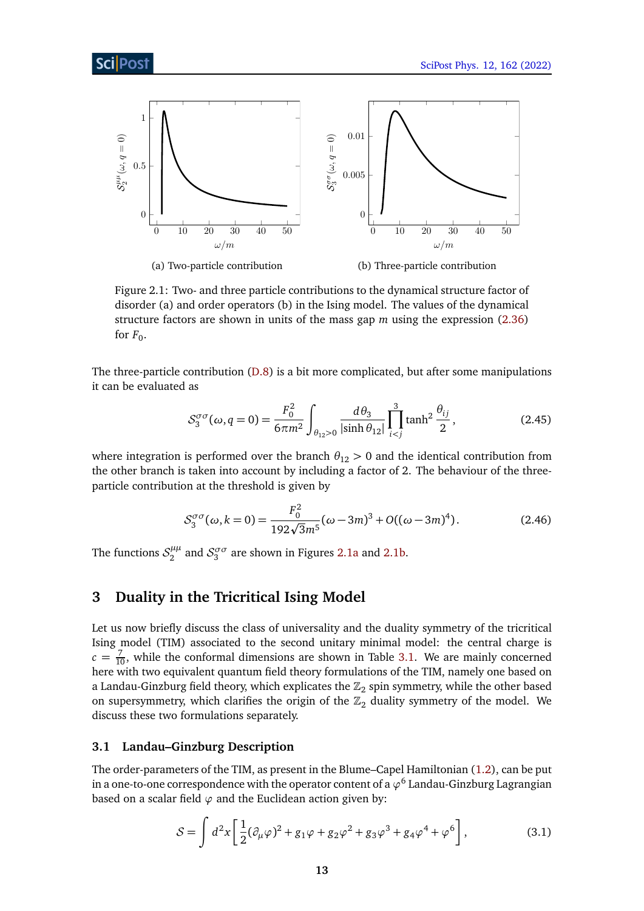(a) Two-particle contribution

(b) Three-particle contribution

Figure 2.1: Two- and three particle contributions to the dynamical structure factor of disorder (a) and order operators (b) in the Ising model. The values of the dynamical structure factors are shown in units of the mass gap $m$ using the expression (2.36) for $F_0$.

The three-particle contribution (D.8) is a bit more complicated, but after some manipulations it can be evaluated as

$$\mathcal{S}_3^{\sigma\sigma}(\omega, q=0) = \frac{F_0^2}{6\pi m^2} \int_{\theta_{12}>0} \frac{d\theta_3}{|\sinh\theta_{12}|} \prod_{i<j}^{3} \tanh^2 \frac{\theta_{ij}}{2}, \tag{2.45}$$

where integration is performed over the branch $\theta_{12} > 0$ and the identical contribution from the other branch is taken into account by including a factor of 2. The behaviour of the three-particle contribution at the threshold is given by

$$\mathcal{S}_3^{\sigma\sigma}(\omega, k=0) = \frac{F_0^2}{192\sqrt{3}m^5}(\omega - 3m)^3 + O((\omega - 3m)^4). \tag{2.46}$$

The functions $\mathcal{S}_2^{\mu\mu}$ and $\mathcal{S}_3^{\sigma\sigma}$ are shown in Figures 2.1a and 2.1b.

# 3 Duality in the Tricritical Ising Model

Let us now briefly discuss the class of universality and the duality symmetry of the tricritical Ising model (TIM) associated to the second unitary minimal model: the central charge is $c = \frac{7}{10}$, while the conformal dimensions are shown in Table 3.1. We are mainly concerned here with two equivalent quantum field theory formulations of the TIM, namely one based on a Landau-Ginzburg field theory, which explicates the $\mathbb{Z}_2$ spin symmetry, while the other based on supersymmetry, which clarifies the origin of the $\mathbb{Z}_2$ duality symmetry of the model. We discuss these two formulations separately.

## 3.1 Landau–Ginzburg Description

The order-parameters of the TIM, as present in the Blume–Capel Hamiltonian (1.2), can be put in a one-to-one correspondence with the operator content of a $\varphi^6$ Landau-Ginzburg Lagrangian based on a scalar field $\varphi$ and the Euclidean action given by:

$$\mathcal{S} = \int d^2x \left[ \frac{1}{2}(\partial_\mu \varphi)^2 + g_1\varphi + g_2\varphi^2 + g_3\varphi^3 + g_4\varphi^4 + \varphi^6 \right], \tag{3.1}$$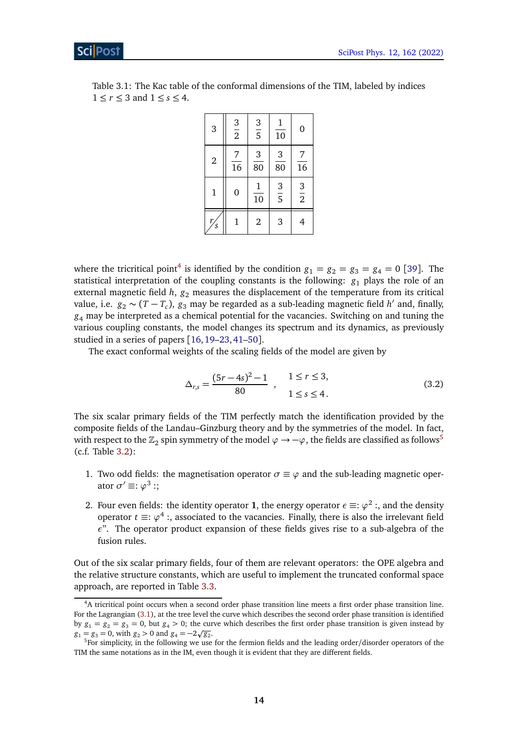Table 3.1: The Kac table of the conformal dimensions of the TIM, labeled by indices $1 \leq r \leq 3$ and $1 \leq s \leq 4$.

| $r \backslash s$ | 1 | 2 | 3 | 4 |
|---|---|---|---|---|
| 3 | $\frac{3}{2}$ | $\frac{3}{5}$ | $\frac{1}{10}$ | 0 |
| 2 | $\frac{7}{16}$ | $\frac{3}{80}$ | $\frac{3}{80}$ | $\frac{7}{16}$ |
| 1 | 0 | $\frac{1}{10}$ | $\frac{3}{5}$ | $\frac{3}{2}$ |

where the tricritical point[4] is identified by the condition $g_1 = g_2 = g_3 = g_4 = 0$ [39]. The statistical interpretation of the coupling constants is the following: $g_1$ plays the role of an external magnetic field $h$, $g_2$ measures the displacement of the temperature from its critical value, i.e. $g_2 \sim (T - T_c)$, $g_3$ may be regarded as a sub-leading magnetic field $h'$ and, finally, $g_4$ may be interpreted as a chemical potential for the vacancies. Switching on and tuning the various coupling constants, the model changes its spectrum and its dynamics, as previously studied in a series of papers [16, 19–23, 41–50].

The exact conformal weights of the scaling fields of the model are given by

$$\Delta_{r,s} = \frac{(5r - 4s)^2 - 1}{80} \quad , \quad \begin{array}{l} 1 \leq r \leq 3, \\ 1 \leq s \leq 4. \end{array} \tag{3.2}$$

The six scalar primary fields of the TIM perfectly match the identification provided by the composite fields of the Landau–Ginzburg theory and by the symmetries of the model. In fact, with respect to the $\mathbb{Z}_2$ spin symmetry of the model $\varphi \to -\varphi$, the fields are classified as follows[5] (c.f. Table 3.2):

1. Two odd fields: the magnetisation operator $\sigma \equiv \varphi$ and the sub-leading magnetic operator $\sigma' \equiv : \varphi^3 :$;
2. Four even fields: the identity operator $\mathbf{1}$, the energy operator $\epsilon \equiv : \varphi^2 :$, and the density operator $t \equiv : \varphi^4 :$, associated to the vacancies. Finally, there is also the irrelevant field $\epsilon''$. The operator product expansion of these fields gives rise to a sub-algebra of the fusion rules.

Out of the six scalar primary fields, four of them are relevant operators: the OPE algebra and the relative structure constants, which are useful to implement the truncated conformal space approach, are reported in Table 3.3.

[4] A tricritical point occurs when a second order phase transition line meets a first order phase transition line. For the Lagrangian (3.1), at the tree level the curve which describes the second order phase transition is identified by $g_1 = g_2 = g_3 = 0$, but $g_4 > 0$; the curve which describes the first order phase transition is given instead by $g_1 = g_3 = 0$, with $g_2 > 0$ and $g_4 = -2\sqrt{g_2}$.

[5] For simplicity, in the following we use for the fermion fields and the leading order/disorder operators of the TIM the same notations as in the IM, even though it is evident that they are different fields.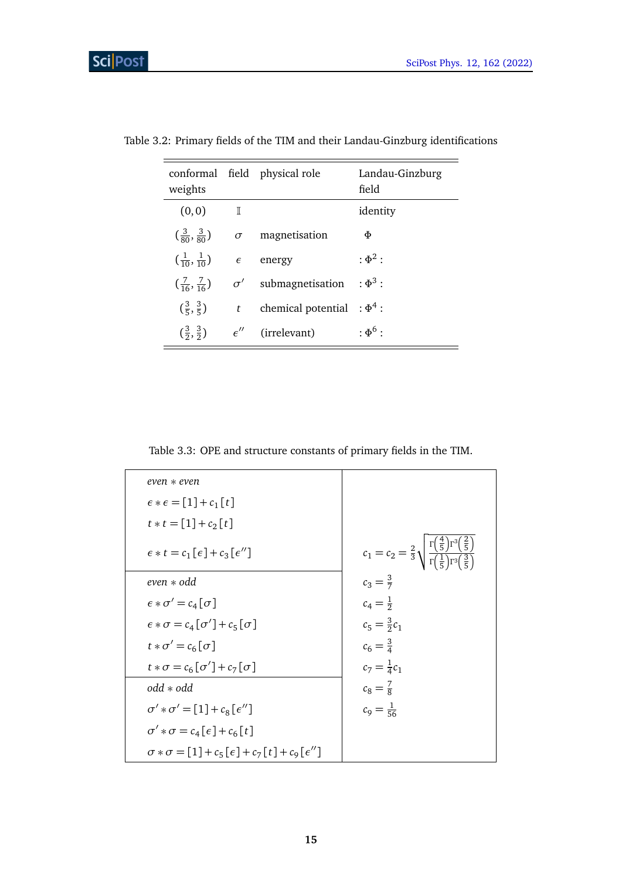Table 3.2: Primary fields of the TIM and their Landau-Ginzburg identifications

| conformal weights | field | physical role | Landau-Ginzburg field |
|---|---|---|---|
| $(0,0)$ | $\mathbb{I}$ | | identity |
| $(\frac{3}{80},\frac{3}{80})$ | $\sigma$ | magnetisation | $\Phi$ |
| $(\frac{1}{10},\frac{1}{10})$ | $\epsilon$ | energy | $:\Phi^2:$ |
| $(\frac{7}{16},\frac{7}{16})$ | $\sigma'$ | submagnetisation | $:\Phi^3:$ |
| $(\frac{3}{5},\frac{3}{5})$ | $t$ | chemical potential | $:\Phi^4:$ |
| $(\frac{3}{2},\frac{3}{2})$ | $\epsilon''$ | (irrelevant) | $:\Phi^6:$ |

Table 3.3: OPE and structure constants of primary fields in the TIM.

| OPE | Structure constants |
|---|---|
| *even* $*$ *even* | |
| $\epsilon * \epsilon = [1] + c_1\,[t]$ | |
| $t * t = [1] + c_2\,[t]$ | |
| $\epsilon * t = c_1\,[\epsilon] + c_3\,[\epsilon'']$ | $c_1 = c_2 = \frac{2}{3}\sqrt{\frac{\Gamma\left(\frac{4}{5}\right)\Gamma^3\left(\frac{2}{5}\right)}{\Gamma\left(\frac{1}{5}\right)\Gamma^3\left(\frac{3}{5}\right)}}$ |
| *even* $*$ *odd* | $c_3 = \frac{3}{7}$ |
| $\epsilon * \sigma' = c_4\,[\sigma]$ | $c_4 = \frac{1}{2}$ |
| $\epsilon * \sigma = c_4\,[\sigma'] + c_5\,[\sigma]$ | $c_5 = \frac{3}{2}c_1$ |
| $t * \sigma' = c_6\,[\sigma]$ | $c_6 = \frac{3}{4}$ |
| $t * \sigma = c_6\,[\sigma'] + c_7\,[\sigma]$ | $c_7 = \frac{1}{4}c_1$ |
| *odd* $*$ *odd* | $c_8 = \frac{7}{8}$ |
| $\sigma' * \sigma' = [1] + c_8\,[\epsilon'']$ | $c_9 = \frac{1}{56}$ |
| $\sigma' * \sigma = c_4\,[\epsilon] + c_6\,[t]$ | |
| $\sigma * \sigma = [1] + c_5\,[\epsilon] + c_7\,[t] + c_9\,[\epsilon'']$ | |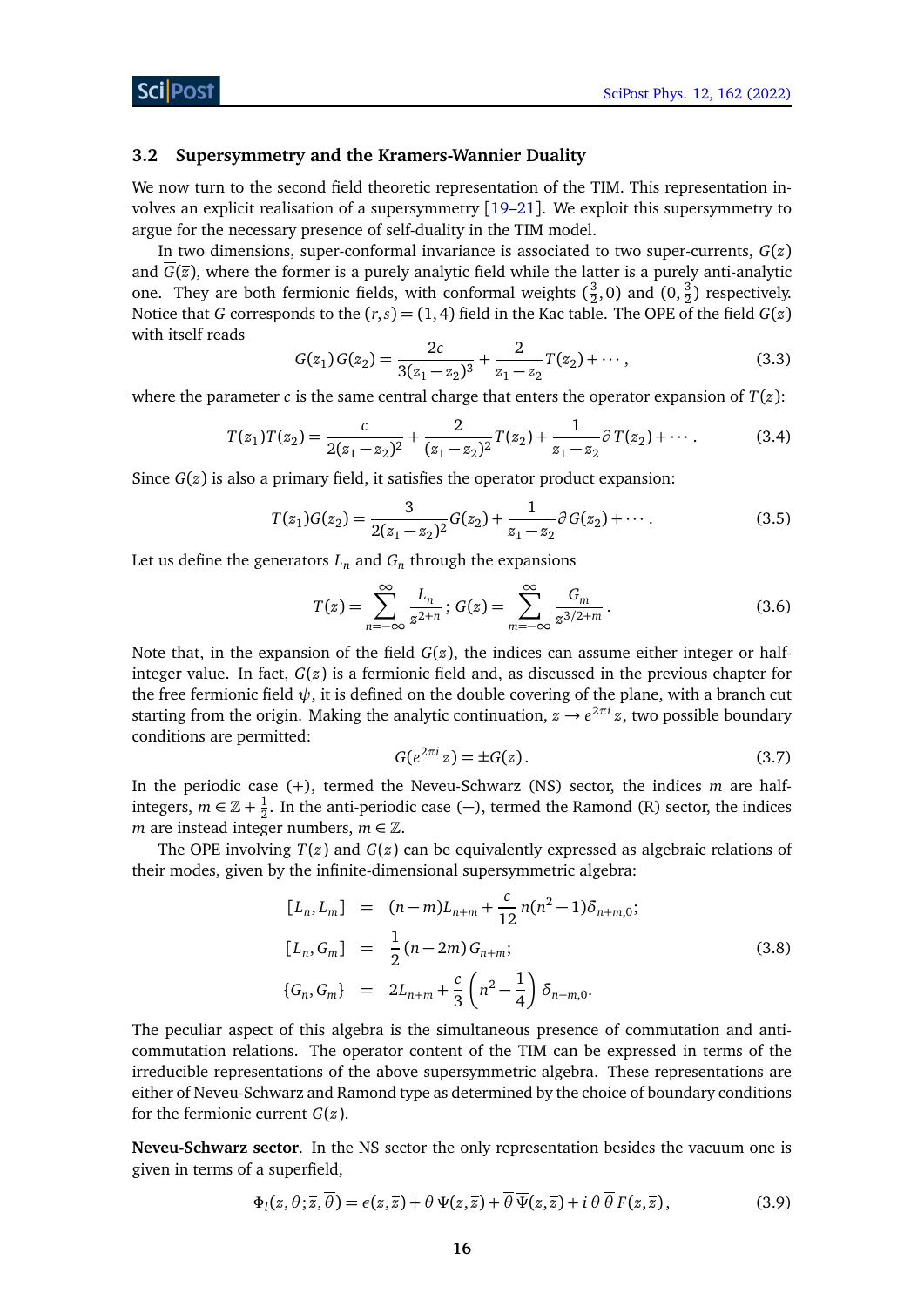### 3.2 Supersymmetry and the Kramers-Wannier Duality

We now turn to the second field theoretic representation of the TIM. This representation involves an explicit realisation of a supersymmetry [19–21]. We exploit this supersymmetry to argue for the necessary presence of self-duality in the TIM model.

In two dimensions, super-conformal invariance is associated to two super-currents, $G(z)$ and $\overline{G}(\overline{z})$, where the former is a purely analytic field while the latter is a purely anti-analytic one. They are both fermionic fields, with conformal weights $(\frac{3}{2},0)$ and $(0,\frac{3}{2})$ respectively. Notice that $G$ corresponds to the $(r,s)=(1,4)$ field in the Kac table. The OPE of the field $G(z)$ with itself reads

$$G(z_1)\,G(z_2) = \frac{2c}{3(z_1-z_2)^3} + \frac{2}{z_1-z_2}T(z_2) + \cdots\,, \tag{3.3}$$

where the parameter $c$ is the same central charge that enters the operator expansion of $T(z)$:

$$T(z_1)T(z_2) = \frac{c}{2(z_1-z_2)^2} + \frac{2}{(z_1-z_2)^2}T(z_2) + \frac{1}{z_1-z_2}\partial T(z_2) + \cdots\,. \tag{3.4}$$

Since $G(z)$ is also a primary field, it satisfies the operator product expansion:

$$T(z_1)G(z_2) = \frac{3}{2(z_1-z_2)^2}G(z_2) + \frac{1}{z_1-z_2}\partial G(z_2) + \cdots\,. \tag{3.5}$$

Let us define the generators $L_n$ and $G_n$ through the expansions

$$T(z) = \sum_{n=-\infty}^{\infty} \frac{L_n}{z^{2+n}}\,;\; G(z) = \sum_{m=-\infty}^{\infty} \frac{G_m}{z^{3/2+m}}\,. \tag{3.6}$$

Note that, in the expansion of the field $G(z)$, the indices can assume either integer or half-integer value. In fact, $G(z)$ is a fermionic field and, as discussed in the previous chapter for the free fermionic field $\psi$, it is defined on the double covering of the plane, with a branch cut starting from the origin. Making the analytic continuation, $z \to e^{2\pi i}z$, two possible boundary conditions are permitted:

$$G(e^{2\pi i}z) = \pm G(z)\,. \tag{3.7}$$

In the periodic case $(+)$, termed the Neveu-Schwarz (NS) sector, the indices $m$ are half-integers, $m \in \mathbb{Z}+\frac{1}{2}$. In the anti-periodic case $(-)$, termed the Ramond (R) sector, the indices $m$ are instead integer numbers, $m \in \mathbb{Z}$.

The OPE involving $T(z)$ and $G(z)$ can be equivalently expressed as algebraic relations of their modes, given by the infinite-dimensional supersymmetric algebra:

$$\begin{aligned}
[L_n, L_m] &= (n-m)L_{n+m} + \frac{c}{12}\,n(n^2-1)\delta_{n+m,0};\\
[L_n, G_m] &= \frac{1}{2}(n-2m)\,G_{n+m};\\
\{G_n, G_m\} &= 2L_{n+m} + \frac{c}{3}\left(n^2-\frac{1}{4}\right)\delta_{n+m,0}.
\end{aligned} \tag{3.8}$$

The peculiar aspect of this algebra is the simultaneous presence of commutation and anti-commutation relations. The operator content of the TIM can be expressed in terms of the irreducible representations of the above supersymmetric algebra. These representations are either of Neveu-Schwarz and Ramond type as determined by the choice of boundary conditions for the fermionic current $G(z)$.

**Neveu-Schwarz sector**. In the NS sector the only representation besides the vacuum one is given in terms of a superfield,

$$\Phi_l(z,\theta;\overline{z},\overline{\theta}) = \epsilon(z,\overline{z}) + \theta\,\Psi(z,\overline{z}) + \overline{\theta}\,\overline{\Psi}(z,\overline{z}) + i\,\theta\,\overline{\theta}\,F(z,\overline{z})\,, \tag{3.9}$$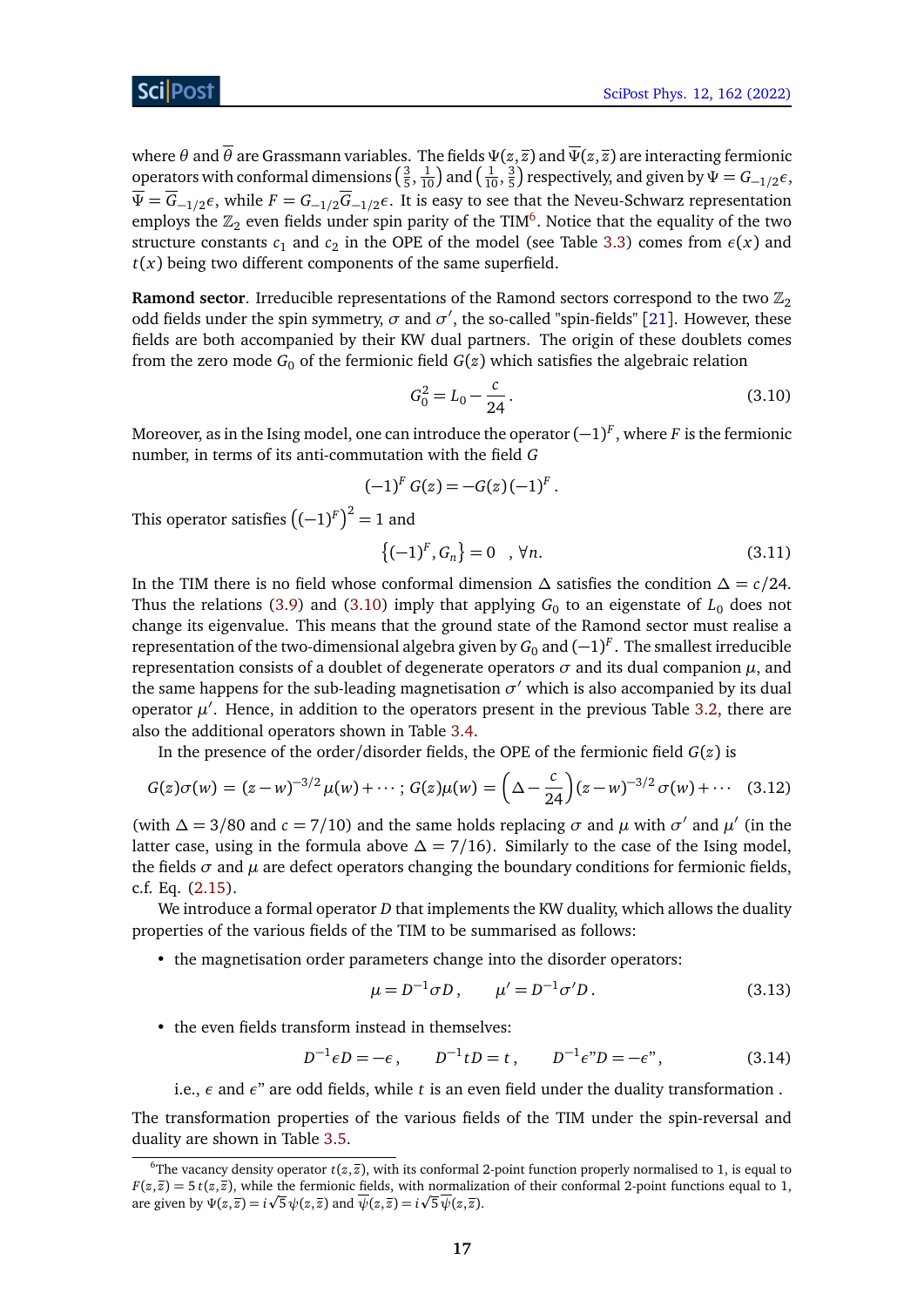where $\theta$ and $\overline{\theta}$ are Grassmann variables. The fields $\Psi(z,\overline{z})$ and $\overline{\Psi}(z,\overline{z})$ are interacting fermionic operators with conformal dimensions $\left(\frac{3}{5},\frac{1}{10}\right)$ and $\left(\frac{1}{10},\frac{3}{5}\right)$ respectively, and given by $\Psi = G_{-1/2}\epsilon$, $\overline{\Psi} = \overline{G}_{-1/2}\epsilon$, while $F = G_{-1/2}\overline{G}_{-1/2}\epsilon$. It is easy to see that the Neveu-Schwarz representation employs the $\mathbb{Z}_2$ even fields under spin parity of the TIM[6]. Notice that the equality of the two structure constants $c_1$ and $c_2$ in the OPE of the model (see Table 3.3) comes from $\epsilon(x)$ and $t(x)$ being two different components of the same superfield.

**Ramond sector**. Irreducible representations of the Ramond sectors correspond to the two $\mathbb{Z}_2$ odd fields under the spin symmetry, $\sigma$ and $\sigma'$, the so-called "spin-fields" [21]. However, these fields are both accompanied by their KW dual partners. The origin of these doublets comes from the zero mode $G_0$ of the fermionic field $G(z)$ which satisfies the algebraic relation

$$G_0^2 = L_0 - \frac{c}{24}. \tag{3.10}$$

Moreover, as in the Ising model, one can introduce the operator $(-1)^F$, where $F$ is the fermionic number, in terms of its anti-commutation with the field $G$

$$(-1)^F\, G(z) = -G(z)(-1)^F\,.$$

This operator satisfies $\left((-1)^F\right)^2 = 1$ and

$$\left\{(-1)^F, G_n\right\} = 0 \quad , \forall n. \tag{3.11}$$

In the TIM there is no field whose conformal dimension $\Delta$ satisfies the condition $\Delta = c/24$. Thus the relations (3.9) and (3.10) imply that applying $G_0$ to an eigenstate of $L_0$ does not change its eigenvalue. This means that the ground state of the Ramond sector must realise a representation of the two-dimensional algebra given by $G_0$ and $(-1)^F$. The smallest irreducible representation consists of a doublet of degenerate operators $\sigma$ and its dual companion $\mu$, and the same happens for the sub-leading magnetisation $\sigma'$ which is also accompanied by its dual operator $\mu'$. Hence, in addition to the operators present in the previous Table 3.2, there are also the additional operators shown in Table 3.4.

In the presence of the order/disorder fields, the OPE of the fermionic field $G(z)$ is

$$G(z)\sigma(w) = (z-w)^{-3/2}\mu(w) + \cdots\,;\; G(z)\mu(w) = \left(\Delta - \frac{c}{24}\right)(z-w)^{-3/2}\sigma(w) + \cdots \tag{3.12}$$

(with $\Delta = 3/80$ and $c = 7/10$) and the same holds replacing $\sigma$ and $\mu$ with $\sigma'$ and $\mu'$ (in the latter case, using in the formula above $\Delta = 7/16$). Similarly to the case of the Ising model, the fields $\sigma$ and $\mu$ are defect operators changing the boundary conditions for fermionic fields, c.f. Eq. (2.15).

We introduce a formal operator $D$ that implements the KW duality, which allows the duality properties of the various fields of the TIM to be summarised as follows:

- the magnetisation order parameters change into the disorder operators:

$$\mu = D^{-1}\sigma D\,, \qquad \mu' = D^{-1}\sigma' D\,. \tag{3.13}$$

- the even fields transform instead in themselves:

$$D^{-1}\epsilon D = -\epsilon\,, \qquad D^{-1}tD = t\,, \qquad D^{-1}\epsilon\text{"}D = -\epsilon\text{"}\,, \tag{3.14}$$

  i.e., $\epsilon$ and $\epsilon$" are odd fields, while $t$ is an even field under the duality transformation .

The transformation properties of the various fields of the TIM under the spin-reversal and duality are shown in Table 3.5.

[6] The vacancy density operator $t(z,\overline{z})$, with its conformal 2-point function properly normalised to 1, is equal to $F(z,\overline{z}) = 5\,t(z,\overline{z})$, while the fermionic fields, with normalization of their conformal 2-point functions equal to 1, are given by $\Psi(z,\overline{z}) = i\sqrt{5}\,\psi(z,\overline{z})$ and $\overline{\psi}(z,\overline{z}) = i\sqrt{5}\,\overline{\psi}(z,\overline{z})$.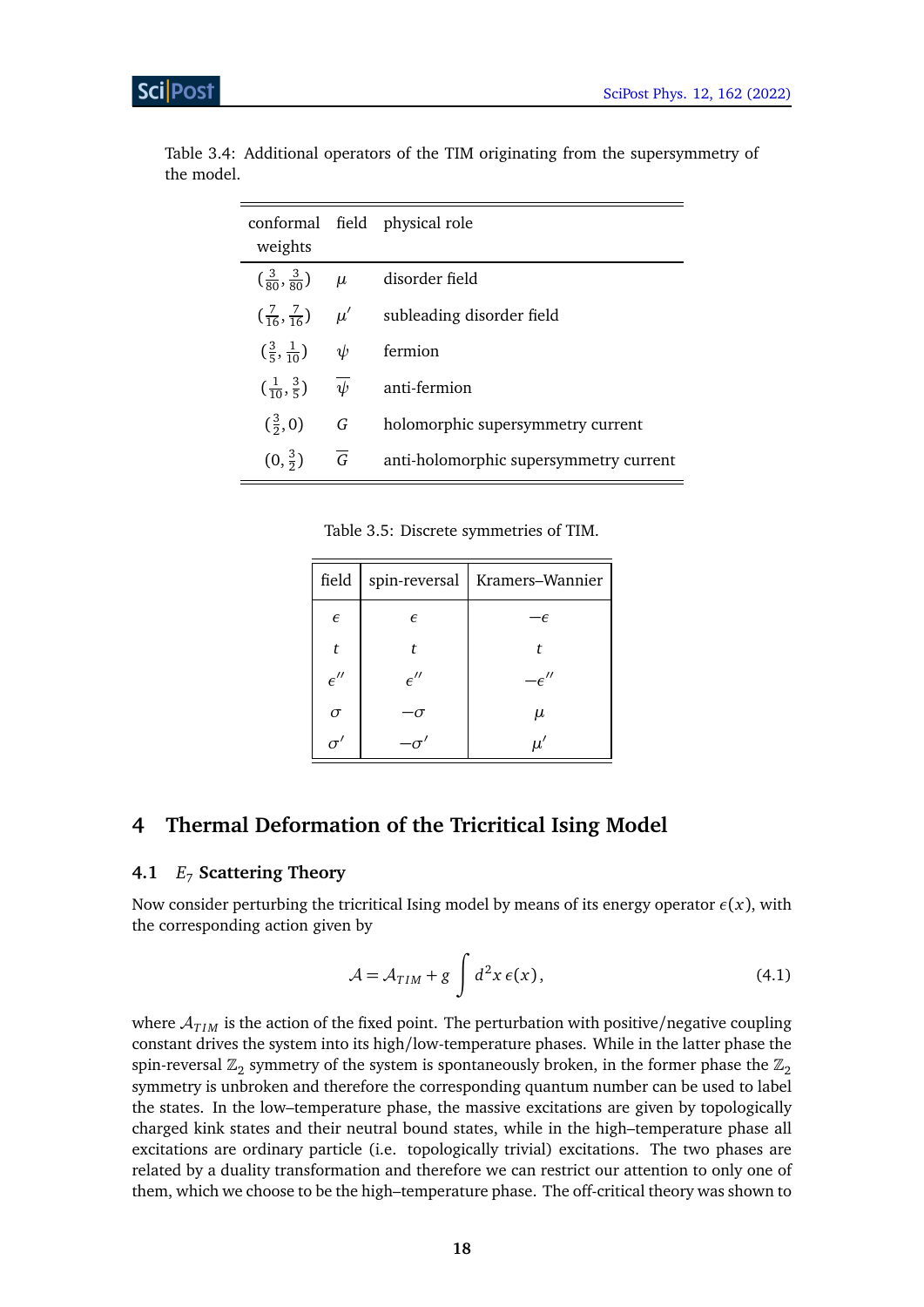Table 3.4: Additional operators of the TIM originating from the supersymmetry of the model.

| conformal weights | field | physical role |
|---|---|---|
| $(\frac{3}{80}, \frac{3}{80})$ | $\mu$ | disorder field |
| $(\frac{7}{16}, \frac{7}{16})$ | $\mu'$ | subleading disorder field |
| $(\frac{3}{5}, \frac{1}{10})$ | $\psi$ | fermion |
| $(\frac{1}{10}, \frac{3}{5})$ | $\overline{\psi}$ | anti-fermion |
| $(\frac{3}{2}, 0)$ | $G$ | holomorphic supersymmetry current |
| $(0, \frac{3}{2})$ | $\overline{G}$ | anti-holomorphic supersymmetry current |

Table 3.5: Discrete symmetries of TIM.

| field | spin-reversal | Kramers–Wannier |
|---|---|---|
| $\epsilon$ | $\epsilon$ | $-\epsilon$ |
| $t$ | $t$ | $t$ |
| $\epsilon''$ | $\epsilon''$ | $-\epsilon''$ |
| $\sigma$ | $-\sigma$ | $\mu$ |
| $\sigma'$ | $-\sigma'$ | $\mu'$ |

# 4 Thermal Deformation of the Tricritical Ising Model

## 4.1 $E_7$ Scattering Theory

Now consider perturbing the tricritical Ising model by means of its energy operator $\epsilon(x)$, with the corresponding action given by

$$\mathcal{A} = \mathcal{A}_{TIM} + g \int d^2x \, \epsilon(x), \tag{4.1}$$

where $\mathcal{A}_{TIM}$ is the action of the fixed point. The perturbation with positive/negative coupling constant drives the system into its high/low-temperature phases. While in the latter phase the spin-reversal $\mathbb{Z}_2$ symmetry of the system is spontaneously broken, in the former phase the $\mathbb{Z}_2$ symmetry is unbroken and therefore the corresponding quantum number can be used to label the states. In the low–temperature phase, the massive excitations are given by topologically charged kink states and their neutral bound states, while in the high–temperature phase all excitations are ordinary particle (i.e. topologically trivial) excitations. The two phases are related by a duality transformation and therefore we can restrict our attention to only one of them, which we choose to be the high–temperature phase. The off-critical theory was shown to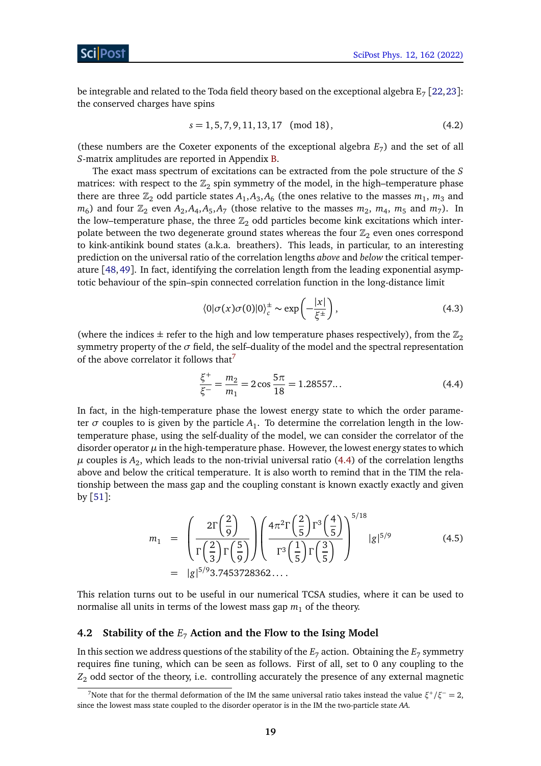be integrable and related to the Toda field theory based on the exceptional algebra $E_7$ [22,23]: the conserved charges have spins

$$s = 1, 5, 7, 9, 11, 13, 17 \pmod{18}, \tag{4.2}$$

(these numbers are the Coxeter exponents of the exceptional algebra $E_7$) and the set of all $S$-matrix amplitudes are reported in Appendix B.

The exact mass spectrum of excitations can be extracted from the pole structure of the $S$ matrices: with respect to the $\mathbb{Z}_2$ spin symmetry of the model, in the high–temperature phase there are three $\mathbb{Z}_2$ odd particle states $A_1, A_3, A_6$ (the ones relative to the masses $m_1$, $m_3$ and $m_6$) and four $\mathbb{Z}_2$ even $A_2, A_4, A_5, A_7$ (those relative to the masses $m_2$, $m_4$, $m_5$ and $m_7$). In the low–temperature phase, the three $\mathbb{Z}_2$ odd particles become kink excitations which interpolate between the two degenerate ground states whereas the four $\mathbb{Z}_2$ even ones correspond to kink-antikink bound states (a.k.a. breathers). This leads, in particular, to an interesting prediction on the universal ratio of the correlation lengths *above* and *below* the critical temperature [48,49]. In fact, identifying the correlation length from the leading exponential asymptotic behaviour of the spin–spin connected correlation function in the long-distance limit

$$\langle 0|\sigma(x)\sigma(0)|0\rangle_c^{\pm} \sim \exp\left(-\frac{|x|}{\xi^{\pm}}\right), \tag{4.3}$$

(where the indices $\pm$ refer to the high and low temperature phases respectively), from the $\mathbb{Z}_2$ symmetry property of the $\sigma$ field, the self–duality of the model and the spectral representation of the above correlator it follows that[7]

$$\frac{\xi^+}{\xi^-} = \frac{m_2}{m_1} = 2\cos\frac{5\pi}{18} = 1.28557\ldots \tag{4.4}$$

In fact, in the high-temperature phase the lowest energy state to which the order parameter $\sigma$ couples to is given by the particle $A_1$. To determine the correlation length in the low-temperature phase, using the self-duality of the model, we can consider the correlator of the disorder operator $\mu$ in the high-temperature phase. However, the lowest energy states to which $\mu$ couples is $A_2$, which leads to the non-trivial universal ratio (4.4) of the correlation lengths above and below the critical temperature. It is also worth to remind that in the TIM the relationship between the mass gap and the coupling constant is known exactly exactly and given by [51]:

$$\begin{aligned} m_1 &= \left(\frac{2\Gamma\left(\frac{2}{9}\right)}{\Gamma\left(\frac{2}{3}\right)\Gamma\left(\frac{5}{9}\right)}\right)\left(\frac{4\pi^2\Gamma\left(\frac{2}{5}\right)\Gamma^3\left(\frac{4}{5}\right)}{\Gamma^3\left(\frac{1}{5}\right)\Gamma\left(\frac{3}{5}\right)}\right)^{5/18} |g|^{5/9} \\ &= |g|^{5/9} 3.7453728362\ldots . \end{aligned} \tag{4.5}$$

This relation turns out to be useful in our numerical TCSA studies, where it can be used to normalise all units in terms of the lowest mass gap $m_1$ of the theory.

### 4.2 Stability of the $E_7$ Action and the Flow to the Ising Model

In this section we address questions of the stability of the $E_7$ action. Obtaining the $E_7$ symmetry requires fine tuning, which can be seen as follows. First of all, set to 0 any coupling to the $Z_2$ odd sector of the theory, i.e. controlling accurately the presence of any external magnetic

[7] Note that for the thermal deformation of the IM the same universal ratio takes instead the value $\xi^+/\xi^- = 2$, since the lowest mass state coupled to the disorder operator is in the IM the two-particle state $AA$.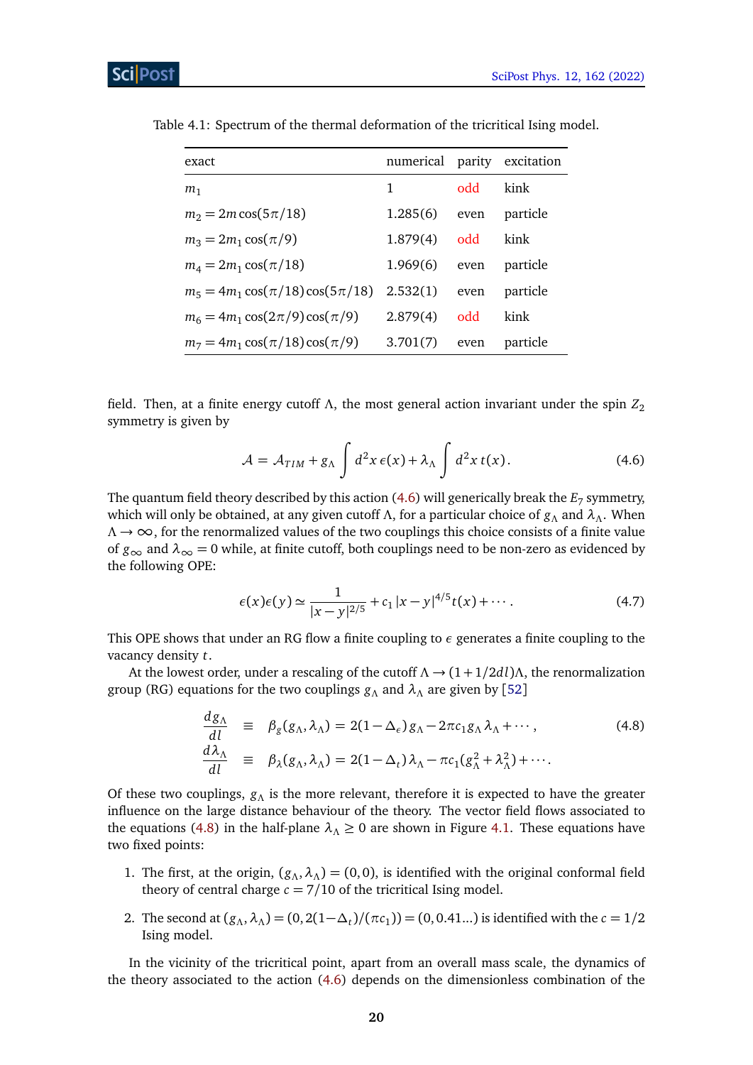Table 4.1: Spectrum of the thermal deformation of the tricritical Ising model.

| exact | numerical | parity | excitation |
|---|---|---|---|
| $m_1$ | 1 | odd | kink |
| $m_2 = 2m\cos(5\pi/18)$ | 1.285(6) | even | particle |
| $m_3 = 2m_1\cos(\pi/9)$ | 1.879(4) | odd | kink |
| $m_4 = 2m_1\cos(\pi/18)$ | 1.969(6) | even | particle |
| $m_5 = 4m_1\cos(\pi/18)\cos(5\pi/18)$ | 2.532(1) | even | particle |
| $m_6 = 4m_1\cos(2\pi/9)\cos(\pi/9)$ | 2.879(4) | odd | kink |
| $m_7 = 4m_1\cos(\pi/18)\cos(\pi/9)$ | 3.701(7) | even | particle |

field. Then, at a finite energy cutoff $\Lambda$, the most general action invariant under the spin $Z_2$ symmetry is given by

$$\mathcal{A} = \mathcal{A}_{TIM} + g_\Lambda \int d^2x\, \epsilon(x) + \lambda_\Lambda \int d^2x\, t(x)\,. \tag{4.6}$$

The quantum field theory described by this action (4.6) will generically break the $E_7$ symmetry, which will only be obtained, at any given cutoff $\Lambda$, for a particular choice of $g_\Lambda$ and $\lambda_\Lambda$. When $\Lambda \to \infty$, for the renormalized values of the two couplings this choice consists of a finite value of $g_\infty$ and $\lambda_\infty = 0$ while, at finite cutoff, both couplings need to be non-zero as evidenced by the following OPE:

$$\epsilon(x)\epsilon(y) \simeq \frac{1}{|x-y|^{2/5}} + c_1\,|x-y|^{4/5}\,t(x) + \cdots\,. \tag{4.7}$$

This OPE shows that under an RG flow a finite coupling to $\epsilon$ generates a finite coupling to the vacancy density $t$.

At the lowest order, under a rescaling of the cutoff $\Lambda \to (1+1/2dl)\Lambda$, the renormalization group (RG) equations for the two couplings $g_\Lambda$ and $\lambda_\Lambda$ are given by [52]

$$\begin{aligned}
\frac{dg_\Lambda}{dl} &\equiv \beta_g(g_\Lambda, \lambda_\Lambda) = 2(1-\Delta_\epsilon)\,g_\Lambda - 2\pi c_1 g_\Lambda\,\lambda_\Lambda + \cdots\,, \\
\frac{d\lambda_\Lambda}{dl} &\equiv \beta_\lambda(g_\Lambda, \lambda_\Lambda) = 2(1-\Delta_t)\,\lambda_\Lambda - \pi c_1 (g_\Lambda^2 + \lambda_\Lambda^2) + \cdots\,.
\end{aligned} \tag{4.8}$$

Of these two couplings, $g_\Lambda$ is the more relevant, therefore it is expected to have the greater influence on the large distance behaviour of the theory. The vector field flows associated to the equations (4.8) in the half-plane $\lambda_\Lambda \geq 0$ are shown in Figure 4.1. These equations have two fixed points:

1. The first, at the origin, $(g_\Lambda, \lambda_\Lambda) = (0,0)$, is identified with the original conformal field theory of central charge $c = 7/10$ of the tricritical Ising model.

2. The second at $(g_\Lambda, \lambda_\Lambda) = (0, 2(1-\Delta_t)/(\pi c_1)) = (0, 0.41\ldots)$ is identified with the $c = 1/2$ Ising model.

In the vicinity of the tricritical point, apart from an overall mass scale, the dynamics of the theory associated to the action (4.6) depends on the dimensionless combination of the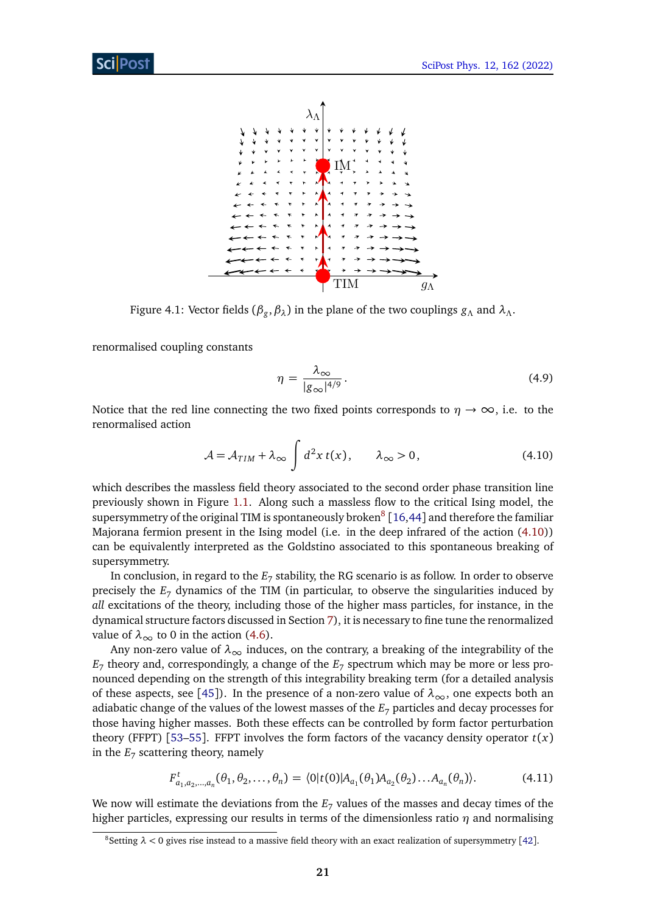Figure 4.1: Vector fields $(\beta_g, \beta_\lambda)$ in the plane of the two couplings $g_\Lambda$ and $\lambda_\Lambda$.

renormalised coupling constants

$$\eta = \frac{\lambda_\infty}{|g_\infty|^{4/9}}. \tag{4.9}$$

Notice that the red line connecting the two fixed points corresponds to $\eta \to \infty$, i.e. to the renormalised action

$$\mathcal{A} = \mathcal{A}_{TIM} + \lambda_\infty \int d^2x\, t(x), \qquad \lambda_\infty > 0, \tag{4.10}$$

which describes the massless field theory associated to the second order phase transition line previously shown in Figure 1.1. Along such a massless flow to the critical Ising model, the supersymmetry of the original TIM is spontaneously broken[8] [16,44] and therefore the familiar Majorana fermion present in the Ising model (i.e. in the deep infrared of the action (4.10)) can be equivalently interpreted as the Goldstino associated to this spontaneous breaking of supersymmetry.

In conclusion, in regard to the $E_7$ stability, the RG scenario is as follow. In order to observe precisely the $E_7$ dynamics of the TIM (in particular, to observe the singularities induced by *all* excitations of the theory, including those of the higher mass particles, for instance, in the dynamical structure factors discussed in Section 7), it is necessary to fine tune the renormalized value of $\lambda_\infty$ to 0 in the action (4.6).

Any non-zero value of $\lambda_\infty$ induces, on the contrary, a breaking of the integrability of the $E_7$ theory and, correspondingly, a change of the $E_7$ spectrum which may be more or less pronounced depending on the strength of this integrability breaking term (for a detailed analysis of these aspects, see [45]). In the presence of a non-zero value of $\lambda_\infty$, one expects both an adiabatic change of the values of the lowest masses of the $E_7$ particles and decay processes for those having higher masses. Both these effects can be controlled by form factor perturbation theory (FFPT) [53–55]. FFPT involves the form factors of the vacancy density operator $t(x)$ in the $E_7$ scattering theory, namely

$$F^t_{a_1,a_2,\ldots,a_n}(\theta_1, \theta_2, \ldots, \theta_n) = \langle 0|t(0)|A_{a_1}(\theta_1)A_{a_2}(\theta_2)\ldots A_{a_n}(\theta_n)\rangle. \tag{4.11}$$

We now will estimate the deviations from the $E_7$ values of the masses and decay times of the higher particles, expressing our results in terms of the dimensionless ratio $\eta$ and normalising

[8] Setting $\lambda < 0$ gives rise instead to a massive field theory with an exact realization of supersymmetry [42].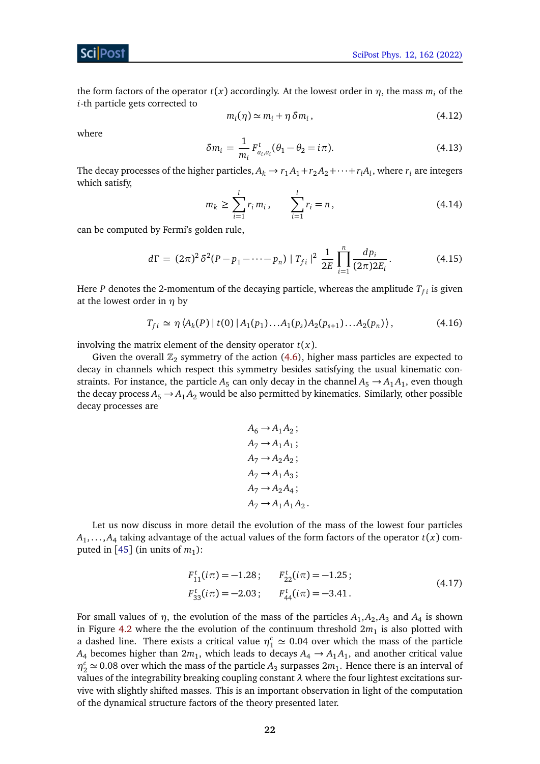the form factors of the operator $t(x)$ accordingly. At the lowest order in $\eta$, the mass $m_i$ of the $i$-th particle gets corrected to

$$m_i(\eta) \simeq m_i + \eta\, \delta m_i\,, \tag{4.12}$$

where

$$\delta m_i \,=\, \frac{1}{m_i}\, F^t_{a_i,a_i}(\theta_1 - \theta_2 = i\pi). \tag{4.13}$$

The decay processes of the higher particles, $A_k \to r_1 A_1 + r_2 A_2 + \cdots + r_l A_l$, where $r_i$ are integers which satisfy,

$$m_k \geq \sum_{i=1}^{l} r_i\, m_i\,, \qquad \sum_{i=1}^{l} r_i = n\,, \tag{4.14}$$

can be computed by Fermi's golden rule,

$$d\Gamma \,=\, (2\pi)^2\, \delta^2(P - p_1 - \cdots - p_n)\, |\, T_{fi}\,|^2\, \frac{1}{2E} \prod_{i=1}^{n} \frac{dp_i}{(2\pi)2E_i}\,. \tag{4.15}$$

Here $P$ denotes the 2-momentum of the decaying particle, whereas the amplitude $T_{fi}$ is given at the lowest order in $\eta$ by

$$T_{fi} \,\simeq\, \eta\, \langle A_k(P)\,|\, t(0)\,|\, A_1(p_1)\ldots A_1(p_s) A_2(p_{s+1})\ldots A_2(p_n)\,\rangle\,, \tag{4.16}$$

involving the matrix element of the density operator $t(x)$.

Given the overall $\mathbb{Z}_2$ symmetry of the action (4.6), higher mass particles are expected to decay in channels which respect this symmetry besides satisfying the usual kinematic constraints. For instance, the particle $A_5$ can only decay in the channel $A_5 \to A_1 A_1$, even though the decay process $A_5 \to A_1 A_2$ would be also permitted by kinematics. Similarly, other possible decay processes are

$$
\begin{aligned}
&A_6 \to A_1 A_2\,;\\
&A_7 \to A_1 A_1\,;\\
&A_7 \to A_2 A_2\,;\\
&A_7 \to A_1 A_3\,;\\
&A_7 \to A_2 A_4\,;\\
&A_7 \to A_1 A_1 A_2\,.
\end{aligned}
$$

Let us now discuss in more detail the evolution of the mass of the lowest four particles $A_1, \ldots, A_4$ taking advantage of the actual values of the form factors of the operator $t(x)$ computed in [45] (in units of $m_1$):

$$
\begin{aligned}
&F^t_{11}(i\pi) = -1.28\,; \qquad F^t_{22}(i\pi) = -1.25\,;\\
&F^t_{33}(i\pi) = -2.03\,; \qquad F^t_{44}(i\pi) = -3.41\,.
\end{aligned} \tag{4.17}
$$

For small values of $\eta$, the evolution of the mass of the particles $A_1$,$A_2$,$A_3$ and $A_4$ is shown in Figure 4.2 where the the evolution of the continuum threshold $2m_1$ is also plotted with a dashed line. There exists a critical value $\eta_1^c \simeq 0.04$ over which the mass of the particle $A_4$ becomes higher than $2m_1$, which leads to decays $A_4 \to A_1 A_1$, and another critical value $\eta_2^c \simeq 0.08$ over which the mass of the particle $A_3$ surpasses $2m_1$. Hence there is an interval of values of the integrability breaking coupling constant $\lambda$ where the four lightest excitations survive with slightly shifted masses. This is an important observation in light of the computation of the dynamical structure factors of the theory presented later.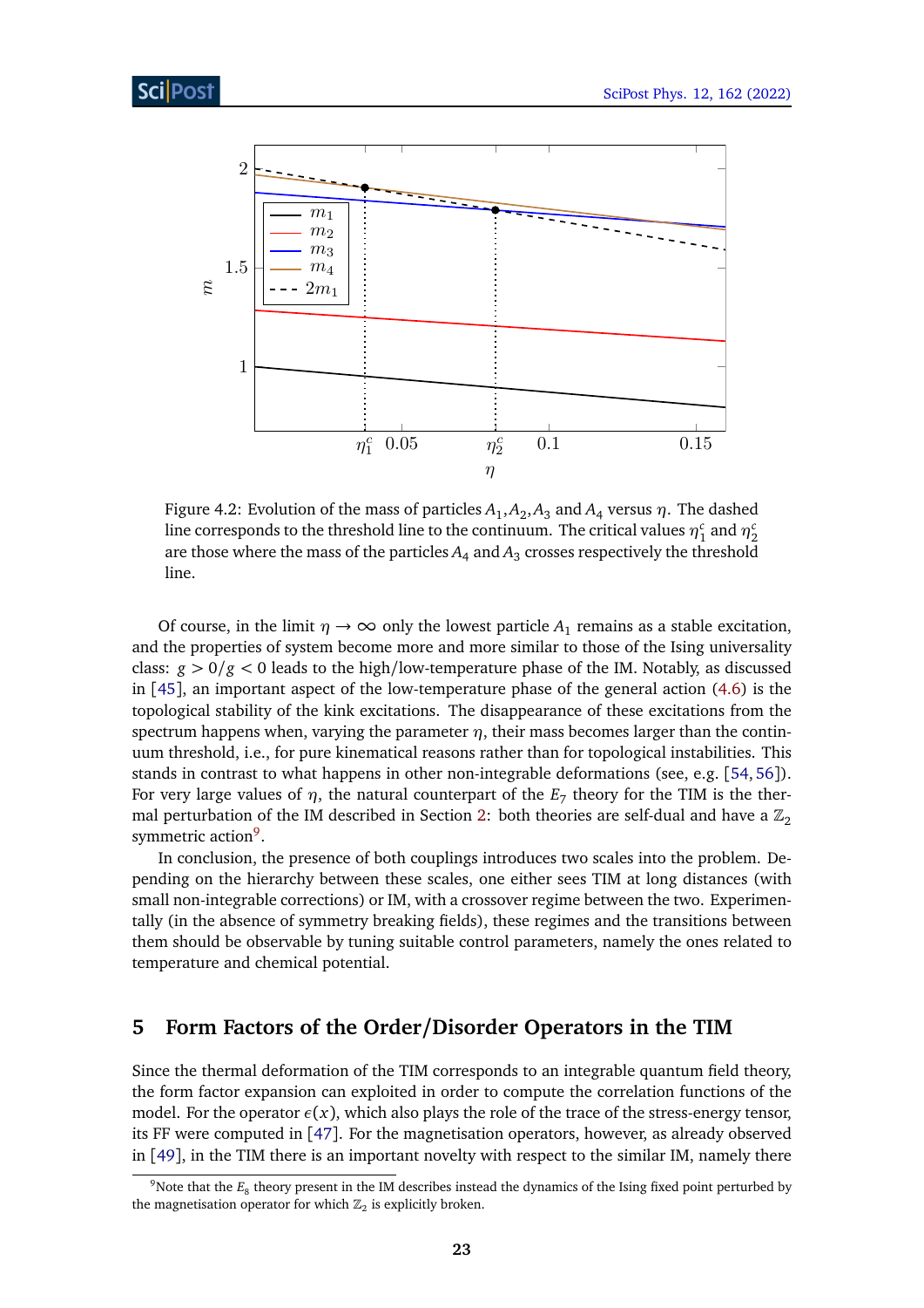Figure 4.2: Evolution of the mass of particles $A_1$,$A_2$,$A_3$ and $A_4$ versus $\eta$. The dashed line corresponds to the threshold line to the continuum. The critical values $\eta_1^c$ and $\eta_2^c$ are those where the mass of the particles $A_4$ and $A_3$ crosses respectively the threshold line.

Of course, in the limit $\eta \to \infty$ only the lowest particle $A_1$ remains as a stable excitation, and the properties of system become more and more similar to those of the Ising universality class: $g > 0/g < 0$ leads to the high/low-temperature phase of the IM. Notably, as discussed in [45], an important aspect of the low-temperature phase of the general action (4.6) is the topological stability of the kink excitations. The disappearance of these excitations from the spectrum happens when, varying the parameter $\eta$, their mass becomes larger than the continuum threshold, i.e., for pure kinematical reasons rather than for topological instabilities. This stands in contrast to what happens in other non-integrable deformations (see, e.g. [54, 56]). For very large values of $\eta$, the natural counterpart of the $E_7$ theory for the TIM is the thermal perturbation of the IM described in Section 2: both theories are self-dual and have a $\mathbb{Z}_2$ symmetric action[9].

In conclusion, the presence of both couplings introduces two scales into the problem. Depending on the hierarchy between these scales, one either sees TIM at long distances (with small non-integrable corrections) or IM, with a crossover regime between the two. Experimentally (in the absence of symmetry breaking fields), these regimes and the transitions between them should be observable by tuning suitable control parameters, namely the ones related to temperature and chemical potential.

## 5 Form Factors of the Order/Disorder Operators in the TIM

Since the thermal deformation of the TIM corresponds to an integrable quantum field theory, the form factor expansion can exploited in order to compute the correlation functions of the model. For the operator $\epsilon(x)$, which also plays the role of the trace of the stress-energy tensor, its FF were computed in [47]. For the magnetisation operators, however, as already observed in [49], in the TIM there is an important novelty with respect to the similar IM, namely there

[9] Note that the $E_8$ theory present in the IM describes instead the dynamics of the Ising fixed point perturbed by the magnetisation operator for which $\mathbb{Z}_2$ is explicitly broken.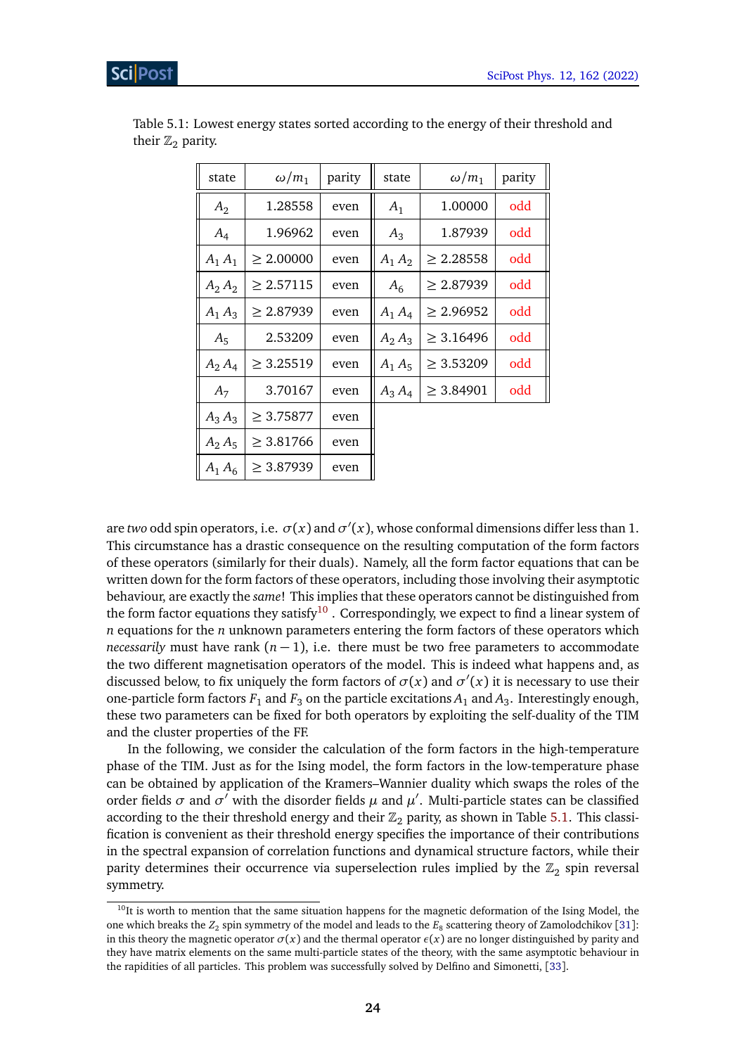Table 5.1: Lowest energy states sorted according to the energy of their threshold and their $\mathbb{Z}_2$ parity.

| state | $\omega/m_1$ | parity | state | $\omega/m_1$ | parity |
|---|---|---|---|---|---|
| $A_2$ | 1.28558 | even | $A_1$ | 1.00000 | odd |
| $A_4$ | 1.96962 | even | $A_3$ | 1.87939 | odd |
| $A_1\,A_1$ | $\geq$ 2.00000 | even | $A_1\,A_2$ | $\geq$ 2.28558 | odd |
| $A_2\,A_2$ | $\geq$ 2.57115 | even | $A_6$ | $\geq$ 2.87939 | odd |
| $A_1\,A_3$ | $\geq$ 2.87939 | even | $A_1\,A_4$ | $\geq$ 2.96952 | odd |
| $A_5$ | 2.53209 | even | $A_2\,A_3$ | $\geq$ 3.16496 | odd |
| $A_2\,A_4$ | $\geq$ 3.25519 | even | $A_1\,A_5$ | $\geq$ 3.53209 | odd |
| $A_7$ | 3.70167 | even | $A_3\,A_4$ | $\geq$ 3.84901 | odd |
| $A_3\,A_3$ | $\geq$ 3.75877 | even | | | |
| $A_2\,A_5$ | $\geq$ 3.81766 | even | | | |
| $A_1\,A_6$ | $\geq$ 3.87939 | even | | | |

are *two* odd spin operators, i.e. $\sigma(x)$ and $\sigma'(x)$, whose conformal dimensions differ less than 1. This circumstance has a drastic consequence on the resulting computation of the form factors of these operators (similarly for their duals). Namely, all the form factor equations that can be written down for the form factors of these operators, including those involving their asymptotic behaviour, are exactly the *same*! This implies that these operators cannot be distinguished from the form factor equations they satisfy[10] . Correspondingly, we expect to find a linear system of $n$ equations for the $n$ unknown parameters entering the form factors of these operators which *necessarily* must have rank $(n-1)$, i.e. there must be two free parameters to accommodate the two different magnetisation operators of the model. This is indeed what happens and, as discussed below, to fix uniquely the form factors of $\sigma(x)$ and $\sigma'(x)$ it is necessary to use their one-particle form factors $F_1$ and $F_3$ on the particle excitations $A_1$ and $A_3$. Interestingly enough, these two parameters can be fixed for both operators by exploiting the self-duality of the TIM and the cluster properties of the FF.

In the following, we consider the calculation of the form factors in the high-temperature phase of the TIM. Just as for the Ising model, the form factors in the low-temperature phase can be obtained by application of the Kramers–Wannier duality which swaps the roles of the order fields $\sigma$ and $\sigma'$ with the disorder fields $\mu$ and $\mu'$. Multi-particle states can be classified according to the their threshold energy and their $\mathbb{Z}_2$ parity, as shown in Table 5.1. This classification is convenient as their threshold energy specifies the importance of their contributions in the spectral expansion of correlation functions and dynamical structure factors, while their parity determines their occurrence via superselection rules implied by the $\mathbb{Z}_2$ spin reversal symmetry.

[10]It is worth to mention that the same situation happens for the magnetic deformation of the Ising Model, the one which breaks the $Z_2$ spin symmetry of the model and leads to the $E_8$ scattering theory of Zamolodchikov [31]: in this theory the magnetic operator $\sigma(x)$ and the thermal operator $\epsilon(x)$ are no longer distinguished by parity and they have matrix elements on the same multi-particle states of the theory, with the same asymptotic behaviour in the rapidities of all particles. This problem was successfully solved by Delfino and Simonetti, [33].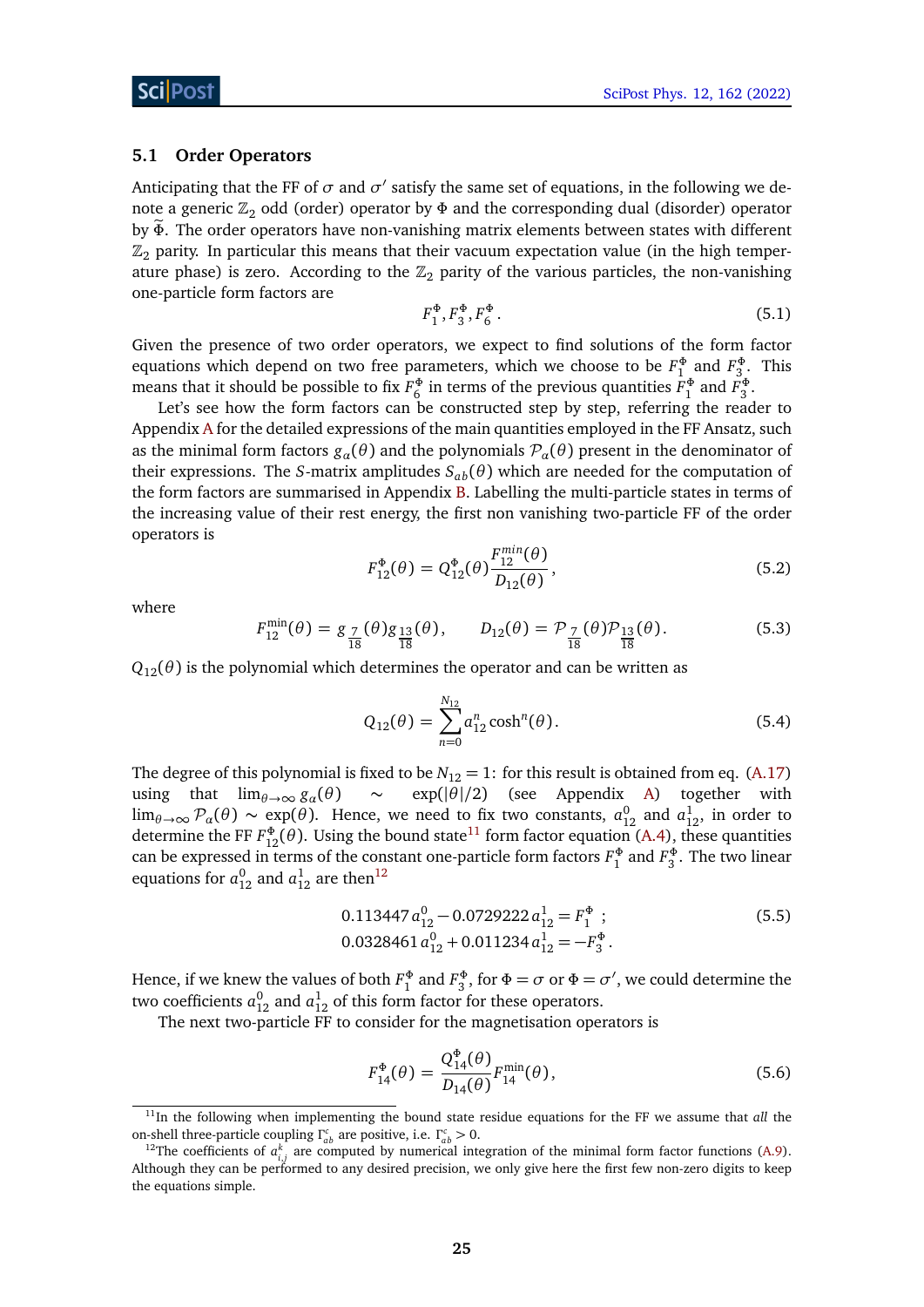### 5.1 Order Operators

Anticipating that the FF of $\sigma$ and $\sigma'$ satisfy the same set of equations, in the following we denote a generic $\mathbb{Z}_2$ odd (order) operator by $\Phi$ and the corresponding dual (disorder) operator by $\widetilde{\Phi}$. The order operators have non-vanishing matrix elements between states with different $\mathbb{Z}_2$ parity. In particular this means that their vacuum expectation value (in the high temperature phase) is zero. According to the $\mathbb{Z}_2$ parity of the various particles, the non-vanishing one-particle form factors are

$$F_1^{\Phi}, F_3^{\Phi}, F_6^{\Phi}. \tag{5.1}$$

Given the presence of two order operators, we expect to find solutions of the form factor equations which depend on two free parameters, which we choose to be $F_1^{\Phi}$ and $F_3^{\Phi}$. This means that it should be possible to fix $F_6^{\Phi}$ in terms of the previous quantities $F_1^{\Phi}$ and $F_3^{\Phi}$.

Let's see how the form factors can be constructed step by step, referring the reader to Appendix A for the detailed expressions of the main quantities employed in the FF Ansatz, such as the minimal form factors $g_\alpha(\theta)$ and the polynomials $\mathcal{P}_\alpha(\theta)$ present in the denominator of their expressions. The $S$-matrix amplitudes $S_{ab}(\theta)$ which are needed for the computation of the form factors are summarised in Appendix B. Labelling the multi-particle states in terms of the increasing value of their rest energy, the first non vanishing two-particle FF of the order operators is

$$F_{12}^{\Phi}(\theta) = Q_{12}^{\Phi}(\theta)\frac{F_{12}^{min}(\theta)}{D_{12}(\theta)}, \tag{5.2}$$

where

$$F_{12}^{\min}(\theta) = g_{\frac{7}{18}}(\theta) g_{\frac{13}{18}}(\theta), \qquad D_{12}(\theta) = \mathcal{P}_{\frac{7}{18}}(\theta)\mathcal{P}_{\frac{13}{18}}(\theta). \tag{5.3}$$

$Q_{12}(\theta)$ is the polynomial which determines the operator and can be written as

$$Q_{12}(\theta) = \sum_{n=0}^{N_{12}} a_{12}^n \cosh^n(\theta). \tag{5.4}$$

The degree of this polynomial is fixed to be $N_{12} = 1$: for this result is obtained from eq. (A.17) using that $\lim_{\theta\to\infty} g_\alpha(\theta) \sim \exp(|\theta|/2)$ (see Appendix A) together with $\lim_{\theta\to\infty} \mathcal{P}_\alpha(\theta) \sim \exp(\theta)$. Hence, we need to fix two constants, $a_{12}^0$ and $a_{12}^1$, in order to determine the FF $F_{12}^{\Phi}(\theta)$. Using the bound state[11] form factor equation (A.4), these quantities can be expressed in terms of the constant one-particle form factors $F_1^{\Phi}$ and $F_3^{\Phi}$. The two linear equations for $a_{12}^0$ and $a_{12}^1$ are then[12]

$$\begin{aligned} 0.113447\, a_{12}^0 - 0.0729222\, a_{12}^1 &= F_1^{\Phi}\ ; \\ 0.0328461\, a_{12}^0 + 0.011234\, a_{12}^1 &= -F_3^{\Phi}. \end{aligned} \tag{5.5}$$

Hence, if we knew the values of both $F_1^{\Phi}$ and $F_3^{\Phi}$, for $\Phi = \sigma$ or $\Phi = \sigma'$, we could determine the two coefficients $a_{12}^0$ and $a_{12}^1$ of this form factor for these operators.

The next two-particle FF to consider for the magnetisation operators is

$$F_{14}^{\Phi}(\theta) = \frac{Q_{14}^{\Phi}(\theta)}{D_{14}(\theta)} F_{14}^{\min}(\theta), \tag{5.6}$$

[11] In the following when implementing the bound state residue equations for the FF we assume that *all* the on-shell three-particle coupling $\Gamma_{ab}^c$ are positive, i.e. $\Gamma_{ab}^c > 0$.

[12] The coefficients of $a_{i,j}^k$ are computed by numerical integration of the minimal form factor functions (A.9). Although they can be performed to any desired precision, we only give here the first few non-zero digits to keep the equations simple.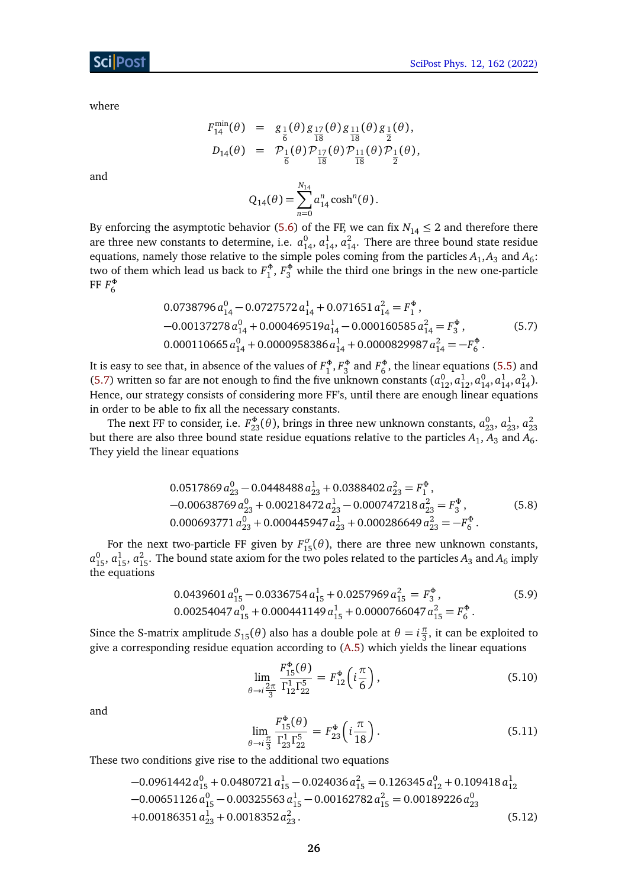where

$$
\begin{aligned}
F_{14}^{\min}(\theta) &= g_{\frac{1}{6}}(\theta)\, g_{\frac{17}{18}}(\theta)\, g_{\frac{11}{18}}(\theta)\, g_{\frac{1}{2}}(\theta)\,, \\
D_{14}(\theta) &= \mathcal{P}_{\frac{1}{6}}(\theta)\, \mathcal{P}_{\frac{17}{18}}(\theta)\, \mathcal{P}_{\frac{11}{18}}(\theta)\, \mathcal{P}_{\frac{1}{2}}(\theta)\,,
\end{aligned}
$$

and

$$
Q_{14}(\theta) = \sum_{n=0}^{N_{14}} a_{14}^{n} \cosh^{n}(\theta)\,.
$$

By enforcing the asymptotic behavior (5.6) of the FF, we can fix $N_{14} \leq 2$ and therefore there are three new constants to determine, i.e. $a_{14}^0$, $a_{14}^1$, $a_{14}^2$. There are three bound state residue equations, namely those relative to the simple poles coming from the particles $A_1$,$A_3$ and $A_6$: two of them which lead us back to $F_1^\Phi$, $F_3^\Phi$ while the third one brings in the new one-particle FF $F_6^\Phi$

$$
\begin{aligned}
&0.0738796\, a_{14}^0 - 0.0727572\, a_{14}^1 + 0.071651\, a_{14}^2 = F_1^\Phi\,, \\
&-0.00137278\, a_{14}^0 + 0.000469519 a_{14}^1 - 0.000160585\, a_{14}^2 = F_3^\Phi\,, \\
&0.000110665\, a_{14}^0 + 0.0000958386\, a_{14}^1 + 0.0000829987\, a_{14}^2 = -F_6^\Phi\,.
\end{aligned}
\tag{5.7}
$$

It is easy to see that, in absence of the values of $F_1^\Phi, F_3^\Phi$ and $F_6^\Phi$, the linear equations (5.5) and (5.7) written so far are not enough to find the five unknown constants $(a_{12}^0, a_{12}^1, a_{14}^0, a_{14}^1, a_{14}^2)$. Hence, our strategy consists of considering more FF's, until there are enough linear equations in order to be able to fix all the necessary constants.

The next FF to consider, i.e. $F_{23}^\Phi(\theta)$, brings in three new unknown constants, $a_{23}^0$, $a_{23}^1$, $a_{23}^2$ but there are also three bound state residue equations relative to the particles $A_1$, $A_3$ and $A_6$. They yield the linear equations

$$
\begin{aligned}
&0.0517869\, a_{23}^0 - 0.0448488\, a_{23}^1 + 0.0388402\, a_{23}^2 = F_1^\Phi\,, \\
&-0.00638769\, a_{23}^0 + 0.00218472\, a_{23}^1 - 0.000747218\, a_{23}^2 = F_3^\Phi\,, \\
&0.000693771\, a_{23}^0 + 0.000445947\, a_{23}^1 + 0.000286649\, a_{23}^2 = -F_6^\Phi\,.
\end{aligned}
\tag{5.8}
$$

For the next two-particle FF given by $F_{15}^\sigma(\theta)$, there are three new unknown constants, $a_{15}^0$, $a_{15}^1$, $a_{15}^2$. The bound state axiom for the two poles related to the particles $A_3$ and $A_6$ imply the equations

$$
\begin{aligned}
&0.0439601\, a_{15}^0 - 0.0336754\, a_{15}^1 + 0.0257969\, a_{15}^2 = F_3^\Phi\,, \\
&0.00254047\, a_{15}^0 + 0.000441149\, a_{15}^1 + 0.0000766047\, a_{15}^2 = F_6^\Phi\,.
\end{aligned}
\tag{5.9}
$$

Since the S-matrix amplitude $S_{15}(\theta)$ also has a double pole at $\theta = i\frac{\pi}{3}$, it can be exploited to give a corresponding residue equation according to (A.5) which yields the linear equations

$$
\lim_{\theta \to i\frac{2\pi}{3}} \frac{F_{15}^\Phi(\theta)}{\Gamma_{12}^1 \Gamma_{22}^5} = F_{12}^\Phi\left(i\frac{\pi}{6}\right), \tag{5.10}
$$

and

$$
\lim_{\theta \to i\frac{\pi}{3}} \frac{F_{15}^\Phi(\theta)}{\Gamma_{23}^1 \Gamma_{22}^5} = F_{23}^\Phi\left(i\frac{\pi}{18}\right). \tag{5.11}
$$

These two conditions give rise to the additional two equations

$$
\begin{aligned}
&-0.0961442\, a_{15}^0 + 0.0480721\, a_{15}^1 - 0.024036\, a_{15}^2 = 0.126345\, a_{12}^0 + 0.109418\, a_{12}^1 \\
&-0.00651126\, a_{15}^0 - 0.00325563\, a_{15}^1 - 0.00162782\, a_{15}^2 = 0.00189226\, a_{23}^0 \\
&+0.00186351\, a_{23}^1 + 0.0018352\, a_{23}^2\,.
\end{aligned}
\tag{5.12}
$$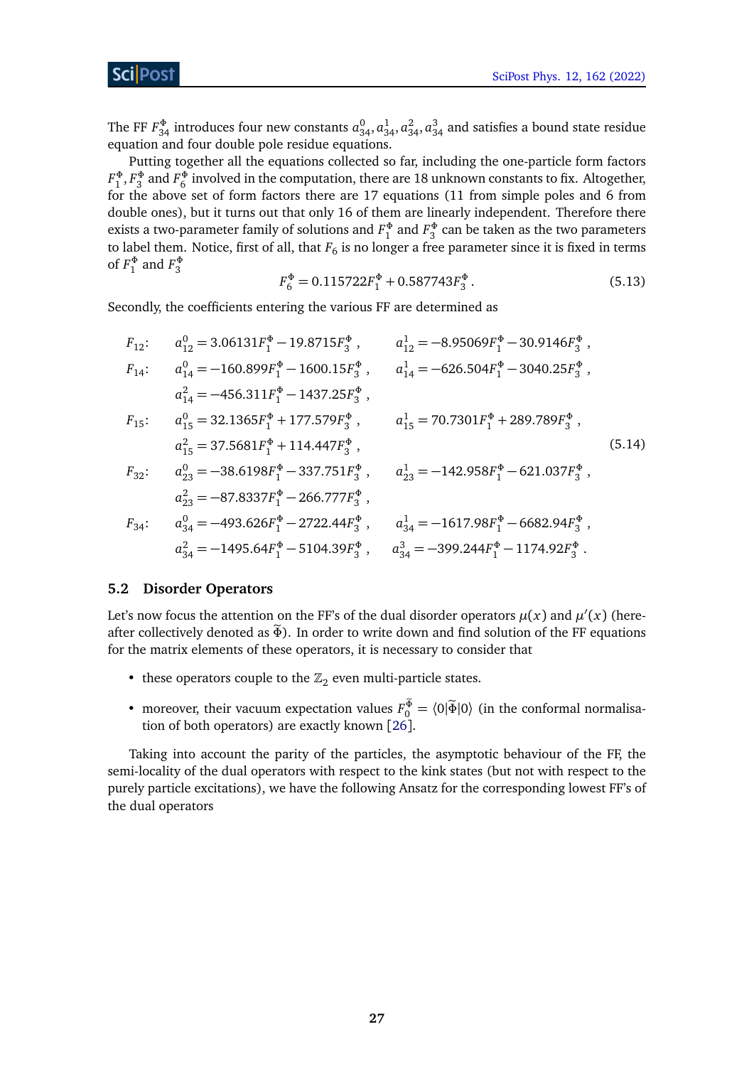The FF $F_{34}^{\Phi}$ introduces four new constants $a_{34}^0, a_{34}^1, a_{34}^2, a_{34}^3$ and satisfies a bound state residue equation and four double pole residue equations.

Putting together all the equations collected so far, including the one-particle form factors $F_1^{\Phi}, F_3^{\Phi}$ and $F_6^{\Phi}$ involved in the computation, there are 18 unknown constants to fix. Altogether, for the above set of form factors there are 17 equations (11 from simple poles and 6 from double ones), but it turns out that only 16 of them are linearly independent. Therefore there exists a two-parameter family of solutions and $F_1^{\Phi}$ and $F_3^{\Phi}$ can be taken as the two parameters to label them. Notice, first of all, that $F_6$ is no longer a free parameter since it is fixed in terms of $F_1^{\Phi}$ and $F_3^{\Phi}$

$$F_6^{\Phi} = 0.115722 F_1^{\Phi} + 0.587743 F_3^{\Phi} \,. \tag{5.13}$$

Secondly, the coefficients entering the various FF are determined as

$$\begin{aligned}
F_{12}: \quad & a_{12}^0 = 3.06131 F_1^{\Phi} - 19.8715 F_3^{\Phi} \,, \qquad && a_{12}^1 = -8.95069 F_1^{\Phi} - 30.9146 F_3^{\Phi} \,, \\
F_{14}: \quad & a_{14}^0 = -160.899 F_1^{\Phi} - 1600.15 F_3^{\Phi} \,, \qquad && a_{14}^1 = -626.504 F_1^{\Phi} - 3040.25 F_3^{\Phi} \,, \\
& a_{14}^2 = -456.311 F_1^{\Phi} - 1437.25 F_3^{\Phi} \,, && \\
F_{15}: \quad & a_{15}^0 = 32.1365 F_1^{\Phi} + 177.579 F_3^{\Phi} \,, \qquad && a_{15}^1 = 70.7301 F_1^{\Phi} + 289.789 F_3^{\Phi} \,, \\
& a_{15}^2 = 37.5681 F_1^{\Phi} + 114.447 F_3^{\Phi} \,, && \\
F_{32}: \quad & a_{23}^0 = -38.6198 F_1^{\Phi} - 337.751 F_3^{\Phi} \,, \qquad && a_{23}^1 = -142.958 F_1^{\Phi} - 621.037 F_3^{\Phi} \,, \\
& a_{23}^2 = -87.8337 F_1^{\Phi} - 266.777 F_3^{\Phi} \,, && \\
F_{34}: \quad & a_{34}^0 = -493.626 F_1^{\Phi} - 2722.44 F_3^{\Phi} \,, \qquad && a_{34}^1 = -1617.98 F_1^{\Phi} - 6682.94 F_3^{\Phi} \,, \\
& a_{34}^2 = -1495.64 F_1^{\Phi} - 5104.39 F_3^{\Phi} \,, \qquad && a_{34}^3 = -399.244 F_1^{\Phi} - 1174.92 F_3^{\Phi} \,.
\end{aligned} \tag{5.14}$$

## 5.2 Disorder Operators

Let's now focus the attention on the FF's of the dual disorder operators $\mu(x)$ and $\mu'(x)$ (hereafter collectively denoted as $\widetilde{\Phi}$). In order to write down and find solution of the FF equations for the matrix elements of these operators, it is necessary to consider that

- these operators couple to the $\mathbb{Z}_2$ even multi-particle states.
- moreover, their vacuum expectation values $F_0^{\widetilde{\Phi}} = \langle 0|\widetilde{\Phi}|0\rangle$ (in the conformal normalisation of both operators) are exactly known [26].

Taking into account the parity of the particles, the asymptotic behaviour of the FF, the semi-locality of the dual operators with respect to the kink states (but not with respect to the purely particle excitations), we have the following Ansatz for the corresponding lowest FF's of the dual operators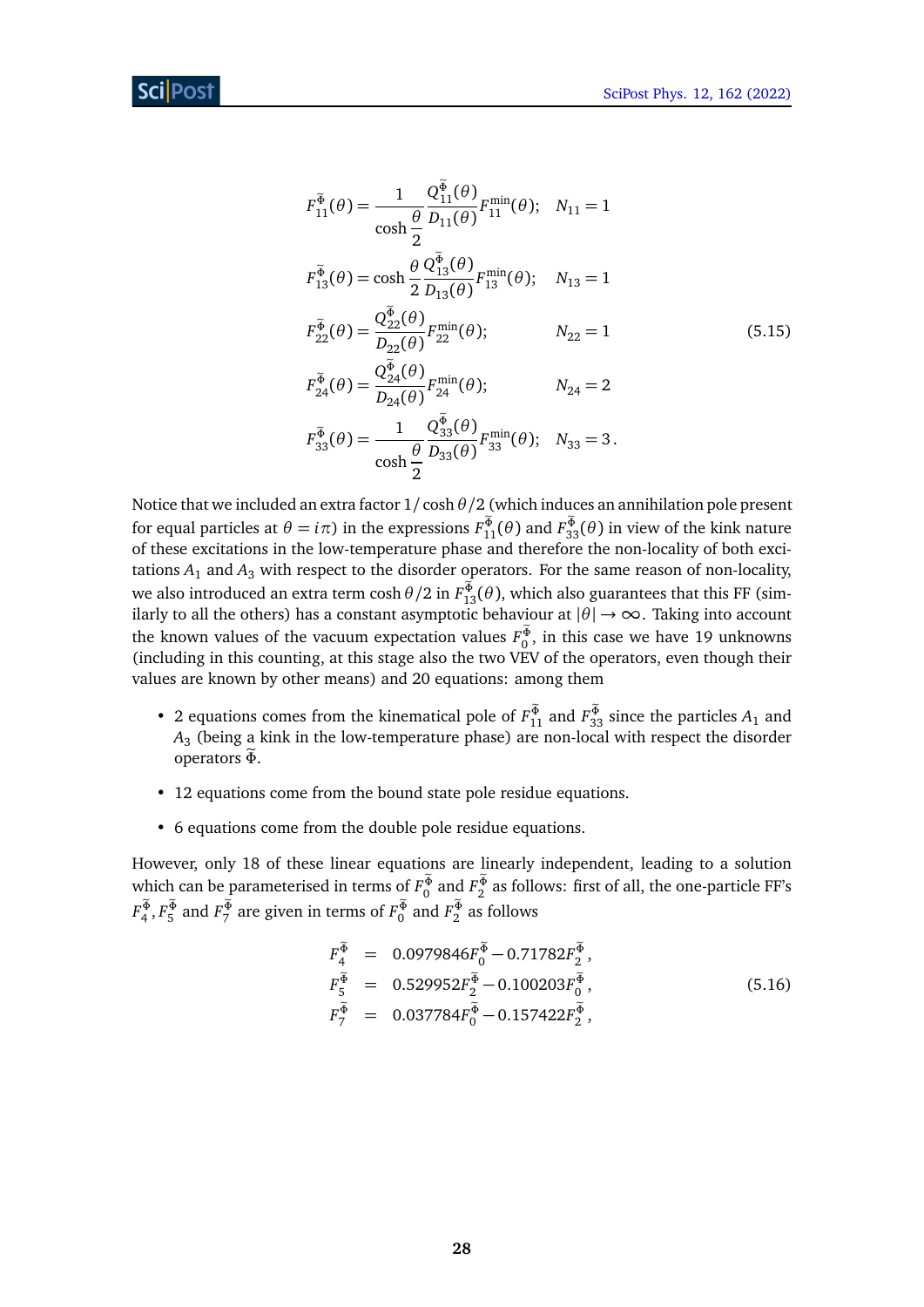$$
\begin{aligned}
F_{11}^{\widetilde{\Phi}}(\theta) &= \frac{1}{\cosh\dfrac{\theta}{2}}\frac{Q_{11}^{\widetilde{\Phi}}(\theta)}{D_{11}(\theta)}F_{11}^{\min}(\theta); \quad N_{11}=1 \\
F_{13}^{\widetilde{\Phi}}(\theta) &= \cosh\frac{\theta}{2}\frac{Q_{13}^{\widetilde{\Phi}}(\theta)}{D_{13}(\theta)}F_{13}^{\min}(\theta); \quad N_{13}=1 \\
F_{22}^{\widetilde{\Phi}}(\theta) &= \frac{Q_{22}^{\widetilde{\Phi}}(\theta)}{D_{22}(\theta)}F_{22}^{\min}(\theta); \qquad N_{22}=1 \\
F_{24}^{\widetilde{\Phi}}(\theta) &= \frac{Q_{24}^{\widetilde{\Phi}}(\theta)}{D_{24}(\theta)}F_{24}^{\min}(\theta); \qquad N_{24}=2 \\
F_{33}^{\widetilde{\Phi}}(\theta) &= \frac{1}{\cosh\dfrac{\theta}{2}}\frac{Q_{33}^{\widetilde{\Phi}}(\theta)}{D_{33}(\theta)}F_{33}^{\min}(\theta); \quad N_{33}=3\,.
\end{aligned}
\tag{5.15}
$$

Notice that we included an extra factor $1/\cosh\theta/2$ (which induces an annihilation pole present for equal particles at $\theta = i\pi$) in the expressions $F_{11}^{\widetilde{\Phi}}(\theta)$ and $F_{33}^{\widetilde{\Phi}}(\theta)$ in view of the kink nature of these excitations in the low-temperature phase and therefore the non-locality of both excitations $A_1$ and $A_3$ with respect to the disorder operators. For the same reason of non-locality, we also introduced an extra term $\cosh\theta/2$ in $F_{13}^{\widetilde{\Phi}}(\theta)$, which also guarantees that this FF (similarly to all the others) has a constant asymptotic behaviour at $|\theta| \to \infty$. Taking into account the known values of the vacuum expectation values $F_0^{\widetilde{\Phi}}$, in this case we have 19 unknowns (including in this counting, at this stage also the two VEV of the operators, even though their values are known by other means) and 20 equations: among them

- 2 equations comes from the kinematical pole of $F_{11}^{\widetilde{\Phi}}$ and $F_{33}^{\widetilde{\Phi}}$ since the particles $A_1$ and $A_3$ (being a kink in the low-temperature phase) are non-local with respect the disorder operators $\widetilde{\Phi}$.
- 12 equations come from the bound state pole residue equations.
- 6 equations come from the double pole residue equations.

However, only 18 of these linear equations are linearly independent, leading to a solution which can be parameterised in terms of $F_0^{\widetilde{\Phi}}$ and $F_2^{\widetilde{\Phi}}$ as follows: first of all, the one-particle FF's $F_4^{\widetilde{\Phi}}, F_5^{\widetilde{\Phi}}$ and $F_7^{\widetilde{\Phi}}$ are given in terms of $F_0^{\widetilde{\Phi}}$ and $F_2^{\widetilde{\Phi}}$ as follows

$$
\begin{aligned}
F_4^{\widetilde{\Phi}} &= 0.0979846F_0^{\widetilde{\Phi}} - 0.71782F_2^{\widetilde{\Phi}}\,, \\
F_5^{\widetilde{\Phi}} &= 0.529952F_2^{\widetilde{\Phi}} - 0.100203F_0^{\widetilde{\Phi}}\,, \\
F_7^{\widetilde{\Phi}} &= 0.037784F_0^{\widetilde{\Phi}} - 0.157422F_2^{\widetilde{\Phi}}\,,
\end{aligned}
\tag{5.16}
$$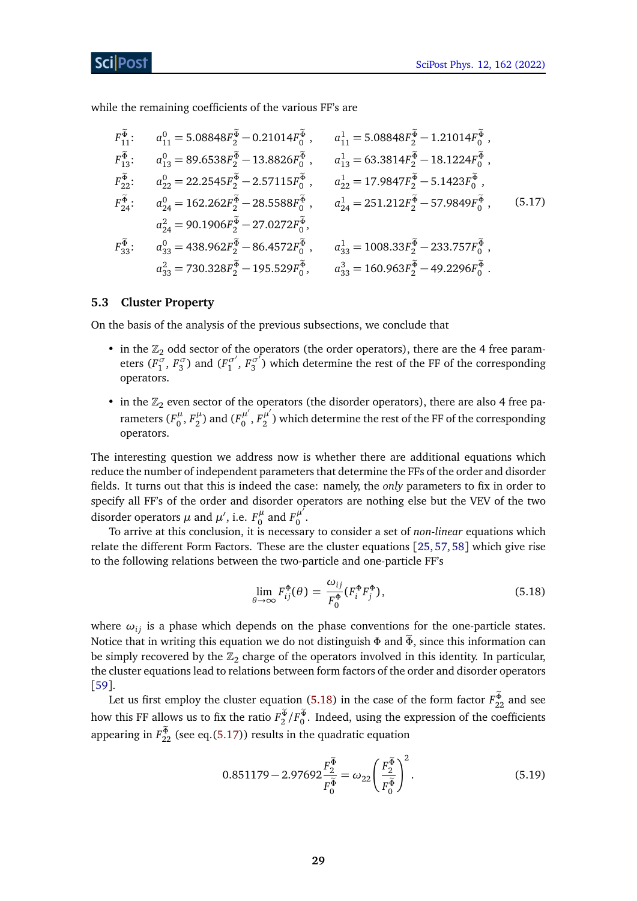while the remaining coefficients of the various FF's are

$$
\begin{aligned}
F_{11}^{\widetilde{\Phi}}: &\quad a_{11}^0 = 5.08848F_2^{\widetilde{\Phi}} - 0.21014F_0^{\widetilde{\Phi}}\,, &\quad a_{11}^1 = 5.08848F_2^{\widetilde{\Phi}} - 1.21014F_0^{\widetilde{\Phi}}\,,\\
F_{13}^{\Phi}: &\quad a_{13}^0 = 89.6538F_2^{\widetilde{\Phi}} - 13.8826F_0^{\widetilde{\Phi}}\,, &\quad a_{13}^1 = 63.3814F_2^{\widetilde{\Phi}} - 18.1224F_0^{\widetilde{\Phi}}\,,\\
F_{22}^{\widetilde{\Phi}}: &\quad a_{22}^0 = 22.2545F_2^{\widetilde{\Phi}} - 2.57115F_0^{\widetilde{\Phi}}\,, &\quad a_{22}^1 = 17.9847F_2^{\widetilde{\Phi}} - 5.1423F_0^{\widetilde{\Phi}}\,,\\
F_{24}^{\widetilde{\Phi}}: &\quad a_{24}^0 = 162.262F_2^{\widetilde{\Phi}} - 28.5588F_0^{\widetilde{\Phi}}\,, &\quad a_{24}^1 = 251.212F_2^{\widetilde{\Phi}} - 57.9849F_0^{\widetilde{\Phi}}\,,\\
&\quad a_{24}^2 = 90.1906F_2^{\widetilde{\Phi}} - 27.0272F_0^{\widetilde{\Phi}}\,, &\\
F_{33}^{\Phi}: &\quad a_{33}^0 = 438.962F_2^{\widetilde{\Phi}} - 86.4572F_0^{\widetilde{\Phi}}\,, &\quad a_{33}^1 = 1008.33F_2^{\widetilde{\Phi}} - 233.757F_0^{\widetilde{\Phi}}\,,\\
&\quad a_{33}^2 = 730.328F_2^{\widetilde{\Phi}} - 195.529F_0^{\widetilde{\Phi}}\,, &\quad a_{33}^3 = 160.963F_2^{\widetilde{\Phi}} - 49.2296F_0^{\widetilde{\Phi}}\,.
\end{aligned}
\tag{5.17}
$$

### 5.3 Cluster Property

On the basis of the analysis of the previous subsections, we conclude that

- in the $\mathbb{Z}_2$ odd sector of the operators (the order operators), there are the 4 free parameters $(F_1^{\sigma}, F_3^{\sigma})$ and $(F_1^{\sigma'}, F_3^{\sigma'})$ which determine the rest of the FF of the corresponding operators.
- in the $\mathbb{Z}_2$ even sector of the operators (the disorder operators), there are also 4 free parameters $(F_0^{\mu}, F_2^{\mu})$ and $(F_0^{\mu'}, F_2^{\mu'})$ which determine the rest of the FF of the corresponding operators.

The interesting question we address now is whether there are additional equations which reduce the number of independent parameters that determine the FFs of the order and disorder fields. It turns out that this is indeed the case: namely, the *only* parameters to fix in order to specify all FF's of the order and disorder operators are nothing else but the VEV of the two disorder operators $\mu$ and $\mu'$, i.e. $F_0^{\mu}$ and $F_0^{\mu'}$.

To arrive at this conclusion, it is necessary to consider a set of *non-linear* equations which relate the different Form Factors. These are the cluster equations [25, 57, 58] which give rise to the following relations between the two-particle and one-particle FF's

$$
\lim_{\theta\to\infty} F_{ij}^{\Phi}(\theta) = \frac{\omega_{ij}}{F_0^{\Phi}}(F_i^{\Phi}F_j^{\Phi}),
\tag{5.18}
$$

where $\omega_{ij}$ is a phase which depends on the phase conventions for the one-particle states. Notice that in writing this equation we do not distinguish $\Phi$ and $\widetilde{\Phi}$, since this information can be simply recovered by the $\mathbb{Z}_2$ charge of the operators involved in this identity. In particular, the cluster equations lead to relations between form factors of the order and disorder operators [59].

Let us first employ the cluster equation (5.18) in the case of the form factor $F_{22}^{\widetilde{\Phi}}$ and see how this FF allows us to fix the ratio $F_2^{\widetilde{\Phi}}/F_0^{\widetilde{\Phi}}$. Indeed, using the expression of the coefficients appearing in $F_{22}^{\widetilde{\Phi}}$ (see eq.(5.17)) results in the quadratic equation

$$
0.851179 - 2.97692\frac{F_2^{\widetilde{\Phi}}}{F_0^{\widetilde{\Phi}}} = \omega_{22}\left(\frac{F_2^{\widetilde{\Phi}}}{F_0^{\widetilde{\Phi}}}\right)^2.
\tag{5.19}
$$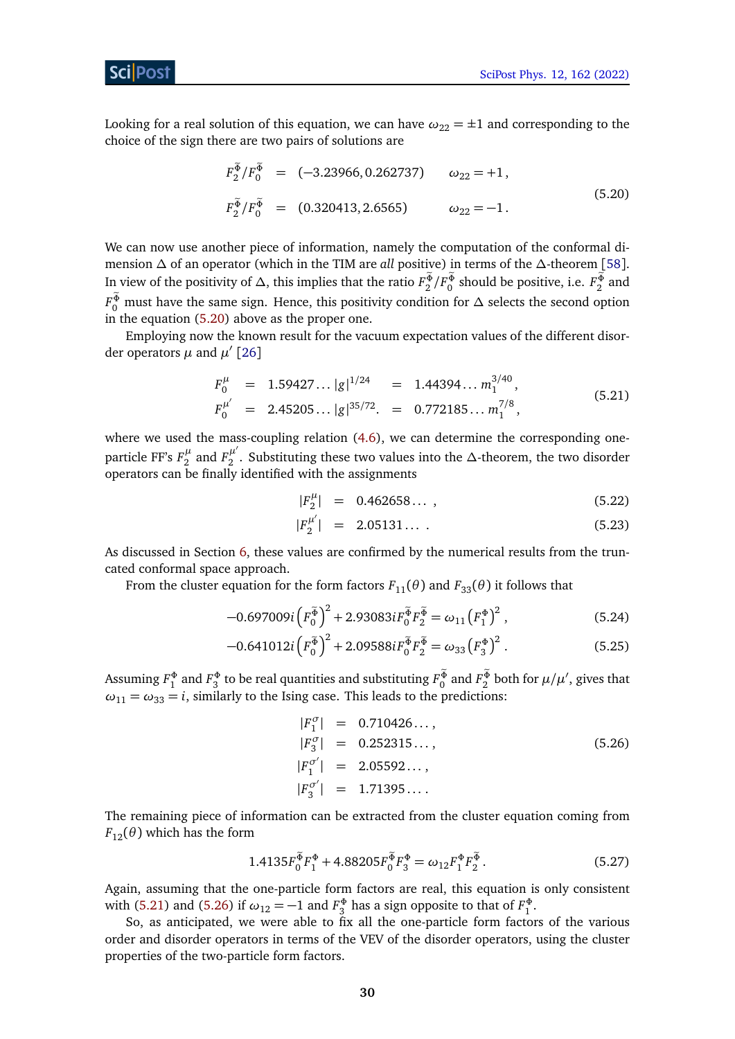Looking for a real solution of this equation, we can have $\omega_{22} = \pm 1$ and corresponding to the choice of the sign there are two pairs of solutions are

$$
\begin{aligned}
F_2^{\tilde{\Phi}}/F_0^{\tilde{\Phi}} &= (-3.23966, 0.262737) \qquad \omega_{22} = +1\,, \\
F_2^{\tilde{\Phi}}/F_0^{\tilde{\Phi}} &= (0.320413, 2.6565) \qquad \omega_{22} = -1\,.
\end{aligned} \tag{5.20}
$$

We can now use another piece of information, namely the computation of the conformal dimension $\Delta$ of an operator (which in the TIM are *all* positive) in terms of the $\Delta$-theorem [58]. In view of the positivity of $\Delta$, this implies that the ratio $F_2^{\tilde{\Phi}}/F_0^{\tilde{\Phi}}$ should be positive, i.e. $F_2^{\tilde{\Phi}}$ and $F_0^{\tilde{\Phi}}$ must have the same sign. Hence, this positivity condition for $\Delta$ selects the second option in the equation (5.20) above as the proper one.

Employing now the known result for the vacuum expectation values of the different disorder operators $\mu$ and $\mu'$ [26]

$$
\begin{aligned}
F_0^{\mu} &= 1.59427\ldots |g|^{1/24} &= 1.44394\ldots m_1^{3/40}\,, \\
F_0^{\mu'} &= 2.45205\ldots |g|^{35/72}. &= 0.772185\ldots m_1^{7/8}\,,
\end{aligned} \tag{5.21}
$$

where we used the mass-coupling relation (4.6), we can determine the corresponding one-particle FF's $F_2^{\mu}$ and $F_2^{\mu'}$. Substituting these two values into the $\Delta$-theorem, the two disorder operators can be finally identified with the assignments

$$
|F_2^{\mu}| = 0.462658\ldots\,, \tag{5.22}
$$

$$
|F_2^{\mu'}| = 2.05131\ldots\,. \tag{5.23}
$$

As discussed in Section 6, these values are confirmed by the numerical results from the truncated conformal space approach.

From the cluster equation for the form factors $F_{11}(\theta)$ and $F_{33}(\theta)$ it follows that

$$
-0.697009i\left(F_0^{\tilde{\Phi}}\right)^2 + 2.93083iF_0^{\tilde{\Phi}}F_2^{\tilde{\Phi}} = \omega_{11}\left(F_1^{\Phi}\right)^2\,, \tag{5.24}
$$

$$
-0.641012i\left(F_0^{\tilde{\Phi}}\right)^2 + 2.09588iF_0^{\tilde{\Phi}}F_2^{\tilde{\Phi}} = \omega_{33}\left(F_3^{\Phi}\right)^2\,. \tag{5.25}
$$

Assuming $F_1^{\Phi}$ and $F_3^{\Phi}$ to be real quantities and substituting $F_0^{\tilde{\Phi}}$ and $F_2^{\tilde{\Phi}}$ both for $\mu/\mu'$, gives that $\omega_{11} = \omega_{33} = i$, similarly to the Ising case. This leads to the predictions:

$$
\begin{aligned}
|F_1^{\sigma}| &= 0.710426\ldots\,, \\
|F_3^{\sigma}| &= 0.252315\ldots\,, \\
|F_1^{\sigma'}| &= 2.05592\ldots\,, \\
|F_3^{\sigma'}| &= 1.71395\ldots\,.
\end{aligned} \tag{5.26}
$$

The remaining piece of information can be extracted from the cluster equation coming from $F_{12}(\theta)$ which has the form

$$
1.4135F_0^{\tilde{\Phi}}F_1^{\Phi} + 4.88205F_0^{\tilde{\Phi}}F_3^{\Phi} = \omega_{12}F_1^{\Phi}F_2^{\tilde{\Phi}}\,. \tag{5.27}
$$

Again, assuming that the one-particle form factors are real, this equation is only consistent with (5.21) and (5.26) if $\omega_{12} = -1$ and $F_3^{\Phi}$ has a sign opposite to that of $F_1^{\Phi}$.

So, as anticipated, we were able to fix all the one-particle form factors of the various order and disorder operators in terms of the VEV of the disorder operators, using the cluster properties of the two-particle form factors.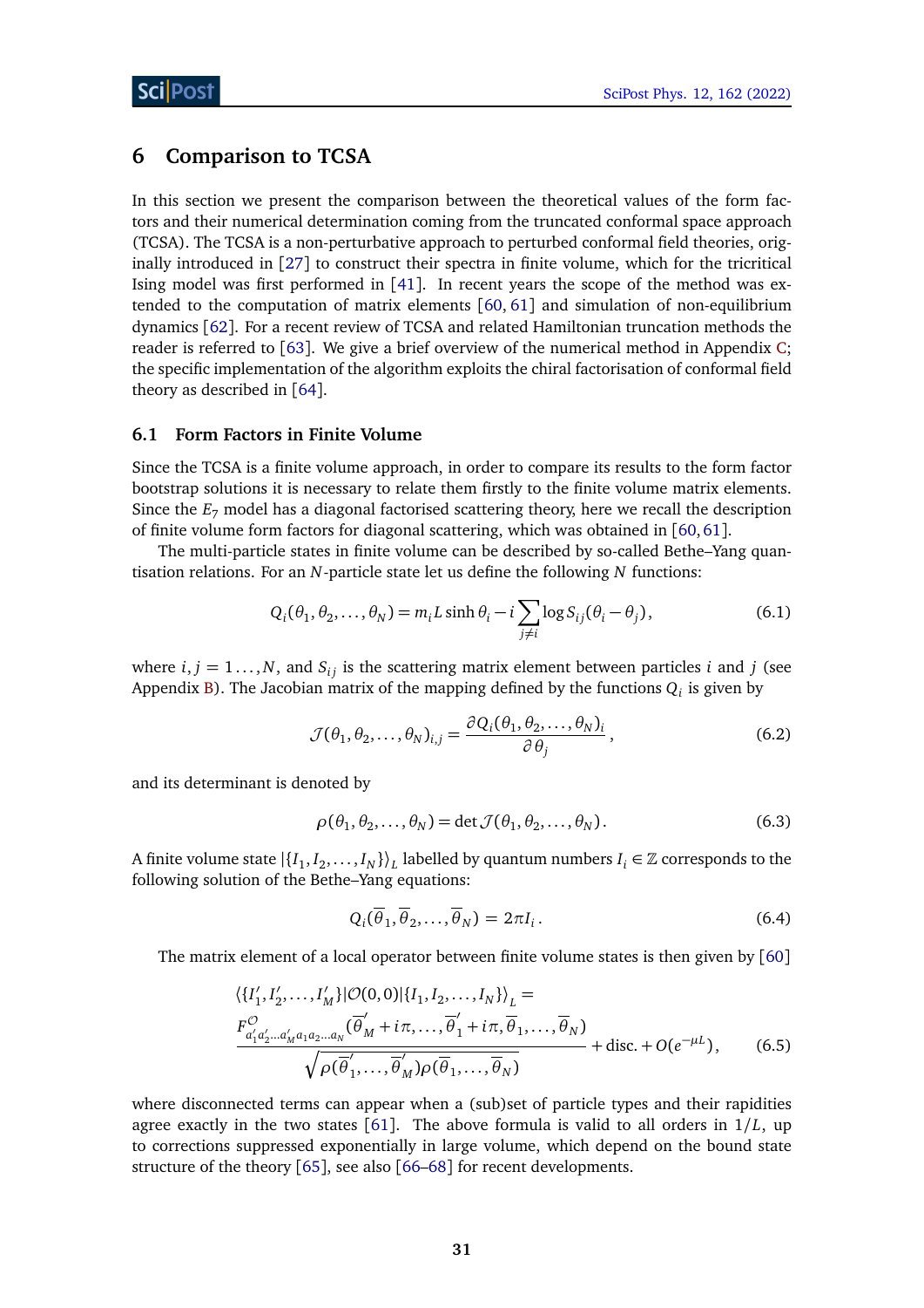## 6 Comparison to TCSA

In this section we present the comparison between the theoretical values of the form factors and their numerical determination coming from the truncated conformal space approach (TCSA). The TCSA is a non-perturbative approach to perturbed conformal field theories, originally introduced in [27] to construct their spectra in finite volume, which for the tricritical Ising model was first performed in [41]. In recent years the scope of the method was extended to the computation of matrix elements [60, 61] and simulation of non-equilibrium dynamics [62]. For a recent review of TCSA and related Hamiltonian truncation methods the reader is referred to [63]. We give a brief overview of the numerical method in Appendix C; the specific implementation of the algorithm exploits the chiral factorisation of conformal field theory as described in [64].

### 6.1 Form Factors in Finite Volume

Since the TCSA is a finite volume approach, in order to compare its results to the form factor bootstrap solutions it is necessary to relate them firstly to the finite volume matrix elements. Since the $E_7$ model has a diagonal factorised scattering theory, here we recall the description of finite volume form factors for diagonal scattering, which was obtained in [60, 61].

The multi-particle states in finite volume can be described by so-called Bethe–Yang quantisation relations. For an $N$-particle state let us define the following $N$ functions:

$$Q_i(\theta_1, \theta_2, \ldots, \theta_N) = m_i L \sinh \theta_i - i \sum_{j \neq i} \log S_{ij}(\theta_i - \theta_j), \tag{6.1}$$

where $i, j = 1 \ldots, N$, and $S_{ij}$ is the scattering matrix element between particles $i$ and $j$ (see Appendix B). The Jacobian matrix of the mapping defined by the functions $Q_i$ is given by

$$\mathcal{J}(\theta_1, \theta_2, \ldots, \theta_N)_{i,j} = \frac{\partial Q_i(\theta_1, \theta_2, \ldots, \theta_N)_i}{\partial \theta_j}, \tag{6.2}$$

and its determinant is denoted by

$$\rho(\theta_1, \theta_2, \ldots, \theta_N) = \det \mathcal{J}(\theta_1, \theta_2, \ldots, \theta_N). \tag{6.3}$$

A finite volume state $|\{I_1, I_2, \ldots, I_N\}\rangle_L$ labelled by quantum numbers $I_i \in \mathbb{Z}$ corresponds to the following solution of the Bethe–Yang equations:

$$Q_i(\overline{\theta}_1, \overline{\theta}_2, \ldots, \overline{\theta}_N) = 2\pi I_i. \tag{6.4}$$

The matrix element of a local operator between finite volume states is then given by [60]

$$\begin{aligned}
&\langle \{I'_1, I'_2, \ldots, I'_M\} | \mathcal{O}(0,0) | \{I_1, I_2, \ldots, I_N\} \rangle_L = \\
&\frac{F^{\mathcal{O}}_{a'_1 a'_2 \ldots a'_M a_1 a_2 \ldots a_N}(\overline{\theta}'_M + i\pi, \ldots, \overline{\theta}'_1 + i\pi, \overline{\theta}_1, \ldots, \overline{\theta}_N)}{\sqrt{\rho(\overline{\theta}'_1, \ldots, \overline{\theta}'_M)\rho(\overline{\theta}_1, \ldots, \overline{\theta}_N)}} + \text{disc.} + O(e^{-\mu L}),
\end{aligned} \tag{6.5}$$

where disconnected terms can appear when a (sub)set of particle types and their rapidities agree exactly in the two states [61]. The above formula is valid to all orders in $1/L$, up to corrections suppressed exponentially in large volume, which depend on the bound state structure of the theory [65], see also [66–68] for recent developments.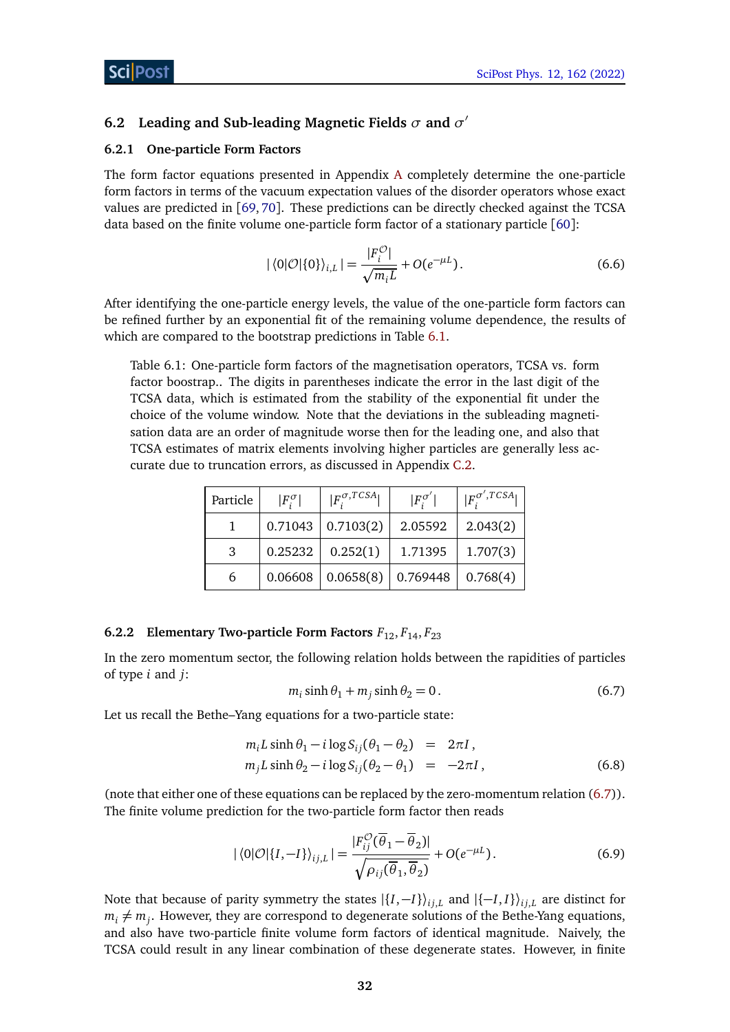### 6.2 Leading and Sub-leading Magnetic Fields $\sigma$ and $\sigma'$

#### 6.2.1 One-particle Form Factors

The form factor equations presented in Appendix A completely determine the one-particle form factors in terms of the vacuum expectation values of the disorder operators whose exact values are predicted in [69, 70]. These predictions can be directly checked against the TCSA data based on the finite volume one-particle form factor of a stationary particle [60]:

$$|\langle 0|\mathcal{O}|\{0\}\rangle_{i,L}| = \frac{|F_i^{\mathcal{O}}|}{\sqrt{m_i L}} + O(e^{-\mu L}). \tag{6.6}$$

After identifying the one-particle energy levels, the value of the one-particle form factors can be refined further by an exponential fit of the remaining volume dependence, the results of which are compared to the bootstrap predictions in Table 6.1.

Table 6.1: One-particle form factors of the magnetisation operators, TCSA vs. form factor boostrap.. The digits in parentheses indicate the error in the last digit of the TCSA data, which is estimated from the stability of the exponential fit under the choice of the volume window. Note that the deviations in the subleading magnetisation data are an order of magnitude worse then for the leading one, and also that TCSA estimates of matrix elements involving higher particles are generally less accurate due to truncation errors, as discussed in Appendix C.2.

| Particle | $\lvert F_i^{\sigma}\rvert$ | $\lvert F_i^{\sigma,TCSA}\rvert$ | $\lvert F_i^{\sigma'}\rvert$ | $\lvert F_i^{\sigma',TCSA}\rvert$ |
|---|---|---|---|---|
| 1 | 0.71043 | 0.7103(2) | 2.05592 | 2.043(2) |
| 3 | 0.25232 | 0.252(1) | 1.71395 | 1.707(3) |
| 6 | 0.06608 | 0.0658(8) | 0.769448 | 0.768(4) |

#### 6.2.2 Elementary Two-particle Form Factors $F_{12}, F_{14}, F_{23}$

In the zero momentum sector, the following relation holds between the rapidities of particles of type $i$ and $j$:

$$m_i \sinh\theta_1 + m_j \sinh\theta_2 = 0\,. \tag{6.7}$$

Let us recall the Bethe–Yang equations for a two-particle state:

$$\begin{aligned} m_i L \sinh\theta_1 - i\log S_{ij}(\theta_1-\theta_2) &= 2\pi I\,, \\ m_j L \sinh\theta_2 - i\log S_{ij}(\theta_2-\theta_1) &= -2\pi I\,, \end{aligned} \tag{6.8}$$

(note that either one of these equations can be replaced by the zero-momentum relation (6.7)). The finite volume prediction for the two-particle form factor then reads

$$|\langle 0|\mathcal{O}|\{I,-I\}\rangle_{ij,L}| = \frac{|F_{ij}^{\mathcal{O}}(\overline{\theta}_1-\overline{\theta}_2)|}{\sqrt{\rho_{ij}(\overline{\theta}_1,\overline{\theta}_2)}} + O(e^{-\mu L}). \tag{6.9}$$

Note that because of parity symmetry the states $|\{I,-I\}\rangle_{ij,L}$ and $|\{-I,I\}\rangle_{ij,L}$ are distinct for $m_i \neq m_j$. However, they are correspond to degenerate solutions of the Bethe-Yang equations, and also have two-particle finite volume form factors of identical magnitude. Naively, the TCSA could result in any linear combination of these degenerate states. However, in finite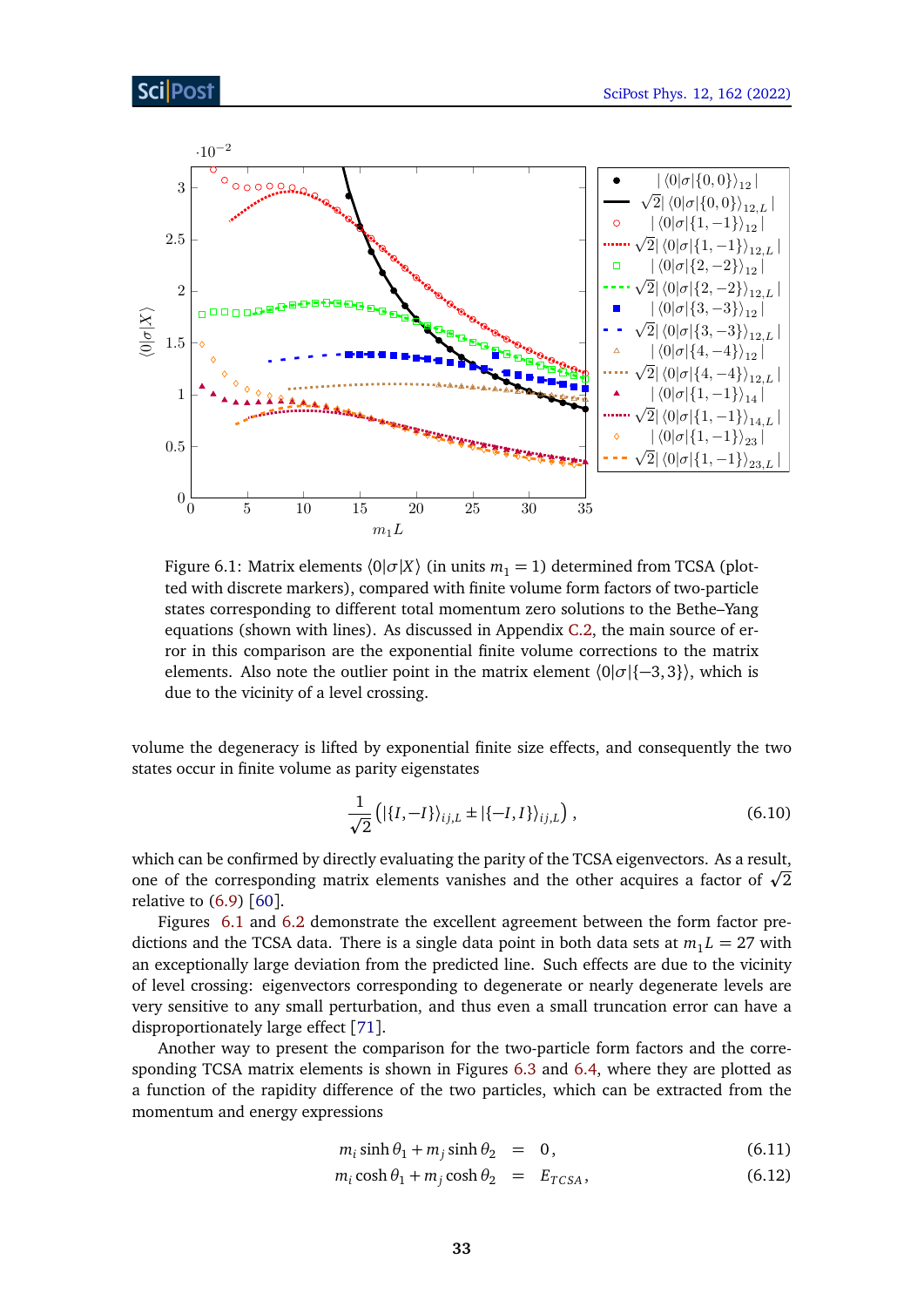Figure 6.1: Matrix elements $\langle 0|\sigma|X\rangle$ (in units $m_1 = 1$) determined from TCSA (plotted with discrete markers), compared with finite volume form factors of two-particle states corresponding to different total momentum zero solutions to the Bethe–Yang equations (shown with lines). As discussed in Appendix C.2, the main source of error in this comparison are the exponential finite volume corrections to the matrix elements. Also note the outlier point in the matrix element $\langle 0|\sigma|\{-3,3\}\rangle$, which is due to the vicinity of a level crossing.

volume the degeneracy is lifted by exponential finite size effects, and consequently the two states occur in finite volume as parity eigenstates

$$\frac{1}{\sqrt{2}}\left(|\{I,-I\}\rangle_{ij,L} \pm |\{-I,I\}\rangle_{ij,L}\right), \tag{6.10}$$

which can be confirmed by directly evaluating the parity of the TCSA eigenvectors. As a result, one of the corresponding matrix elements vanishes and the other acquires a factor of $\sqrt{2}$ relative to (6.9) [60].

Figures 6.1 and 6.2 demonstrate the excellent agreement between the form factor predictions and the TCSA data. There is a single data point in both data sets at $m_1 L = 27$ with an exceptionally large deviation from the predicted line. Such effects are due to the vicinity of level crossing: eigenvectors corresponding to degenerate or nearly degenerate levels are very sensitive to any small perturbation, and thus even a small truncation error can have a disproportionately large effect [71].

Another way to present the comparison for the two-particle form factors and the corresponding TCSA matrix elements is shown in Figures 6.3 and 6.4, where they are plotted as a function of the rapidity difference of the two particles, which can be extracted from the momentum and energy expressions

$$m_i \sinh\theta_1 + m_j \sinh\theta_2 = 0, \tag{6.11}$$

$$m_i \cosh\theta_1 + m_j \cosh\theta_2 = E_{TCSA}, \tag{6.12}$$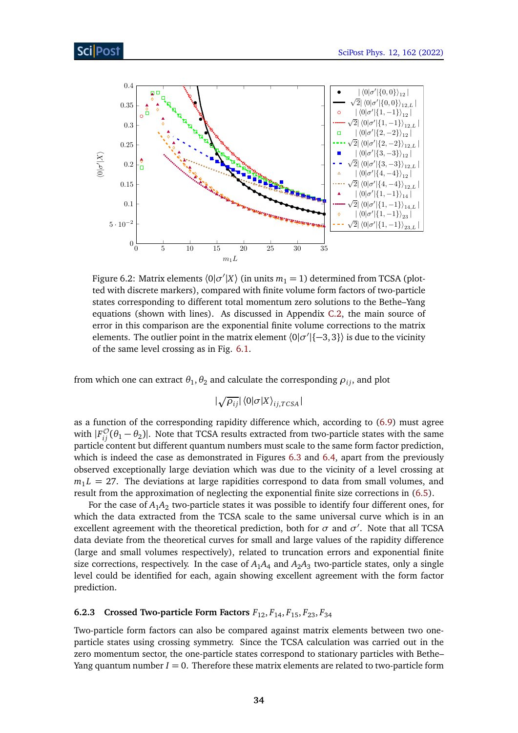Figure 6.2: Matrix elements $\langle 0|\sigma'|X\rangle$ (in units $m_1 = 1$) determined from TCSA (plotted with discrete markers), compared with finite volume form factors of two-particle states corresponding to different total momentum zero solutions to the Bethe–Yang equations (shown with lines). As discussed in Appendix C.2, the main source of error in this comparison are the exponential finite volume corrections to the matrix elements. The outlier point in the matrix element $\langle 0|\sigma'|\{-3,3\}\rangle$ is due to the vicinity of the same level crossing as in Fig. 6.1.

from which one can extract $\theta_1, \theta_2$ and calculate the corresponding $\rho_{ij}$, and plot

$$|\sqrt{\rho_{ij}}| \langle 0|\sigma|X\rangle_{ij,TCSA}|$$

as a function of the corresponding rapidity difference which, according to (6.9) must agree with $|F_{ij}^{\mathcal{O}}(\theta_1 - \theta_2)|$. Note that TCSA results extracted from two-particle states with the same particle content but different quantum numbers must scale to the same form factor prediction, which is indeed the case as demonstrated in Figures 6.3 and 6.4, apart from the previously observed exceptionally large deviation which was due to the vicinity of a level crossing at $m_1 L = 27$. The deviations at large rapidities correspond to data from small volumes, and result from the approximation of neglecting the exponential finite size corrections in (6.5).

For the case of $A_1 A_2$ two-particle states it was possible to identify four different ones, for which the data extracted from the TCSA scale to the same universal curve which is in an excellent agreement with the theoretical prediction, both for $\sigma$ and $\sigma'$. Note that all TCSA data deviate from the theoretical curves for small and large values of the rapidity difference (large and small volumes respectively), related to truncation errors and exponential finite size corrections, respectively. In the case of $A_1 A_4$ and $A_2 A_3$ two-particle states, only a single level could be identified for each, again showing excellent agreement with the form factor prediction.

### 6.2.3 Crossed Two-particle Form Factors $F_{12}, F_{14}, F_{15}, F_{23}, F_{34}$

Two-particle form factors can also be compared against matrix elements between two one-particle states using crossing symmetry. Since the TCSA calculation was carried out in the zero momentum sector, the one-particle states correspond to stationary particles with Bethe–Yang quantum number $I = 0$. Therefore these matrix elements are related to two-particle form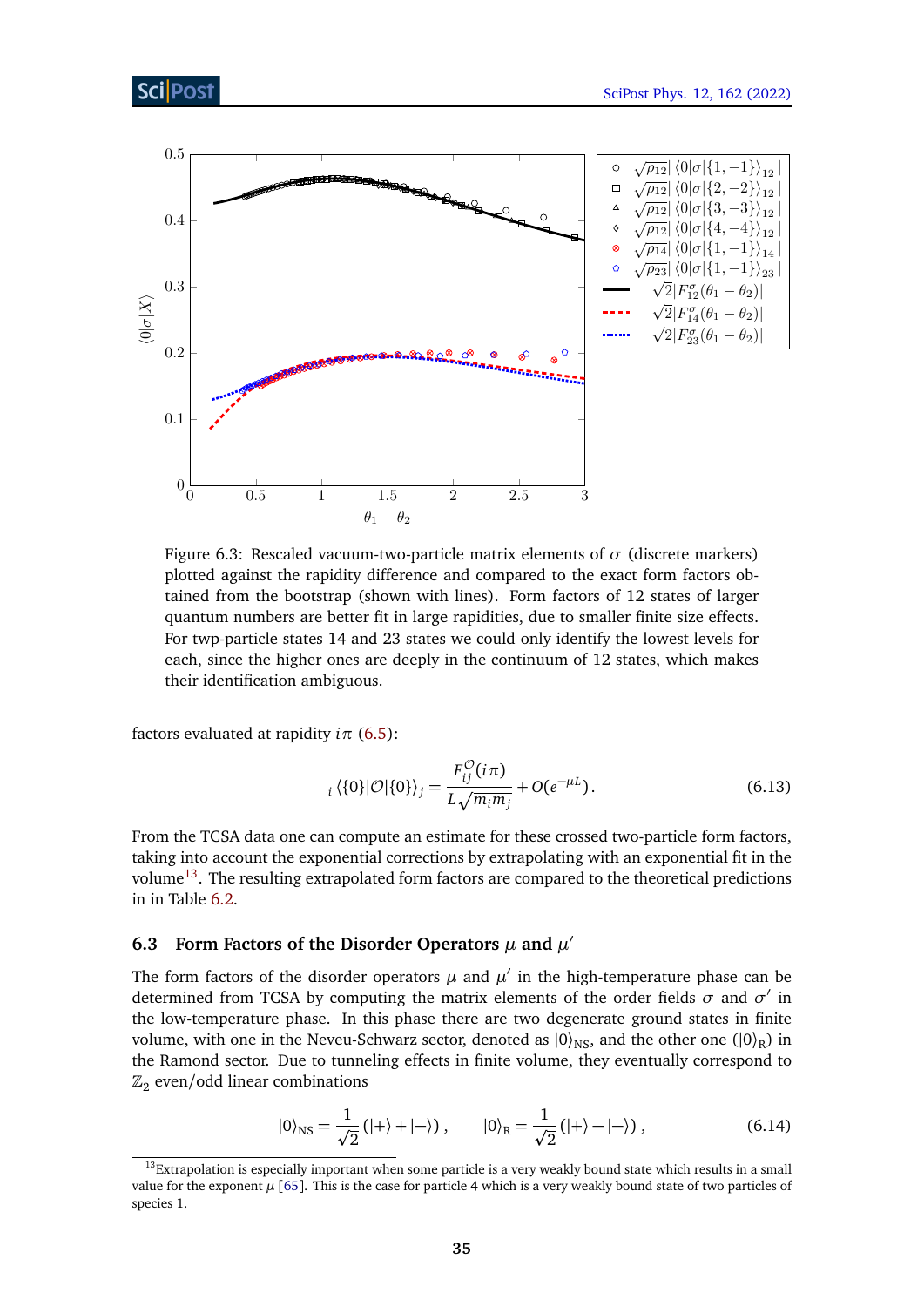Figure 6.3: Rescaled vacuum-two-particle matrix elements of $\sigma$ (discrete markers) plotted against the rapidity difference and compared to the exact form factors obtained from the bootstrap (shown with lines). Form factors of 12 states of larger quantum numbers are better fit in large rapidities, due to smaller finite size effects. For twp-particle states 14 and 23 states we could only identify the lowest levels for each, since the higher ones are deeply in the continuum of 12 states, which makes their identification ambiguous.

factors evaluated at rapidity $i\pi$ (6.5):

$$
{}_i\langle\{0\}|\mathcal{O}|\{0\}\rangle_j = \frac{F_{ij}^{\mathcal{O}}(i\pi)}{L\sqrt{m_i m_j}} + O(e^{-\mu L}). \tag{6.13}
$$

From the TCSA data one can compute an estimate for these crossed two-particle form factors, taking into account the exponential corrections by extrapolating with an exponential fit in the volume[13]. The resulting extrapolated form factors are compared to the theoretical predictions in in Table 6.2.

## 6.3 Form Factors of the Disorder Operators $\mu$ and $\mu'$

The form factors of the disorder operators $\mu$ and $\mu'$ in the high-temperature phase can be determined from TCSA by computing the matrix elements of the order fields $\sigma$ and $\sigma'$ in the low-temperature phase. In this phase there are two degenerate ground states in finite volume, with one in the Neveu-Schwarz sector, denoted as $|0\rangle_{\rm NS}$, and the other one ($|0\rangle_{\rm R}$) in the Ramond sector. Due to tunneling effects in finite volume, they eventually correspond to $\mathbb{Z}_2$ even/odd linear combinations

$$
|0\rangle_{\rm NS} = \frac{1}{\sqrt{2}}(|+\rangle + |-\rangle), \qquad |0\rangle_{\rm R} = \frac{1}{\sqrt{2}}(|+\rangle - |-\rangle), \tag{6.14}
$$

[13] Extrapolation is especially important when some particle is a very weakly bound state which results in a small value for the exponent $\mu$ [65]. This is the case for particle 4 which is a very weakly bound state of two particles of species 1.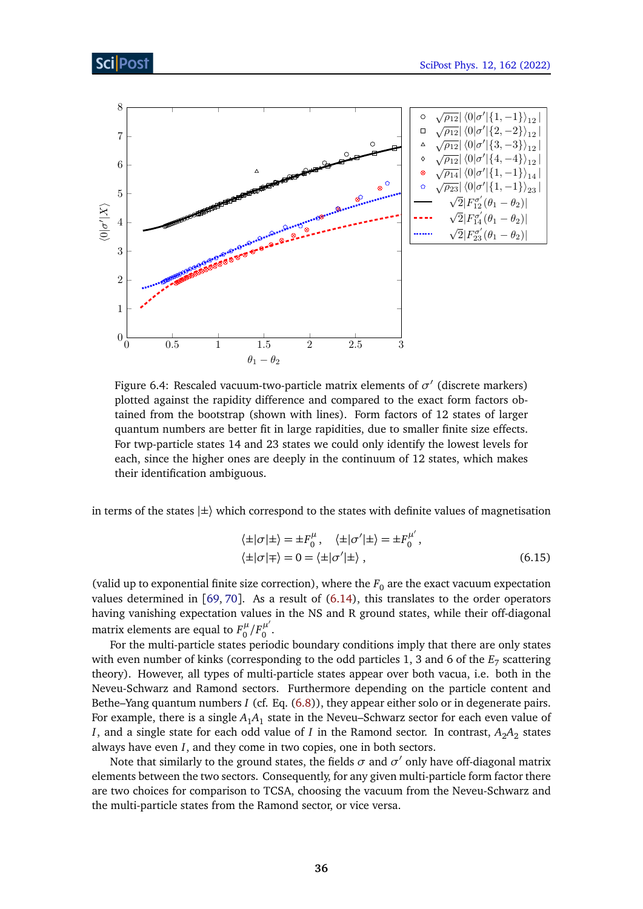Figure 6.4: Rescaled vacuum-two-particle matrix elements of $\sigma'$ (discrete markers) plotted against the rapidity difference and compared to the exact form factors obtained from the bootstrap (shown with lines). Form factors of 12 states of larger quantum numbers are better fit in large rapidities, due to smaller finite size effects. For twp-particle states 14 and 23 states we could only identify the lowest levels for each, since the higher ones are deeply in the continuum of 12 states, which makes their identification ambiguous.

in terms of the states $|\pm\rangle$ which correspond to the states with definite values of magnetisation

$$\langle\pm|\sigma|\pm\rangle = \pm F_0^\mu\,, \quad \langle\pm|\sigma'|\pm\rangle = \pm F_0^{\mu'}\,,$$
$$\langle\pm|\sigma|\mp\rangle = 0 = \langle\pm|\sigma'|\pm\rangle\,, \tag{6.15}$$

(valid up to exponential finite size correction), where the $F_0$ are the exact vacuum expectation values determined in [69, 70]. As a result of (6.14), this translates to the order operators having vanishing expectation values in the NS and R ground states, while their off-diagonal matrix elements are equal to $F_0^\mu/F_0^{\mu'}$.

For the multi-particle states periodic boundary conditions imply that there are only states with even number of kinks (corresponding to the odd particles 1, 3 and 6 of the $E_7$ scattering theory). However, all types of multi-particle states appear over both vacua, i.e. both in the Neveu-Schwarz and Ramond sectors. Furthermore depending on the particle content and Bethe–Yang quantum numbers $I$ (cf. Eq. (6.8)), they appear either solo or in degenerate pairs. For example, there is a single $A_1A_1$ state in the Neveu-Schwarz sector for each even value of $I$, and a single state for each odd value of $I$ in the Ramond sector. In contrast, $A_2A_2$ states always have even $I$, and they come in two copies, one in both sectors.

Note that similarly to the ground states, the fields $\sigma$ and $\sigma'$ only have off-diagonal matrix elements between the two sectors. Consequently, for any given multi-particle form factor there are two choices for comparison to TCSA, choosing the vacuum from the Neveu-Schwarz and the multi-particle states from the Ramond sector, or vice versa.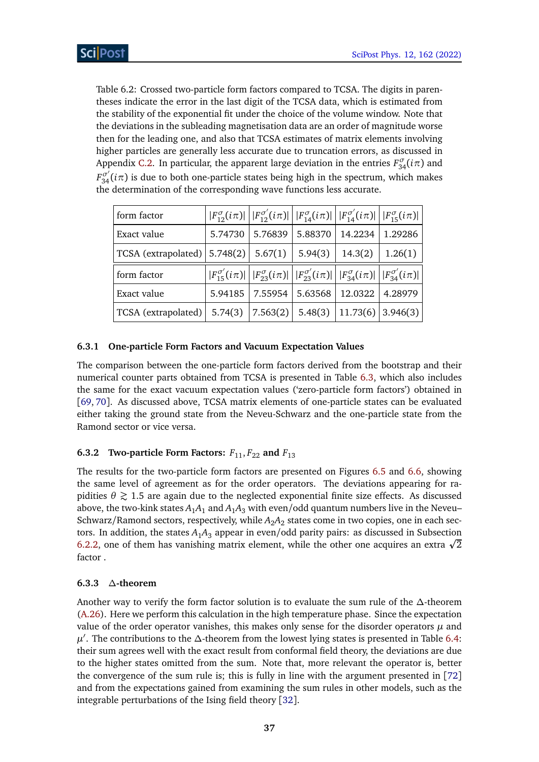Table 6.2: Crossed two-particle form factors compared to TCSA. The digits in parentheses indicate the error in the last digit of the TCSA data, which is estimated from the stability of the exponential fit under the choice of the volume window. Note that the deviations in the subleading magnetisation data are an order of magnitude worse then for the leading one, and also that TCSA estimates of matrix elements involving higher particles are generally less accurate due to truncation errors, as discussed in Appendix C.2. In particular, the apparent large deviation in the entries $F_{34}^{\sigma}(i\pi)$ and $F_{34}^{\sigma'}(i\pi)$ is due to both one-particle states being high in the spectrum, which makes the determination of the corresponding wave functions less accurate.

| form factor | $\|F_{12}^{\sigma}(i\pi)\|$ | $\|F_{12}^{\sigma'}(i\pi)\|$ | $\|F_{14}^{\sigma}(i\pi)\|$ | $\|F_{14}^{\sigma'}(i\pi)\|$ | $\|F_{15}^{\sigma}(i\pi)\|$ |
|---|---|---|---|---|---|
| Exact value | 5.74730 | 5.76839 | 5.88370 | 14.2234 | 1.29286 |
| TCSA (extrapolated) | 5.748(2) | 5.67(1) | 5.94(3) | 14.3(2) | 1.26(1) |
| form factor | $\|F_{15}^{\sigma'}(i\pi)\|$ | $\|F_{23}^{\sigma}(i\pi)\|$ | $\|F_{23}^{\sigma'}(i\pi)\|$ | $\|F_{34}^{\sigma}(i\pi)\|$ | $\|F_{34}^{\sigma'}(i\pi)\|$ |
| Exact value | 5.94185 | 7.55954 | 5.63568 | 12.0322 | 4.28979 |
| TCSA (extrapolated) | 5.74(3) | 7.563(2) | 5.48(3) | 11.73(6) | 3.946(3) |

### 6.3.1 One-particle Form Factors and Vacuum Expectation Values

The comparison between the one-particle form factors derived from the bootstrap and their numerical counter parts obtained from TCSA is presented in Table 6.3, which also includes the same for the exact vacuum expectation values ('zero-particle form factors') obtained in [69, 70]. As discussed above, TCSA matrix elements of one-particle states can be evaluated either taking the ground state from the Neveu-Schwarz and the one-particle state from the Ramond sector or vice versa.

### 6.3.2 Two-particle Form Factors: $F_{11}, F_{22}$ and $F_{13}$

The results for the two-particle form factors are presented on Figures 6.5 and 6.6, showing the same level of agreement as for the order operators. The deviations appearing for rapidities $\theta \gtrsim 1.5$ are again due to the neglected exponential finite size effects. As discussed above, the two-kink states $A_1A_1$ and $A_1A_3$ with even/odd quantum numbers live in the Neveu–Schwarz/Ramond sectors, respectively, while $A_2A_2$ states come in two copies, one in each sectors. In addition, the states $A_1A_3$ appear in even/odd parity pairs: as discussed in Subsection 6.2.2, one of them has vanishing matrix element, while the other one acquires an extra $\sqrt{2}$ factor .

### 6.3.3 $\Delta$-theorem

Another way to verify the form factor solution is to evaluate the sum rule of the $\Delta$-theorem (A.26). Here we perform this calculation in the high temperature phase. Since the expectation value of the order operator vanishes, this makes only sense for the disorder operators $\mu$ and $\mu'$. The contributions to the $\Delta$-theorem from the lowest lying states is presented in Table 6.4: their sum agrees well with the exact result from conformal field theory, the deviations are due to the higher states omitted from the sum. Note that, more relevant the operator is, better the convergence of the sum rule is; this is fully in line with the argument presented in [72] and from the expectations gained from examining the sum rules in other models, such as the integrable perturbations of the Ising field theory [32].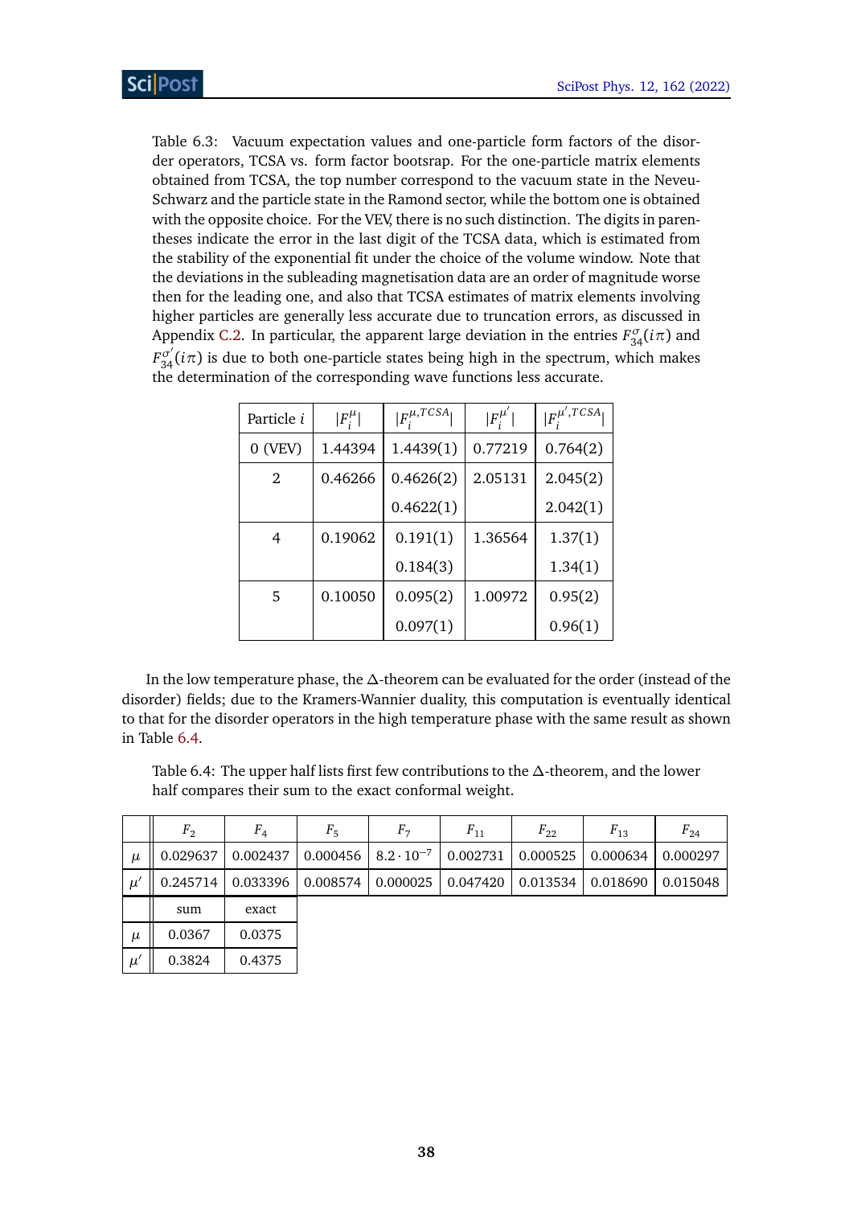Table 6.3: Vacuum expectation values and one-particle form factors of the disorder operators, TCSA vs. form factor bootstrap. For the one-particle matrix elements obtained from TCSA, the top number correspond to the vacuum state in the Neveu-Schwarz and the particle state in the Ramond sector, while the bottom one is obtained with the opposite choice. For the VEV, there is no such distinction. The digits in parentheses indicate the error in the last digit of the TCSA data, which is estimated from the stability of the exponential fit under the choice of the volume window. Note that the deviations in the subleading magnetisation data are an order of magnitude worse then for the leading one, and also that TCSA estimates of matrix elements involving higher particles are generally less accurate due to truncation errors, as discussed in Appendix C.2. In particular, the apparent large deviation in the entries $F^{\sigma}_{34}(i\pi)$ and $F^{\sigma'}_{34}(i\pi)$ is due to both one-particle states being high in the spectrum, which makes the determination of the corresponding wave functions less accurate.

| Particle $i$ | $\lvert F^{\mu}_i \rvert$ | $\lvert F^{\mu,TCSA}_i \rvert$ | $\lvert F^{\mu'}_i \rvert$ | $\lvert F^{\mu',TCSA}_i \rvert$ |
|---|---|---|---|---|
| 0 (VEV) | 1.44394 | 1.4439(1) | 0.77219 | 0.764(2) |
| 2 | 0.46266 | 0.4626(2) | 2.05131 | 2.045(2) |
| | | 0.4622(1) | | 2.042(1) |
| 4 | 0.19062 | 0.191(1) | 1.36564 | 1.37(1) |
| | | 0.184(3) | | 1.34(1) |
| 5 | 0.10050 | 0.095(2) | 1.00972 | 0.95(2) |
| | | 0.097(1) | | 0.96(1) |

In the low temperature phase, the $\Delta$-theorem can be evaluated for the order (instead of the disorder) fields; due to the Kramers-Wannier duality, this computation is eventually identical to that for the disorder operators in the high temperature phase with the same result as shown in Table 6.4.

Table 6.4: The upper half lists first few contributions to the $\Delta$-theorem, and the lower half compares their sum to the exact conformal weight.

| | $F_2$ | $F_4$ | $F_5$ | $F_7$ | $F_{11}$ | $F_{22}$ | $F_{13}$ | $F_{24}$ |
|---|---|---|---|---|---|---|---|---|
| $\mu$ | 0.029637 | 0.002437 | 0.000456 | $8.2 \cdot 10^{-7}$ | 0.002731 | 0.000525 | 0.000634 | 0.000297 |
| $\mu'$ | 0.245714 | 0.033396 | 0.008574 | 0.000025 | 0.047420 | 0.013534 | 0.018690 | 0.015048 |

| | sum | exact |
|---|---|---|
| $\mu$ | 0.0367 | 0.0375 |
| $\mu'$ | 0.3824 | 0.4375 |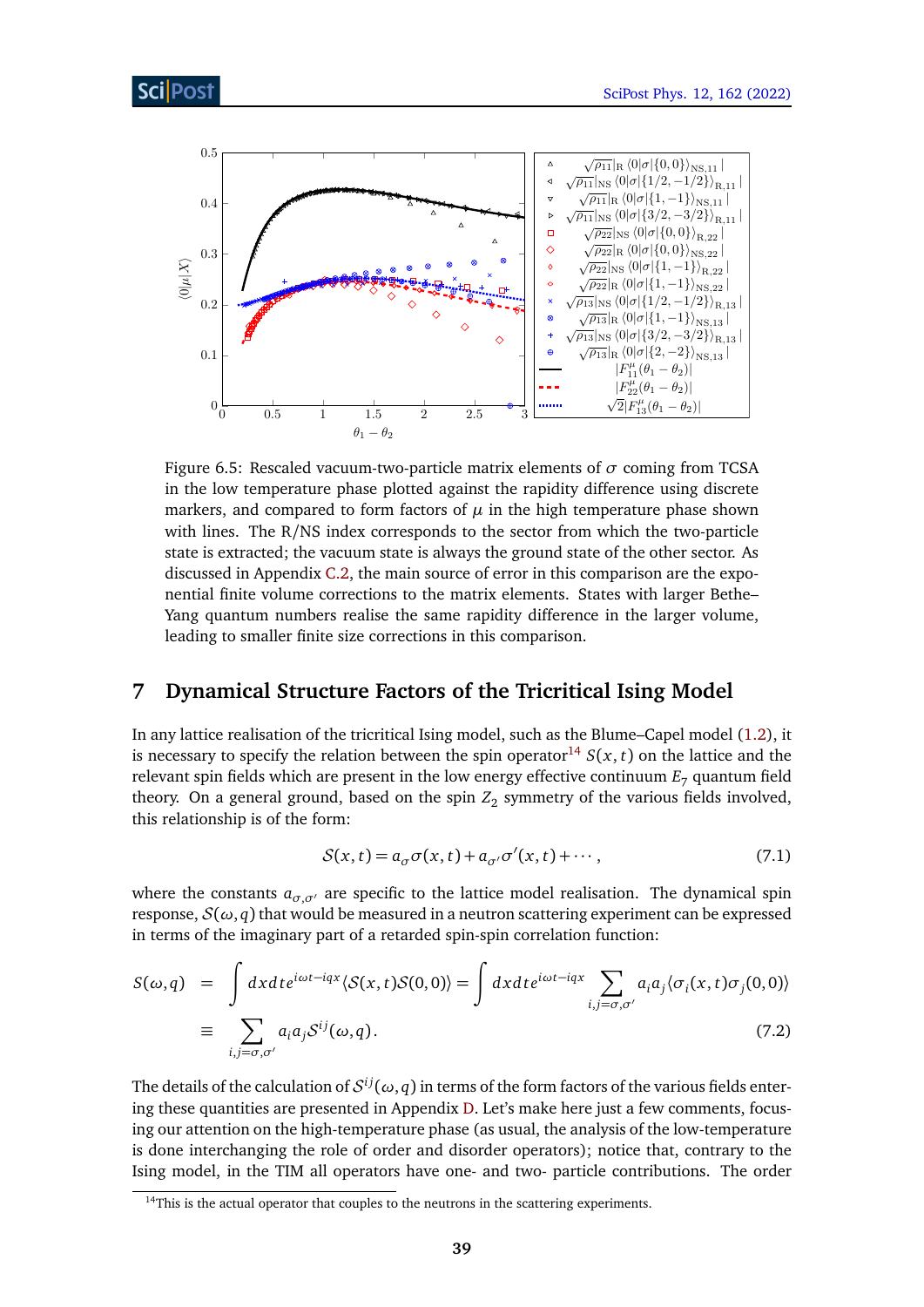Figure 6.5: Rescaled vacuum-two-particle matrix elements of $\sigma$ coming from TCSA in the low temperature phase plotted against the rapidity difference using discrete markers, and compared to form factors of $\mu$ in the high temperature phase shown with lines. The R/NS index corresponds to the sector from which the two-particle state is extracted; the vacuum state is always the ground state of the other sector. As discussed in Appendix C.2, the main source of error in this comparison are the exponential finite volume corrections to the matrix elements. States with larger Bethe–Yang quantum numbers realise the same rapidity difference in the larger volume, leading to smaller finite size corrections in this comparison.

# 7 Dynamical Structure Factors of the Tricritical Ising Model

In any lattice realisation of the tricritical Ising model, such as the Blume–Capel model (1.2), it is necessary to specify the relation between the spin operator[14] $\mathcal{S}(x,t)$ on the lattice and the relevant spin fields which are present in the low energy effective continuum $E_7$ quantum field theory. On a general ground, based on the spin $Z_2$ symmetry of the various fields involved, this relationship is of the form:

$$\mathcal{S}(x,t) = a_\sigma \sigma(x,t) + a_{\sigma'} \sigma'(x,t) + \cdots, \tag{7.1}$$

where the constants $a_{\sigma,\sigma'}$ are specific to the lattice model realisation. The dynamical spin response, $\mathcal{S}(\omega,q)$ that would be measured in a neutron scattering experiment can be expressed in terms of the imaginary part of a retarded spin-spin correlation function:

$$\begin{aligned} S(\omega,q) &= \int dx dt\, e^{i\omega t - iqx} \langle \mathcal{S}(x,t)\mathcal{S}(0,0)\rangle = \int dx dt\, e^{i\omega t - iqx} \sum_{i,j=\sigma,\sigma'} a_i a_j \langle \sigma_i(x,t)\sigma_j(0,0)\rangle \\ &\equiv \sum_{i,j=\sigma,\sigma'} a_i a_j \mathcal{S}^{ij}(\omega,q). \end{aligned} \tag{7.2}$$

The details of the calculation of $\mathcal{S}^{ij}(\omega,q)$ in terms of the form factors of the various fields entering these quantities are presented in Appendix D. Let's make here just a few comments, focusing our attention on the high-temperature phase (as usual, the analysis of the low-temperature is done interchanging the role of order and disorder operators); notice that, contrary to the Ising model, in the TIM all operators have one- and two- particle contributions. The order

[14] This is the actual operator that couples to the neutrons in the scattering experiments.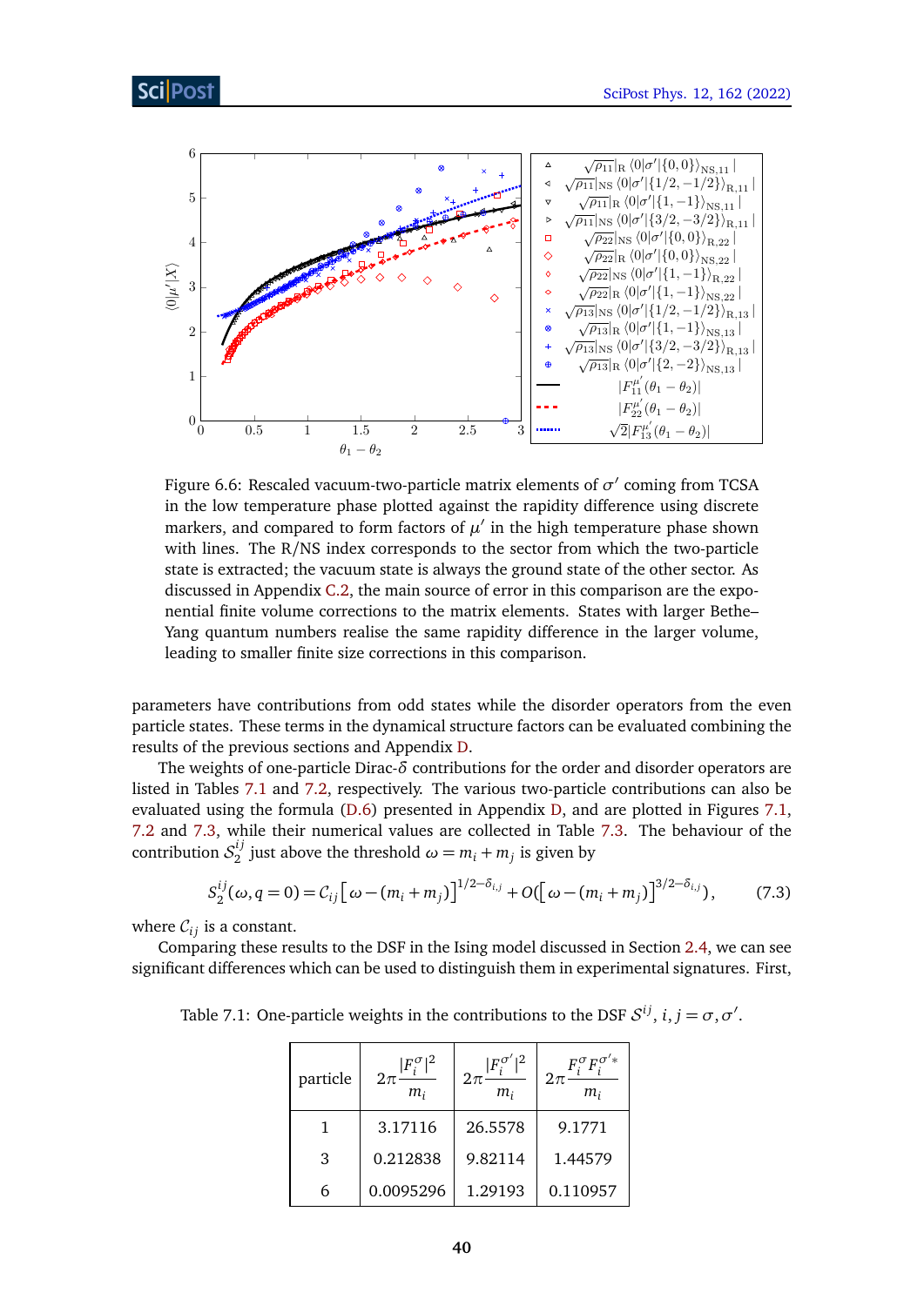Figure 6.6: Rescaled vacuum-two-particle matrix elements of $\sigma'$ coming from TCSA in the low temperature phase plotted against the rapidity difference using discrete markers, and compared to form factors of $\mu'$ in the high temperature phase shown with lines. The R/NS index corresponds to the sector from which the two-particle state is extracted; the vacuum state is always the ground state of the other sector. As discussed in Appendix C.2, the main source of error in this comparison are the exponential finite volume corrections to the matrix elements. States with larger Bethe–Yang quantum numbers realise the same rapidity difference in the larger volume, leading to smaller finite size corrections in this comparison.

parameters have contributions from odd states while the disorder operators from the even particle states. These terms in the dynamical structure factors can be evaluated combining the results of the previous sections and Appendix D.

The weights of one-particle Dirac-$\delta$ contributions for the order and disorder operators are listed in Tables 7.1 and 7.2, respectively. The various two-particle contributions can also be evaluated using the formula (D.6) presented in Appendix D, and are plotted in Figures 7.1, 7.2 and 7.3, while their numerical values are collected in Table 7.3. The behaviour of the contribution $S_2^{ij}$ just above the threshold $\omega = m_i + m_j$ is given by

$$S_2^{ij}(\omega, q=0) = C_{ij}\left[\omega - (m_i + m_j)\right]^{1/2-\delta_{i,j}} + O(\left[\omega - (m_i + m_j)\right]^{3/2-\delta_{i,j}}), \qquad (7.3)$$

where $C_{ij}$ is a constant.

Comparing these results to the DSF in the Ising model discussed in Section 2.4, we can see significant differences which can be used to distinguish them in experimental signatures. First,

Table 7.1: One-particle weights in the contributions to the DSF $S^{ij}$, $i, j = \sigma, \sigma'$.

| particle | $2\pi\frac{\lvert F_i^{\sigma}\rvert^2}{m_i}$ | $2\pi\frac{\lvert F_i^{\sigma'}\rvert^2}{m_i}$ | $2\pi\frac{F_i^{\sigma}F_i^{\sigma'*}}{m_i}$ |
|---|---|---|---|
| 1 | 3.17116 | 26.5578 | 9.1771 |
| 3 | 0.212838 | 9.82114 | 1.44579 |
| 6 | 0.0095296 | 1.29193 | 0.110957 |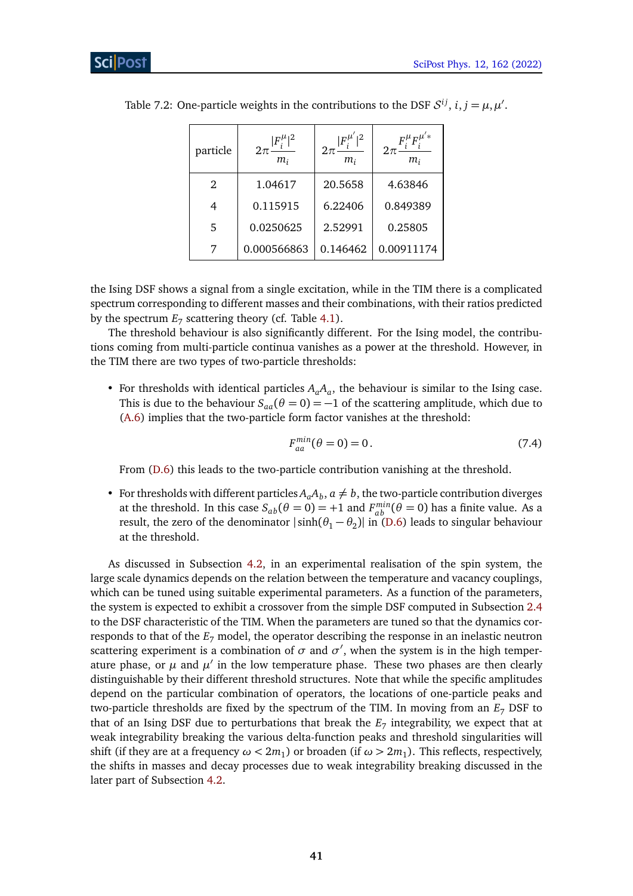Table 7.2: One-particle weights in the contributions to the DSF $\mathcal{S}^{ij}$, $i, j = \mu, \mu'$.

| particle | $2\pi \frac{\lvert F_i^{\mu}\rvert^2}{m_i}$ | $2\pi \frac{\lvert F_i^{\mu'}\rvert^2}{m_i}$ | $2\pi \frac{F_i^{\mu} F_i^{\mu' *}}{m_i}$ |
|---|---|---|---|
| 2 | 1.04617 | 20.5658 | 4.63846 |
| 4 | 0.115915 | 6.22406 | 0.849389 |
| 5 | 0.0250625 | 2.52991 | 0.25805 |
| 7 | 0.000566863 | 0.146462 | 0.00911174 |

the Ising DSF shows a signal from a single excitation, while in the TIM there is a complicated spectrum corresponding to different masses and their combinations, with their ratios predicted by the spectrum $E_7$ scattering theory (cf. Table 4.1).

The threshold behaviour is also significantly different. For the Ising model, the contributions coming from multi-particle continua vanishes as a power at the threshold. However, in the TIM there are two types of two-particle thresholds:

- For thresholds with identical particles $A_a A_a$, the behaviour is similar to the Ising case. This is due to the behaviour $S_{aa}(\theta = 0) = -1$ of the scattering amplitude, which due to (A.6) implies that the two-particle form factor vanishes at the threshold:
$$F_{aa}^{min}(\theta = 0) = 0\,. \tag{7.4}$$
From (D.6) this leads to the two-particle contribution vanishing at the threshold.

- For thresholds with different particles $A_a A_b$, $a \neq b$, the two-particle contribution diverges at the threshold. In this case $S_{ab}(\theta = 0) = +1$ and $F_{ab}^{min}(\theta = 0)$ has a finite value. As a result, the zero of the denominator $|\sinh(\theta_1 - \theta_2)|$ in (D.6) leads to singular behaviour at the threshold.

As discussed in Subsection 4.2, in an experimental realisation of the spin system, the large scale dynamics depends on the relation between the temperature and vacancy couplings, which can be tuned using suitable experimental parameters. As a function of the parameters, the system is expected to exhibit a crossover from the simple DSF computed in Subsection 2.4 to the DSF characteristic of the TIM. When the parameters are tuned so that the dynamics corresponds to that of the $E_7$ model, the operator describing the response in an inelastic neutron scattering experiment is a combination of $\sigma$ and $\sigma'$, when the system is in the high temperature phase, or $\mu$ and $\mu'$ in the low temperature phase. These two phases are then clearly distinguishable by their different threshold structures. Note that while the specific amplitudes depend on the particular combination of operators, the locations of one-particle peaks and two-particle thresholds are fixed by the spectrum of the TIM. In moving from an $E_7$ DSF to that of an Ising DSF due to perturbations that break the $E_7$ integrability, we expect that at weak integrability breaking the various delta-function peaks and threshold singularities will shift (if they are at a frequency $\omega < 2m_1$) or broaden (if $\omega > 2m_1$). This reflects, respectively, the shifts in masses and decay processes due to weak integrability breaking discussed in the later part of Subsection 4.2.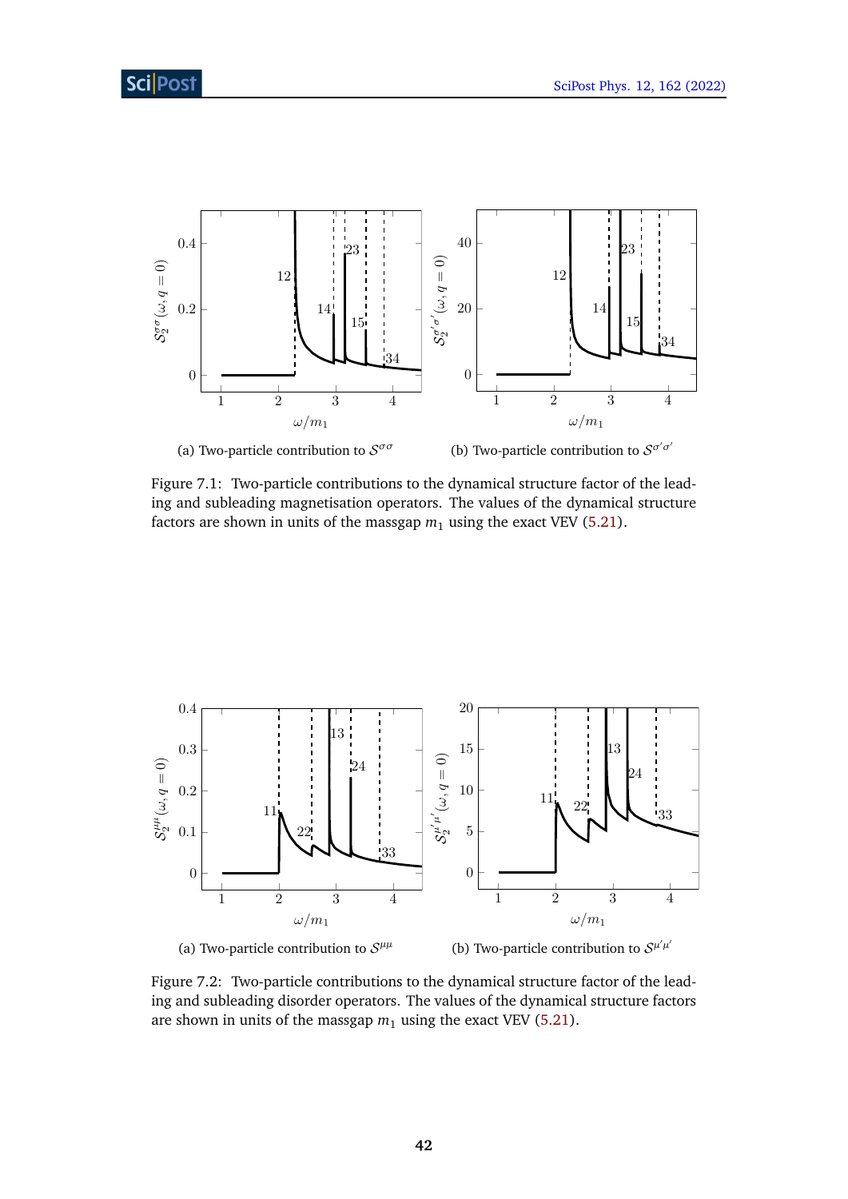(a) Two-particle contribution to $\mathcal{S}^{\sigma\sigma}$

(b) Two-particle contribution to $\mathcal{S}^{\sigma'\sigma'}$

Figure 7.1: Two-particle contributions to the dynamical structure factor of the leading and subleading magnetisation operators. The values of the dynamical structure factors are shown in units of the massgap $m_1$ using the exact VEV (5.21).

(a) Two-particle contribution to $\mathcal{S}^{\mu\mu}$

(b) Two-particle contribution to $\mathcal{S}^{\mu'\mu'}$

Figure 7.2: Two-particle contributions to the dynamical structure factor of the leading and subleading disorder operators. The values of the dynamical structure factors are shown in units of the massgap $m_1$ using the exact VEV (5.21).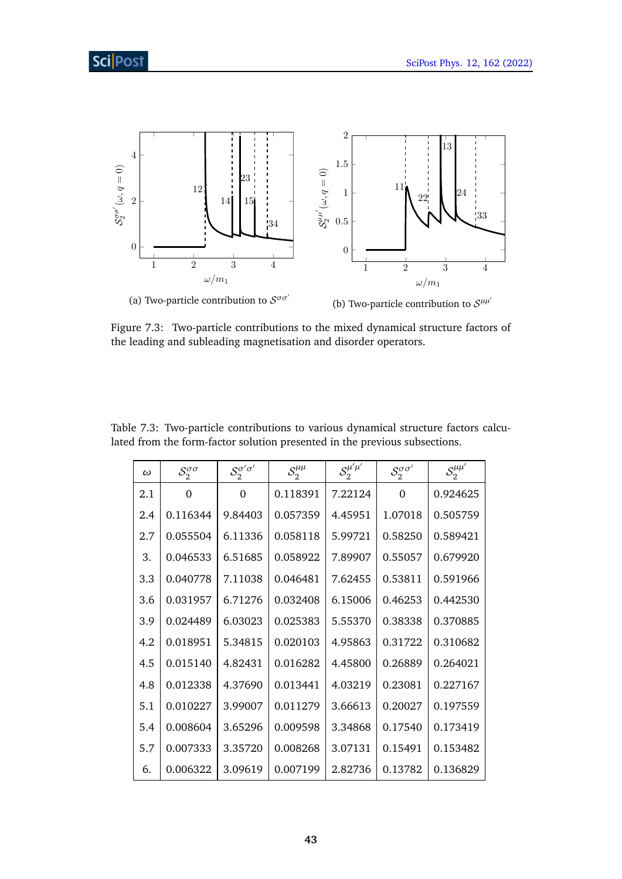(a) Two-particle contribution to $\mathcal{S}^{\sigma\sigma'}$

(b) Two-particle contribution to $\mathcal{S}^{\mu\mu'}$

Figure 7.3: Two-particle contributions to the mixed dynamical structure factors of the leading and subleading magnetisation and disorder operators.

Table 7.3: Two-particle contributions to various dynamical structure factors calculated from the form-factor solution presented in the previous subsections.

| $\omega$ | $\mathcal{S}_2^{\sigma\sigma}$ | $\mathcal{S}_2^{\sigma'\sigma'}$ | $\mathcal{S}_2^{\mu\mu}$ | $\mathcal{S}_2^{\mu'\mu'}$ | $\mathcal{S}_2^{\sigma\sigma'}$ | $\mathcal{S}_2^{\mu\mu'}$ |
|---|---|---|---|---|---|---|
| 2.1 | 0 | 0 | 0.118391 | 7.22124 | 0 | 0.924625 |
| 2.4 | 0.116344 | 9.84403 | 0.057359 | 4.45951 | 1.07018 | 0.505759 |
| 2.7 | 0.055504 | 6.11336 | 0.058118 | 5.99721 | 0.58250 | 0.589421 |
| 3. | 0.046533 | 6.51685 | 0.058922 | 7.89907 | 0.55057 | 0.679920 |
| 3.3 | 0.040778 | 7.11038 | 0.046481 | 7.62455 | 0.53811 | 0.591966 |
| 3.6 | 0.031957 | 6.71276 | 0.032408 | 6.15006 | 0.46253 | 0.442530 |
| 3.9 | 0.024489 | 6.03023 | 0.025383 | 5.55370 | 0.38338 | 0.370885 |
| 4.2 | 0.018951 | 5.34815 | 0.020103 | 4.95863 | 0.31722 | 0.310682 |
| 4.5 | 0.015140 | 4.82431 | 0.016282 | 4.45800 | 0.26889 | 0.264021 |
| 4.8 | 0.012338 | 4.37690 | 0.013441 | 4.03219 | 0.23081 | 0.227167 |
| 5.1 | 0.010227 | 3.99007 | 0.011279 | 3.66613 | 0.20027 | 0.197559 |
| 5.4 | 0.008604 | 3.65296 | 0.009598 | 3.34868 | 0.17540 | 0.173419 |
| 5.7 | 0.007333 | 3.35720 | 0.008268 | 3.07131 | 0.15491 | 0.153482 |
| 6. | 0.006322 | 3.09619 | 0.007199 | 2.82736 | 0.13782 | 0.136829 |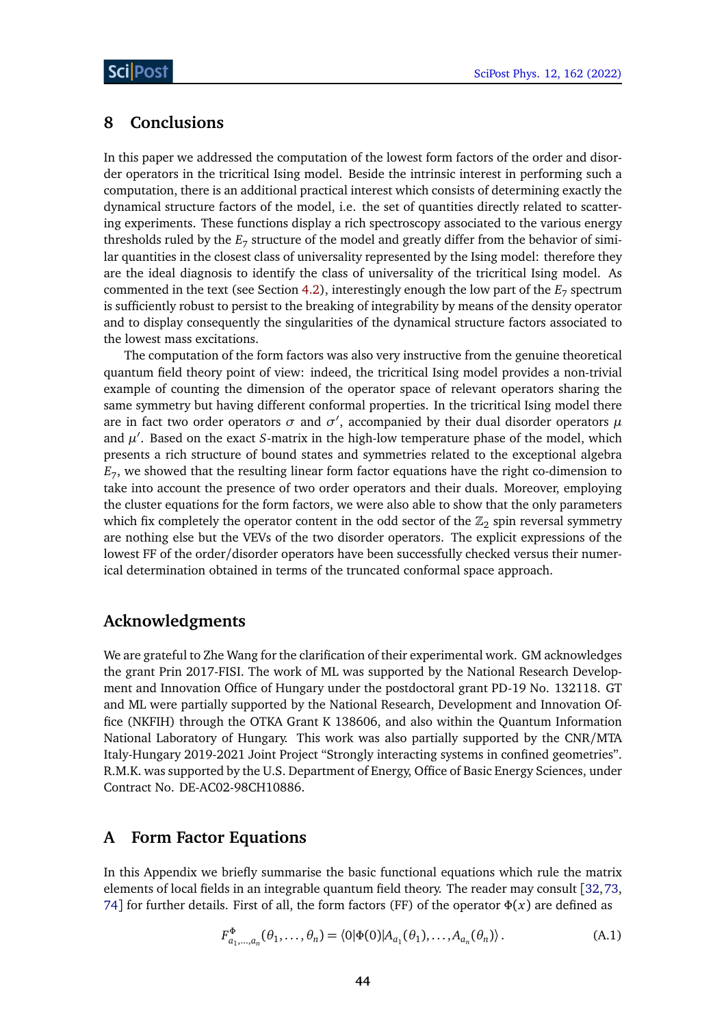## 8 Conclusions

In this paper we addressed the computation of the lowest form factors of the order and disorder operators in the tricritical Ising model. Beside the intrinsic interest in performing such a computation, there is an additional practical interest which consists of determining exactly the dynamical structure factors of the model, i.e. the set of quantities directly related to scattering experiments. These functions display a rich spectroscopy associated to the various energy thresholds ruled by the $E_7$ structure of the model and greatly differ from the behavior of similar quantities in the closest class of universality represented by the Ising model: therefore they are the ideal diagnosis to identify the class of universality of the tricritical Ising model. As commented in the text (see Section 4.2), interestingly enough the low part of the $E_7$ spectrum is sufficiently robust to persist to the breaking of integrability by means of the density operator and to display consequently the singularities of the dynamical structure factors associated to the lowest mass excitations.

The computation of the form factors was also very instructive from the genuine theoretical quantum field theory point of view: indeed, the tricritical Ising model provides a non-trivial example of counting the dimension of the operator space of relevant operators sharing the same symmetry but having different conformal properties. In the tricritical Ising model there are in fact two order operators $\sigma$ and $\sigma'$, accompanied by their dual disorder operators $\mu$ and $\mu'$. Based on the exact $S$-matrix in the high-low temperature phase of the model, which presents a rich structure of bound states and symmetries related to the exceptional algebra $E_7$, we showed that the resulting linear form factor equations have the right co-dimension to take into account the presence of two order operators and their duals. Moreover, employing the cluster equations for the form factors, we were also able to show that the only parameters which fix completely the operator content in the odd sector of the $\mathbb{Z}_2$ spin reversal symmetry are nothing else but the VEVs of the two disorder operators. The explicit expressions of the lowest FF of the order/disorder operators have been successfully checked versus their numerical determination obtained in terms of the truncated conformal space approach.

## Acknowledgments

We are grateful to Zhe Wang for the clarification of their experimental work. GM acknowledges the grant Prin 2017-FISI. The work of ML was supported by the National Research Development and Innovation Office of Hungary under the postdoctoral grant PD-19 No. 132118. GT and ML were partially supported by the National Research, Development and Innovation Office (NKFIH) through the OTKA Grant K 138606, and also within the Quantum Information National Laboratory of Hungary. This work was also partially supported by the CNR/MTA Italy-Hungary 2019-2021 Joint Project "Strongly interacting systems in confined geometries". R.M.K. was supported by the U.S. Department of Energy, Office of Basic Energy Sciences, under Contract No. DE-AC02-98CH10886.

## A Form Factor Equations

In this Appendix we briefly summarise the basic functional equations which rule the matrix elements of local fields in an integrable quantum field theory. The reader may consult [32,73,74] for further details. First of all, the form factors (FF) of the operator $\Phi(x)$ are defined as

$$F^{\Phi}_{a_1,\ldots,a_n}(\theta_1,\ldots,\theta_n) = \langle 0|\Phi(0)|A_{a_1}(\theta_1),\ldots,A_{a_n}(\theta_n)\rangle\,. \tag{A.1}$$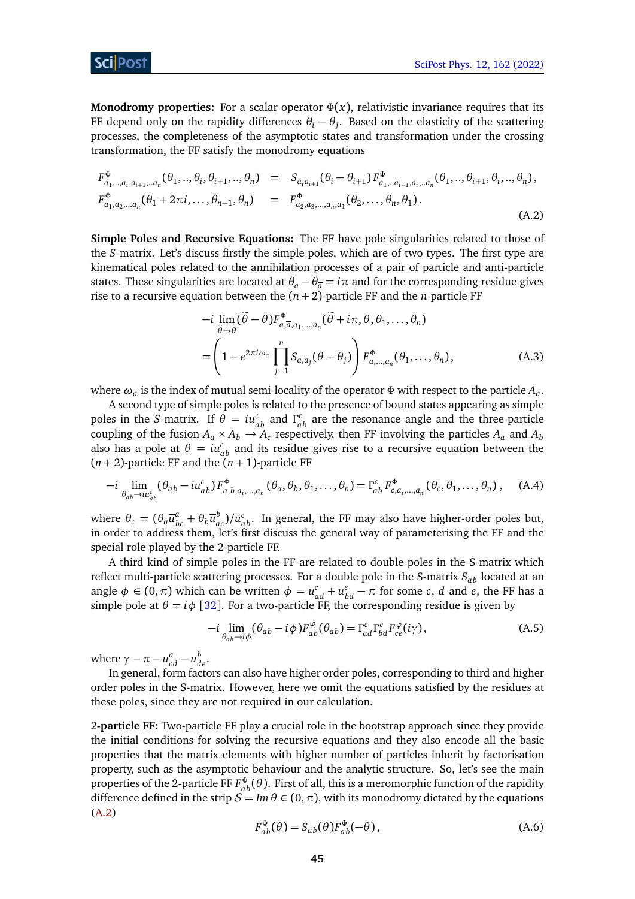**Monodromy properties:** For a scalar operator $\Phi(x)$, relativistic invariance requires that its FF depend only on the rapidity differences $\theta_i - \theta_j$. Based on the elasticity of the scattering processes, the completeness of the asymptotic states and transformation under the crossing transformation, the FF satisfy the monodromy equations

$$
\begin{aligned}
F^{\Phi}_{a_1,..,a_i,a_{i+1},..a_n}(\theta_1,..,\theta_i,\theta_{i+1},..,\theta_n) &= S_{a_i a_{i+1}}(\theta_i-\theta_{i+1})\, F^{\Phi}_{a_1,..a_{i+1},a_i,..a_n}(\theta_1,..,\theta_{i+1},\theta_i,..,\theta_n)\,, \\
F^{\Phi}_{a_1,a_2,...a_n}(\theta_1+2\pi i,\ldots,\theta_{n-1},\theta_n) &= F^{\Phi}_{a_2,a_3,\ldots,a_n,a_1}(\theta_2,\ldots,\theta_n,\theta_1)\,.
\end{aligned}
\tag{A.2}
$$

**Simple Poles and Recursive Equations:** The FF have pole singularities related to those of the $S$-matrix. Let's discuss firstly the simple poles, which are of two types. The first type are kinematical poles related to the annihilation processes of a pair of particle and anti-particle states. These singularities are located at $\theta_a - \theta_{\overline{a}} = i\pi$ and for the corresponding residue gives rise to a recursive equation between the $(n+2)$-particle FF and the $n$-particle FF

$$
\begin{aligned}
&-i \lim_{\widetilde{\theta}\to\theta}(\widetilde{\theta}-\theta)F^{\Phi}_{a,\overline{a},a_1,\ldots,a_n}(\widetilde{\theta}+i\pi,\theta,\theta_1,\ldots,\theta_n) \\
&= \left(1-e^{2\pi i\omega_a}\prod_{j=1}^{n} S_{a,a_j}(\theta-\theta_j)\right) F^{\Phi}_{a,\ldots,a_n}(\theta_1,\ldots,\theta_n)\,,
\end{aligned}
\tag{A.3}
$$

where $\omega_a$ is the index of mutual semi-locality of the operator $\Phi$ with respect to the particle $A_a$.

A second type of simple poles is related to the presence of bound states appearing as simple poles in the $S$-matrix. If $\theta = iu^c_{ab}$ and $\Gamma^c_{ab}$ are the resonance angle and the three-particle coupling of the fusion $A_a \times A_b \to A_c$ respectively, then FF involving the particles $A_a$ and $A_b$ also has a pole at $\theta = iu^c_{ab}$ and its residue gives rise to a recursive equation between the $(n+2)$-particle FF and the $(n+1)$-particle FF

$$
-i \lim_{\theta_{ab}\to iu^c_{ab}}(\theta_{ab}-iu^c_{ab})\,F^{\Phi}_{a,b,a_i,\ldots,a_n}(\theta_a,\theta_b,\theta_1,\ldots,\theta_n) = \Gamma^c_{ab}\,F^{\Phi}_{c,a_i,\ldots,a_n}(\theta_c,\theta_1,\ldots,\theta_n)\,, \tag{A.4}
$$

where $\theta_c = (\theta_a \overline{u}^a_{bc} + \theta_b \overline{u}^b_{ac})/u^c_{ab}$. In general, the FF may also have higher-order poles but, in order to address them, let's first discuss the general way of parameterising the FF and the special role played by the 2-particle FF.

A third kind of simple poles in the FF are related to double poles in the S-matrix which reflect multi-particle scattering processes. For a double pole in the S-matrix $S_{ab}$ located at an angle $\phi \in (0,\pi)$ which can be written $\phi = u^c_{ad} + u^e_{bd} - \pi$ for some $c$, $d$ and $e$, the FF has a simple pole at $\theta = i\phi$ [32]. For a two-particle FF, the corresponding residue is given by

$$
-i \lim_{\theta_{ab}\to i\phi}(\theta_{ab}-i\phi)F^{\varphi}_{ab}(\theta_{ab}) = \Gamma^c_{ad}\Gamma^e_{bd}F^{\varphi}_{ce}(i\gamma)\,, \tag{A.5}
$$

where $\gamma - \pi - u^a_{cd} - u^b_{de}$.

In general, form factors can also have higher order poles, corresponding to third and higher order poles in the S-matrix. However, here we omit the equations satisfied by the residues at these poles, since they are not required in our calculation.

**2-particle FF:** Two-particle FF play a crucial role in the bootstrap approach since they provide the initial conditions for solving the recursive equations and they also encode all the basic properties that the matrix elements with higher number of particles inherit by factorisation property, such as the asymptotic behaviour and the analytic structure. So, let's see the main properties of the 2-particle FF $F^{\Phi}_{ab}(\theta)$. First of all, this is a meromorphic function of the rapidity difference defined in the strip $\mathcal{S} = Im\,\theta \in (0,\pi)$, with its monodromy dictated by the equations (A.2)

$$
F^{\Phi}_{ab}(\theta) = S_{ab}(\theta)F^{\Phi}_{ab}(-\theta)\,, \tag{A.6}
$$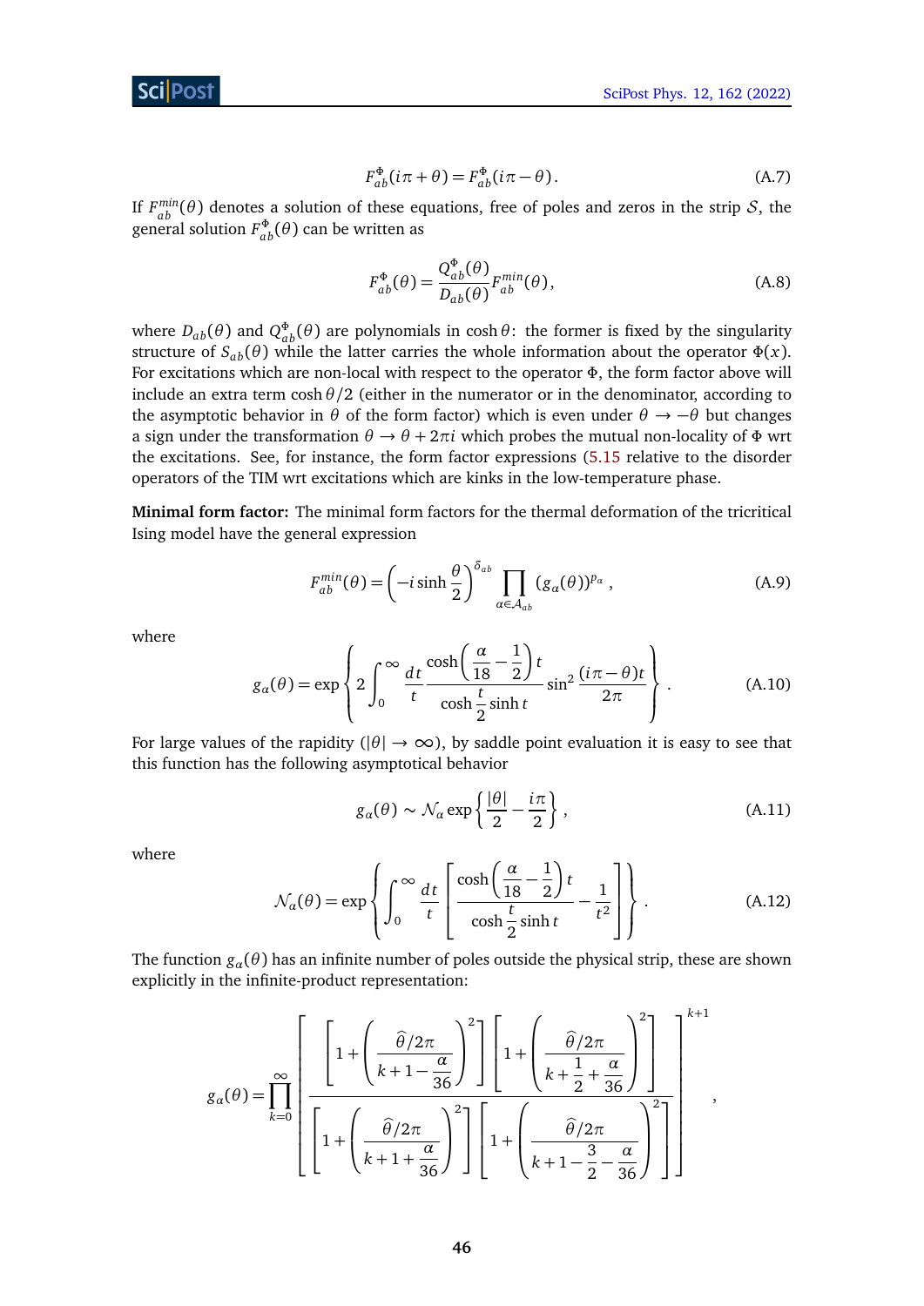$$
F^{\Phi}_{ab}(i\pi + \theta) = F^{\Phi}_{ab}(i\pi - \theta)\,. \tag{A.7}
$$

If $F^{min}_{ab}(\theta)$ denotes a solution of these equations, free of poles and zeros in the strip $\mathcal{S}$, the general solution $F^{\Phi}_{ab}(\theta)$ can be written as

$$
F^{\Phi}_{ab}(\theta) = \frac{Q^{\Phi}_{ab}(\theta)}{D_{ab}(\theta)} F^{min}_{ab}(\theta)\,, \tag{A.8}
$$

where $D_{ab}(\theta)$ and $Q^{\Phi}_{ab}(\theta)$ are polynomials in $\cosh\theta$: the former is fixed by the singularity structure of $S_{ab}(\theta)$ while the latter carries the whole information about the operator $\Phi(x)$. For excitations which are non-local with respect to the operator $\Phi$, the form factor above will include an extra term $\cosh\theta/2$ (either in the numerator or in the denominator, according to the asymptotic behavior in $\theta$ of the form factor) which is even under $\theta \to -\theta$ but changes a sign under the transformation $\theta \to \theta + 2\pi i$ which probes the mutual non-locality of $\Phi$ wrt the excitations. See, for instance, the form factor expressions (5.15 relative to the disorder operators of the TIM wrt excitations which are kinks in the low-temperature phase.

**Minimal form factor:** The minimal form factors for the thermal deformation of the tricritical Ising model have the general expression

$$
F^{min}_{ab}(\theta) = \left(-i\sinh\frac{\theta}{2}\right)^{\delta_{ab}} \prod_{\alpha\in\mathcal{A}_{ab}} \left(g_\alpha(\theta)\right)^{p_\alpha}\,, \tag{A.9}
$$

where

$$
g_\alpha(\theta) = \exp\left\{2\int_0^\infty \frac{dt}{t} \frac{\cosh\left(\dfrac{\alpha}{18}-\dfrac{1}{2}\right)t}{\cosh\dfrac{t}{2}\sinh t} \sin^2\frac{(i\pi-\theta)t}{2\pi}\right\}. \tag{A.10}
$$

For large values of the rapidity ($|\theta| \to \infty$), by saddle point evaluation it is easy to see that this function has the following asymptotical behavior

$$
g_\alpha(\theta) \sim \mathcal{N}_\alpha \exp\left\{\frac{|\theta|}{2} - \frac{i\pi}{2}\right\}, \tag{A.11}
$$

where

$$
\mathcal{N}_\alpha(\theta) = \exp\left\{\int_0^\infty \frac{dt}{t}\left[\frac{\cosh\left(\dfrac{\alpha}{18}-\dfrac{1}{2}\right)t}{\cosh\dfrac{t}{2}\sinh t} - \frac{1}{t^2}\right]\right\}. \tag{A.12}
$$

The function $g_\alpha(\theta)$ has an infinite number of poles outside the physical strip, these are shown explicitly in the infinite-product representation:

$$
g_\alpha(\theta) = \prod_{k=0}^{\infty} \left[\frac{\left[1+\left(\dfrac{\widehat{\theta}/2\pi}{k+1-\dfrac{\alpha}{36}}\right)^2\right]\left[1+\left(\dfrac{\widehat{\theta}/2\pi}{k+\dfrac{1}{2}+\dfrac{\alpha}{36}}\right)^2\right]}{\left[1+\left(\dfrac{\widehat{\theta}/2\pi}{k+1+\dfrac{\alpha}{36}}\right)^2\right]\left[1+\left(\dfrac{\widehat{\theta}/2\pi}{k+1-\dfrac{3}{2}-\dfrac{\alpha}{36}}\right)^2\right]}\right]^{k+1},
$$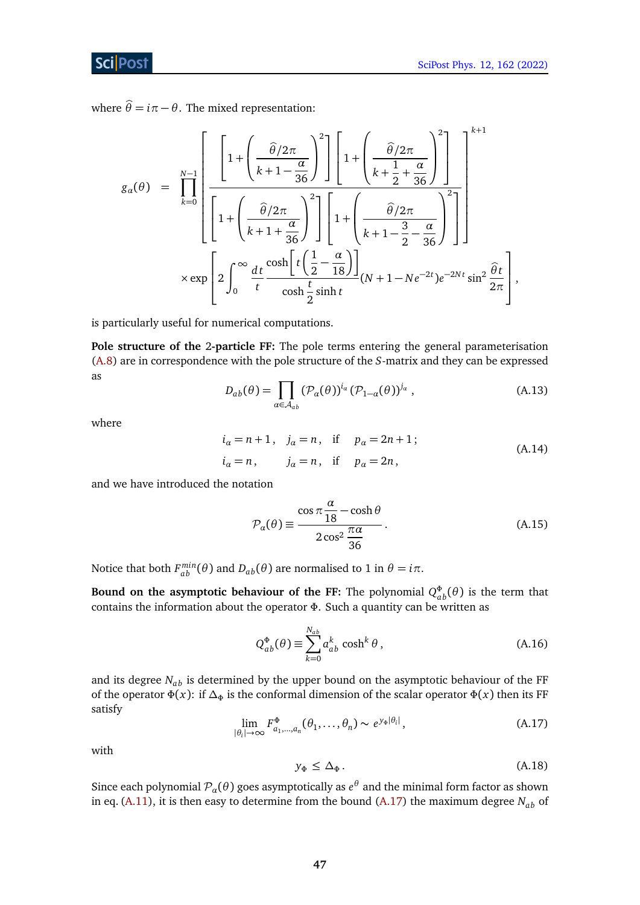where $\widehat{\theta} = i\pi - \theta$. The mixed representation:

$$
g_\alpha(\theta) = \prod_{k=0}^{N-1} \left[ \frac{\left[1+\left(\frac{\widehat{\theta}/2\pi}{k+1-\frac{\alpha}{36}}\right)^2\right]\left[1+\left(\frac{\widehat{\theta}/2\pi}{k+\frac{1}{2}+\frac{\alpha}{36}}\right)^2\right]}{\left[1+\left(\frac{\widehat{\theta}/2\pi}{k+1+\frac{\alpha}{36}}\right)^2\right]\left[1+\left(\frac{\widehat{\theta}/2\pi}{k+1-\frac{3}{2}-\frac{\alpha}{36}}\right)^2\right]} \right]^{k+1}
$$
$$
\times \exp\left[ 2\int_0^\infty \frac{dt}{t} \frac{\cosh\left[t\left(\frac{1}{2}-\frac{\alpha}{18}\right)\right]}{\cosh\frac{t}{2}\sinh t}(N+1-Ne^{-2t})e^{-2Nt}\sin^2\frac{\widehat{\theta}t}{2\pi}\right],
$$

is particularly useful for numerical computations.

**Pole structure of the 2-particle FF:** The pole terms entering the general parameterisation (A.8) are in correspondence with the pole structure of the $S$-matrix and they can be expressed as

$$
D_{ab}(\theta) = \prod_{\alpha \in \mathcal{A}_{ab}} (\mathcal{P}_\alpha(\theta))^{i_\alpha} (\mathcal{P}_{1-\alpha}(\theta))^{j_\alpha}, \tag{A.13}
$$

where

$$
\begin{aligned}
i_\alpha &= n+1, \quad j_\alpha = n, \quad \text{if} \quad p_\alpha = 2n+1; \\
i_\alpha &= n, \quad\quad\; j_\alpha = n, \quad \text{if} \quad p_\alpha = 2n,
\end{aligned} \tag{A.14}
$$

and we have introduced the notation

$$
\mathcal{P}_\alpha(\theta) \equiv \frac{\cos\pi\frac{\alpha}{18} - \cosh\theta}{2\cos^2\frac{\pi\alpha}{36}}. \tag{A.15}
$$

Notice that both $F_{ab}^{min}(\theta)$ and $D_{ab}(\theta)$ are normalised to 1 in $\theta = i\pi$.

**Bound on the asymptotic behaviour of the FF:** The polynomial $Q_{ab}^{\Phi}(\theta)$ is the term that contains the information about the operator $\Phi$. Such a quantity can be written as

$$
Q_{ab}^{\Phi}(\theta) \equiv \sum_{k=0}^{N_{ab}} a_{ab}^k \cosh^k\theta, \tag{A.16}
$$

and its degree $N_{ab}$ is determined by the upper bound on the asymptotic behaviour of the FF of the operator $\Phi(x)$: if $\Delta_\Phi$ is the conformal dimension of the scalar operator $\Phi(x)$ then its FF satisfy

$$
\lim_{|\theta_i|\to\infty} F^{\Phi}_{a_1,\ldots,a_n}(\theta_1,\ldots,\theta_n) \sim e^{y_\Phi|\theta_i|}, \tag{A.17}
$$

with

$$
y_\Phi \leq \Delta_\Phi. \tag{A.18}
$$

Since each polynomial $\mathcal{P}_\alpha(\theta)$ goes asymptotically as $e^\theta$ and the minimal form factor as shown in eq. (A.11), it is then easy to determine from the bound (A.17) the maximum degree $N_{ab}$ of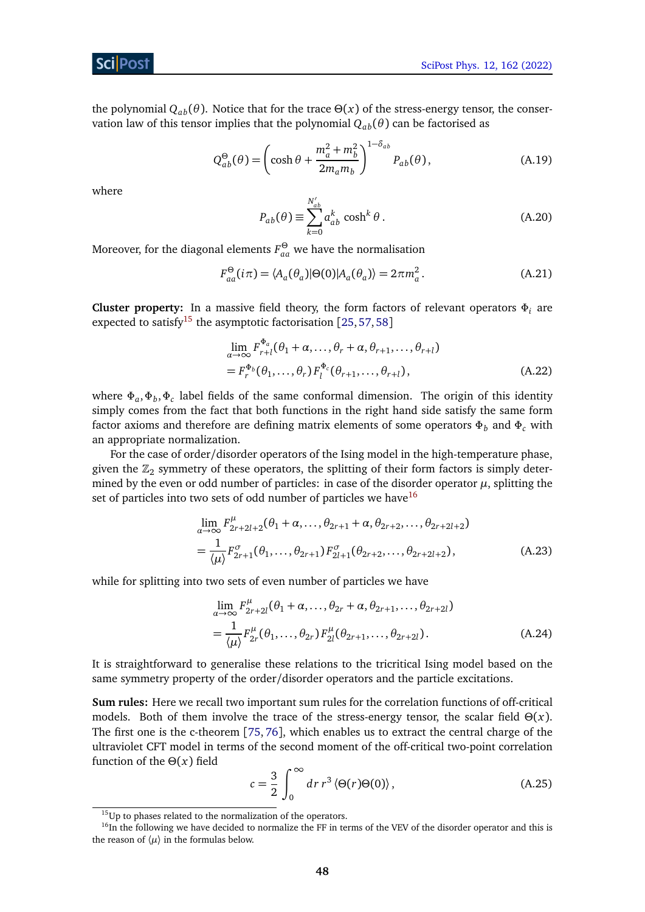the polynomial $Q_{ab}(\theta)$. Notice that for the trace $\Theta(x)$ of the stress-energy tensor, the conservation law of this tensor implies that the polynomial $Q_{ab}(\theta)$ can be factorised as

$$Q^{\Theta}_{ab}(\theta) = \left(\cosh\theta + \frac{m_a^2 + m_b^2}{2m_a m_b}\right)^{1-\delta_{ab}} P_{ab}(\theta)\,, \tag{A.19}$$

where

$$P_{ab}(\theta) \equiv \sum_{k=0}^{N'_{ab}} a^k_{ab}\, \cosh^k\theta\,. \tag{A.20}$$

Moreover, for the diagonal elements $F^{\Theta}_{aa}$ we have the normalisation

$$F^{\Theta}_{aa}(i\pi) = \langle A_a(\theta_a)|\Theta(0)|A_a(\theta_a)\rangle = 2\pi m_a^2\,. \tag{A.21}$$

**Cluster property:** In a massive field theory, the form factors of relevant operators $\Phi_i$ are expected to satisfy[15] the asymptotic factorisation [25, 57, 58]

$$\begin{aligned}
&\lim_{\alpha\to\infty} F^{\Phi_a}_{r+l}(\theta_1+\alpha,\dots,\theta_r+\alpha,\theta_{r+1},\dots,\theta_{r+l}) \\
&= F^{\Phi_b}_r(\theta_1,\dots,\theta_r)\,F^{\Phi_c}_l(\theta_{r+1},\dots,\theta_{r+l})\,,
\end{aligned} \tag{A.22}$$

where $\Phi_a, \Phi_b, \Phi_c$ label fields of the same conformal dimension. The origin of this identity simply comes from the fact that both functions in the right hand side satisfy the same form factor axioms and therefore are defining matrix elements of some operators $\Phi_b$ and $\Phi_c$ with an appropriate normalization.

For the case of order/disorder operators of the Ising model in the high-temperature phase, given the $\mathbb{Z}_2$ symmetry of these operators, the splitting of their form factors is simply determined by the even or odd number of particles: in case of the disorder operator $\mu$, splitting the set of particles into two sets of odd number of particles we have[16]

$$\begin{aligned}
&\lim_{\alpha\to\infty} F^{\mu}_{2r+2l+2}(\theta_1+\alpha,\dots,\theta_{2r+1}+\alpha,\theta_{2r+2},\dots,\theta_{2r+2l+2}) \\
&= \frac{1}{\langle\mu\rangle} F^{\sigma}_{2r+1}(\theta_1,\dots,\theta_{2r+1})\,F^{\sigma}_{2l+1}(\theta_{2r+2},\dots,\theta_{2r+2l+2})\,,
\end{aligned} \tag{A.23}$$

while for splitting into two sets of even number of particles we have

$$\begin{aligned}
&\lim_{\alpha\to\infty} F^{\mu}_{2r+2l}(\theta_1+\alpha,\dots,\theta_{2r}+\alpha,\theta_{2r+1},\dots,\theta_{2r+2l}) \\
&= \frac{1}{\langle\mu\rangle} F^{\mu}_{2r}(\theta_1,\dots,\theta_{2r})\,F^{\mu}_{2l}(\theta_{2r+1},\dots,\theta_{2r+2l})\,.
\end{aligned} \tag{A.24}$$

It is straightforward to generalise these relations to the tricritical Ising model based on the same symmetry property of the order/disorder operators and the particle excitations.

**Sum rules:** Here we recall two important sum rules for the correlation functions of off-critical models. Both of them involve the trace of the stress-energy tensor, the scalar field $\Theta(x)$. The first one is the c-theorem [75, 76], which enables us to extract the central charge of the ultraviolet CFT model in terms of the second moment of the off-critical two-point correlation function of the $\Theta(x)$ field

$$c = \frac{3}{2}\int_0^\infty dr\, r^3\, \langle\Theta(r)\Theta(0)\rangle\,, \tag{A.25}$$

[15] Up to phases related to the normalization of the operators.

[16] In the following we have decided to normalize the FF in terms of the VEV of the disorder operator and this is the reason of $\langle\mu\rangle$ in the formulas below.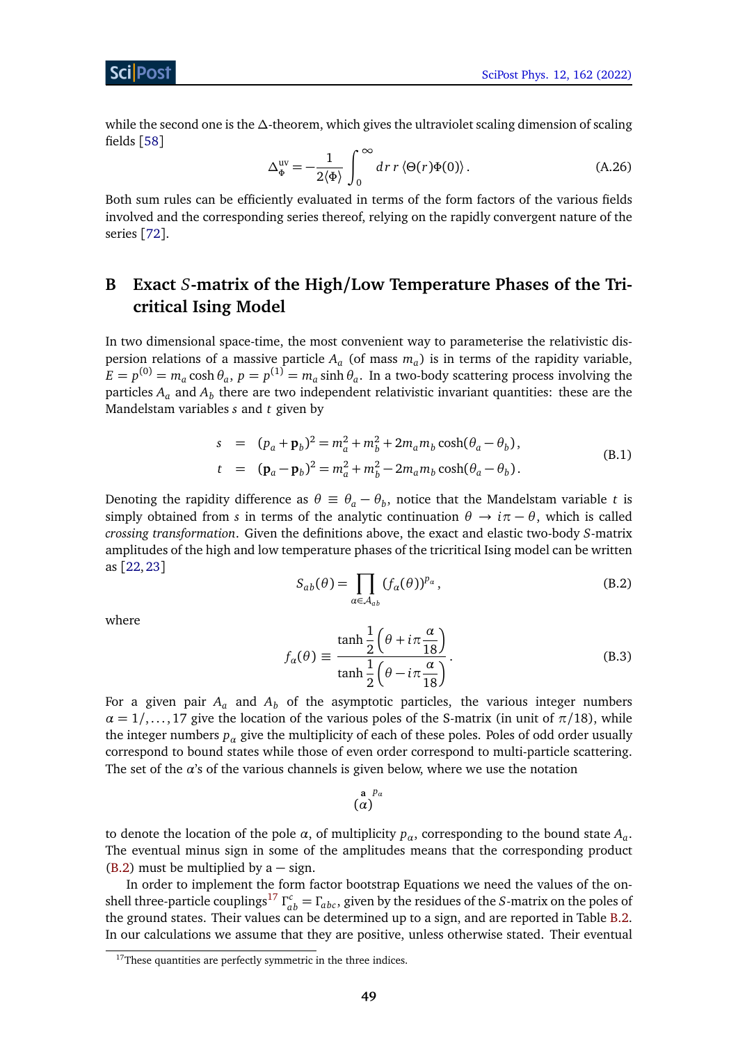while the second one is the $\Delta$-theorem, which gives the ultraviolet scaling dimension of scaling fields [58]

$$\Delta_{\Phi}^{\text{uv}} = -\frac{1}{2\langle\Phi\rangle}\int_0^\infty dr\, r\,\langle\Theta(r)\Phi(0)\rangle\,. \tag{A.26}$$

Both sum rules can be efficiently evaluated in terms of the form factors of the various fields involved and the corresponding series thereof, relying on the rapidly convergent nature of the series [72].

# B Exact $S$-matrix of the High/Low Temperature Phases of the Tricritical Ising Model

In two dimensional space-time, the most convenient way to parameterise the relativistic dispersion relations of a massive particle $A_a$ (of mass $m_a$) is in terms of the rapidity variable, $E = p^{(0)} = m_a \cosh\theta_a$, $p = p^{(1)} = m_a \sinh\theta_a$. In a two-body scattering process involving the particles $A_a$ and $A_b$ there are two independent relativistic invariant quantities: these are the Mandelstam variables $s$ and $t$ given by

$$\begin{aligned} s &= (p_a + \mathbf{p}_b)^2 = m_a^2 + m_b^2 + 2m_a m_b \cosh(\theta_a - \theta_b)\,, \\ t &= (\mathbf{p}_a - \mathbf{p}_b)^2 = m_a^2 + m_b^2 - 2m_a m_b \cosh(\theta_a - \theta_b)\,. \end{aligned} \tag{B.1}$$

Denoting the rapidity difference as $\theta \equiv \theta_a - \theta_b$, notice that the Mandelstam variable $t$ is simply obtained from $s$ in terms of the analytic continuation $\theta \to i\pi - \theta$, which is called *crossing transformation*. Given the definitions above, the exact and elastic two-body $S$-matrix amplitudes of the high and low temperature phases of the tricritical Ising model can be written as [22, 23]

$$S_{ab}(\theta) = \prod_{\alpha\in\mathcal{A}_{ab}} (f_\alpha(\theta))^{p_\alpha}\,, \tag{B.2}$$

where

$$f_\alpha(\theta) \equiv \frac{\tanh\frac{1}{2}\left(\theta + i\pi\frac{\alpha}{18}\right)}{\tanh\frac{1}{2}\left(\theta - i\pi\frac{\alpha}{18}\right)}\,. \tag{B.3}$$

For a given pair $A_a$ and $A_b$ of the asymptotic particles, the various integer numbers $\alpha = 1/, \ldots, 17$ give the location of the various poles of the S-matrix (in unit of $\pi/18$), while the integer numbers $p_\alpha$ give the multiplicity of each of these poles. Poles of odd order usually correspond to bound states while those of even order correspond to multi-particle scattering. The set of the $\alpha$'s of the various channels is given below, where we use the notation

$$\overset{\mathbf{a}}{(\alpha)}^{p_\alpha}$$

to denote the location of the pole $\alpha$, of multiplicity $p_\alpha$, corresponding to the bound state $A_a$. The eventual minus sign in some of the amplitudes means that the corresponding product (B.2) must be multiplied by a $-$ sign.

In order to implement the form factor bootstrap Equations we need the values of the on-shell three-particle couplings[17] $\Gamma_{ab}^c = \Gamma_{abc}$, given by the residues of the $S$-matrix on the poles of the ground states. Their values can be determined up to a sign, and are reported in Table B.2. In our calculations we assume that they are positive, unless otherwise stated. Their eventual

[17] These quantities are perfectly symmetric in the three indices.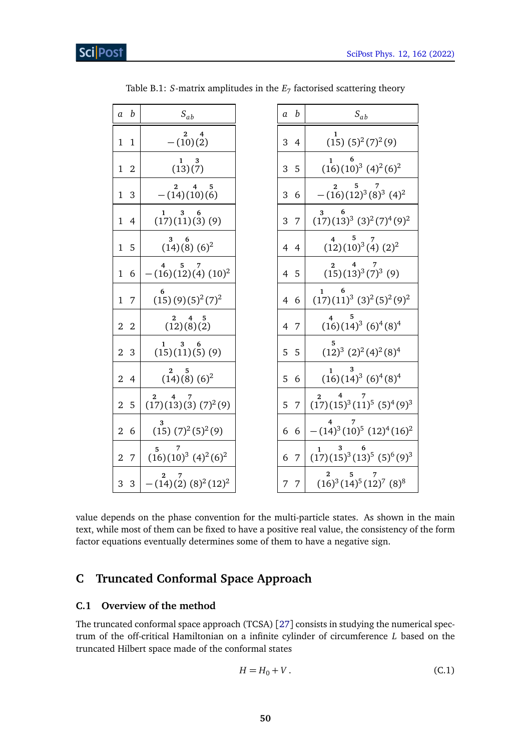Table B.1: $S$-matrix amplitudes in the $E_7$ factorised scattering theory

| $a$ | $b$ | $S_{ab}$ | $a$ | $b$ | $S_{ab}$ |
|---|---|---|---|---|---|
| 1 | 1 | $-\overset{\mathbf{2}}{(10)}\overset{\mathbf{4}}{(2)}$ | 3 | 4 | $\overset{\mathbf{1}}{(15)}\,(5)^2(7)^2(9)$ |
| 1 | 2 | $\overset{\mathbf{1}}{(13)}\overset{\mathbf{3}}{(7)}$ | 3 | 5 | $\overset{\mathbf{1}}{(16)}\overset{\mathbf{6}}{(10)^3}\,(4)^2(6)^2$ |
| 1 | 3 | $-\overset{\mathbf{2}}{(14)}\overset{\mathbf{4}}{(10)}\overset{\mathbf{5}}{(6)}$ | 3 | 6 | $-\overset{\mathbf{2}}{(16)}\overset{\mathbf{5}}{(12)^3}\overset{\mathbf{7}}{(8)^3}\,(4)^2$ |
| 1 | 4 | $\overset{\mathbf{1}}{(17)}\overset{\mathbf{3}}{(11)}\overset{\mathbf{6}}{(3)}\,(9)$ | 3 | 7 | $\overset{\mathbf{3}}{(17)}\overset{\mathbf{6}}{(13)^3}\,(3)^2(7)^4(9)^2$ |
| 1 | 5 | $\overset{\mathbf{3}}{(14)}\overset{\mathbf{6}}{(8)}\,(6)^2$ | 4 | 4 | $\overset{\mathbf{4}}{(12)}\overset{\mathbf{5}}{(10)^3}\overset{\mathbf{7}}{(4)}\,(2)^2$ |
| 1 | 6 | $-\overset{\mathbf{4}}{(16)}\overset{\mathbf{5}}{(12)}\overset{\mathbf{7}}{(4)}\,(10)^2$ | 4 | 5 | $\overset{\mathbf{2}}{(15)}\overset{\mathbf{4}}{(13)^3}\overset{\mathbf{7}}{(7)^3}\,(9)$ |
| 1 | 7 | $\overset{\mathbf{6}}{(15)}\,(9)(5)^2(7)^2$ | 4 | 6 | $\overset{\mathbf{1}}{(17)}\overset{\mathbf{6}}{(11)^3}\,(3)^2(5)^2(9)^2$ |
| 2 | 2 | $\overset{\mathbf{2}}{(12)}\overset{\mathbf{4}}{(8)}\overset{\mathbf{5}}{(2)}$ | 4 | 7 | $\overset{\mathbf{4}}{(16)}\overset{\mathbf{5}}{(14)^3}\,(6)^4(8)^4$ |
| 2 | 3 | $\overset{\mathbf{1}}{(15)}\overset{\mathbf{3}}{(11)}\overset{\mathbf{6}}{(5)}\,(9)$ | 5 | 5 | $\overset{\mathbf{5}}{(12)^3}\,(2)^2(4)^2(8)^4$ |
| 2 | 4 | $\overset{\mathbf{2}}{(14)}\overset{\mathbf{5}}{(8)}\,(6)^2$ | 5 | 6 | $\overset{\mathbf{1}}{(16)}\overset{\mathbf{3}}{(14)^3}\,(6)^4(8)^4$ |
| 2 | 5 | $\overset{\mathbf{2}}{(17)}\overset{\mathbf{4}}{(13)}\overset{\mathbf{7}}{(3)}\,(7)^2(9)$ | 5 | 7 | $\overset{\mathbf{2}}{(17)}\overset{\mathbf{4}}{(15)^3}\overset{\mathbf{7}}{(11)^5}\,(5)^4(9)^3$ |
| 2 | 6 | $\overset{\mathbf{3}}{(15)}\,(7)^2(5)^2(9)$ | 6 | 6 | $-\overset{\mathbf{4}}{(14)^3}\overset{\mathbf{7}}{(10)^5}\,(12)^4(16)^2$ |
| 2 | 7 | $\overset{\mathbf{5}}{(16)}\overset{\mathbf{7}}{(10)^3}\,(4)^2(6)^2$ | 6 | 7 | $\overset{\mathbf{1}}{(17)}\overset{\mathbf{3}}{(15)^3}\overset{\mathbf{6}}{(13)^5}\,(5)^6(9)^3$ |
| 3 | 3 | $-\overset{\mathbf{2}}{(14)}\overset{\mathbf{7}}{(2)}\,(8)^2(12)^2$ | 7 | 7 | $\overset{\mathbf{2}}{(16)^3}\overset{\mathbf{5}}{(14)^5}\overset{\mathbf{7}}{(12)^7}\,(8)^8$ |

value depends on the phase convention for the multi-particle states. As shown in the main text, while most of them can be fixed to have a positive real value, the consistency of the form factor equations eventually determines some of them to have a negative sign.

# C Truncated Conformal Space Approach

## C.1 Overview of the method

The truncated conformal space approach (TCSA) [27] consists in studying the numerical spectrum of the off-critical Hamiltonian on a infinite cylinder of circumference $L$ based on the truncated Hilbert space made of the conformal states

$$H = H_0 + V\,. \tag{C.1}$$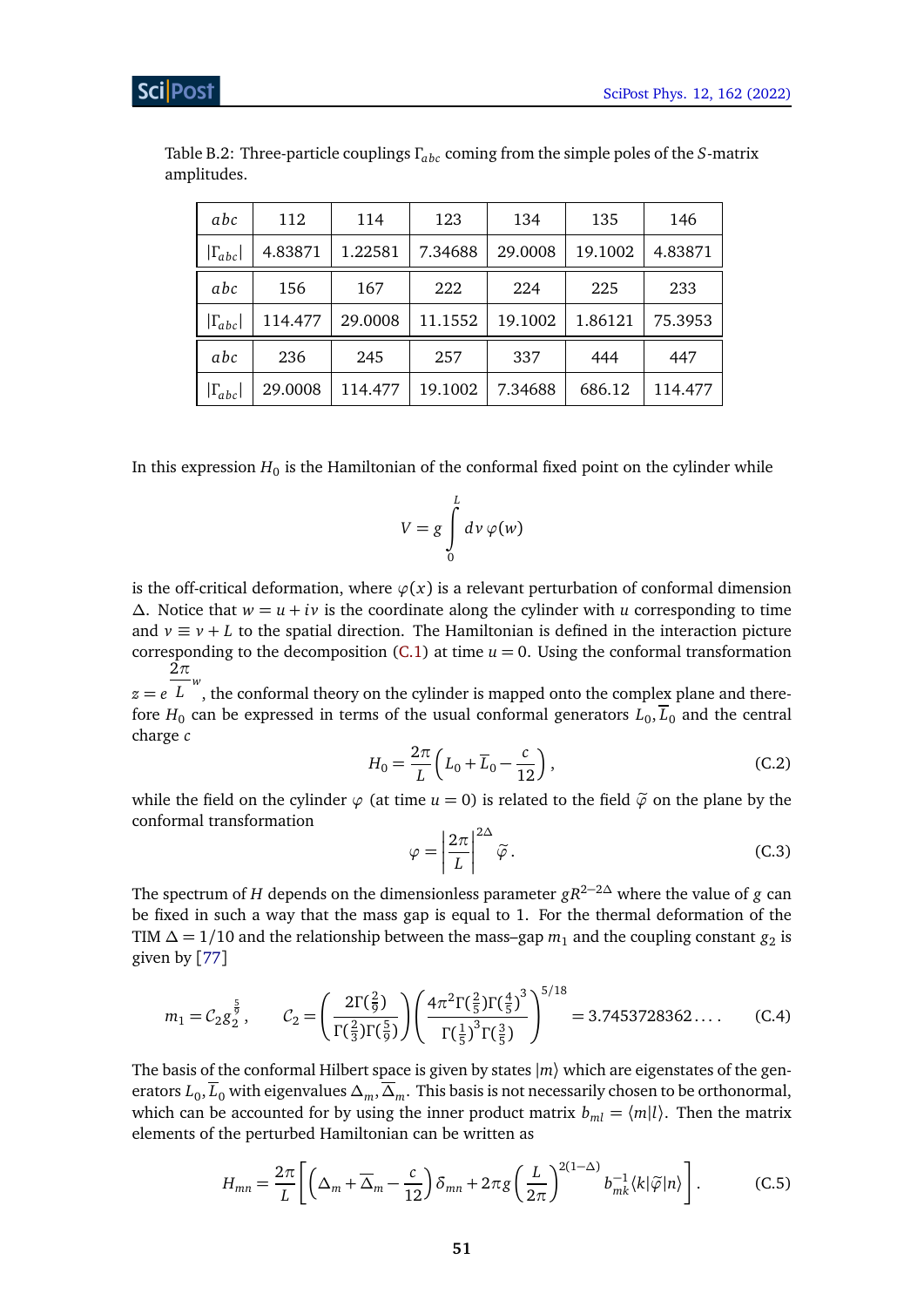Table B.2: Three-particle couplings $\Gamma_{abc}$ coming from the simple poles of the $S$-matrix amplitudes.

| $abc$ | 112 | 114 | 123 | 134 | 135 | 146 |
|---|---|---|---|---|---|---|
| $\|\Gamma_{abc}\|$ | 4.83871 | 1.22581 | 7.34688 | 29.0008 | 19.1002 | 4.83871 |
| $abc$ | 156 | 167 | 222 | 224 | 225 | 233 |
| $\|\Gamma_{abc}\|$ | 114.477 | 29.0008 | 11.1552 | 19.1002 | 1.86121 | 75.3953 |
| $abc$ | 236 | 245 | 257 | 337 | 444 | 447 |
| $\|\Gamma_{abc}\|$ | 29.0008 | 114.477 | 19.1002 | 7.34688 | 686.12 | 114.477 |

In this expression $H_0$ is the Hamiltonian of the conformal fixed point on the cylinder while

$$V = g \int_0^L dv\, \varphi(w)$$

is the off-critical deformation, where $\varphi(x)$ is a relevant perturbation of conformal dimension $\Delta$. Notice that $w = u + iv$ is the coordinate along the cylinder with $u$ corresponding to time and $v \equiv v + L$ to the spatial direction. The Hamiltonian is defined in the interaction picture corresponding to the decomposition (C.1) at time $u = 0$. Using the conformal transformation $z = e^{\frac{2\pi}{L}w}$, the conformal theory on the cylinder is mapped onto the complex plane and therefore $H_0$ can be expressed in terms of the usual conformal generators $L_0, \overline{L}_0$ and the central charge $c$

$$H_0 = \frac{2\pi}{L}\left(L_0 + \overline{L}_0 - \frac{c}{12}\right), \tag{C.2}$$

while the field on the cylinder $\varphi$ (at time $u = 0$) is related to the field $\tilde{\varphi}$ on the plane by the conformal transformation

$$\varphi = \left|\frac{2\pi}{L}\right|^{2\Delta} \tilde{\varphi}\,. \tag{C.3}$$

The spectrum of $H$ depends on the dimensionless parameter $gR^{2-2\Delta}$ where the value of $g$ can be fixed in such a way that the mass gap is equal to 1. For the thermal deformation of the TIM $\Delta = 1/10$ and the relationship between the mass–gap $m_1$ and the coupling constant $g_2$ is given by [77]

$$m_1 = \mathcal{C}_2 g_2^{\frac{5}{9}}, \qquad \mathcal{C}_2 = \left(\frac{2\Gamma(\frac{2}{9})}{\Gamma(\frac{2}{3})\Gamma(\frac{5}{9})}\right)\left(\frac{4\pi^2\Gamma(\frac{2}{5})\Gamma(\frac{4}{5})^3}{\Gamma(\frac{1}{5})^3\Gamma(\frac{3}{5})}\right)^{5/18} = 3.7453728362\ldots. \tag{C.4}$$

The basis of the conformal Hilbert space is given by states $|m\rangle$ which are eigenstates of the generators $L_0, \overline{L}_0$ with eigenvalues $\Delta_m, \overline{\Delta}_m$. This basis is not necessarily chosen to be orthonormal, which can be accounted for by using the inner product matrix $b_{ml} = \langle m|l\rangle$. Then the matrix elements of the perturbed Hamiltonian can be written as

$$H_{mn} = \frac{2\pi}{L}\left[\left(\Delta_m + \overline{\Delta}_m - \frac{c}{12}\right)\delta_{mn} + 2\pi g\left(\frac{L}{2\pi}\right)^{2(1-\Delta)} b^{-1}_{mk}\langle k|\tilde{\varphi}|n\rangle\right]. \tag{C.5}$$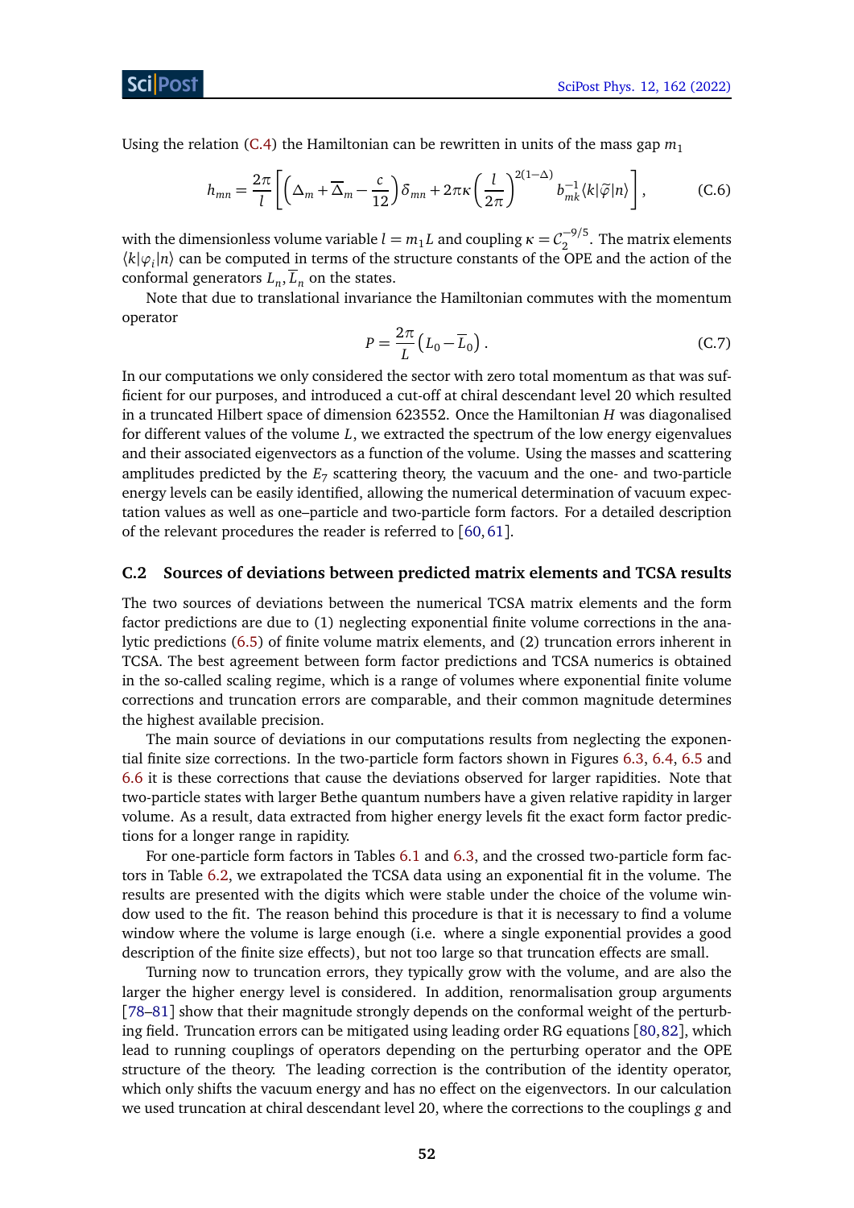Using the relation (C.4) the Hamiltonian can be rewritten in units of the mass gap $m_1$

$$h_{mn} = \frac{2\pi}{l}\left[\left(\Delta_m + \overline{\Delta}_m - \frac{c}{12}\right)\delta_{mn} + 2\pi\kappa\left(\frac{l}{2\pi}\right)^{2(1-\Delta)} b^{-1}_{mk}\langle k|\widetilde{\varphi}|n\rangle\right], \tag{C.6}$$

with the dimensionless volume variable $l = m_1 L$ and coupling $\kappa = \mathcal{C}_2^{-9/5}$. The matrix elements $\langle k|\varphi_i|n\rangle$ can be computed in terms of the structure constants of the OPE and the action of the conformal generators $L_n, \overline{L}_n$ on the states.

Note that due to translational invariance the Hamiltonian commutes with the momentum operator

$$P = \frac{2\pi}{L}\left(L_0 - \overline{L}_0\right). \tag{C.7}$$

In our computations we only considered the sector with zero total momentum as that was sufficient for our purposes, and introduced a cut-off at chiral descendant level 20 which resulted in a truncated Hilbert space of dimension 623552. Once the Hamiltonian $H$ was diagonalised for different values of the volume $L$, we extracted the spectrum of the low energy eigenvalues and their associated eigenvectors as a function of the volume. Using the masses and scattering amplitudes predicted by the $E_7$ scattering theory, the vacuum and the one- and two-particle energy levels can be easily identified, allowing the numerical determination of vacuum expectation values as well as one–particle and two-particle form factors. For a detailed description of the relevant procedures the reader is referred to [60, 61].

### C.2 Sources of deviations between predicted matrix elements and TCSA results

The two sources of deviations between the numerical TCSA matrix elements and the form factor predictions are due to (1) neglecting exponential finite volume corrections in the analytic predictions (6.5) of finite volume matrix elements, and (2) truncation errors inherent in TCSA. The best agreement between form factor predictions and TCSA numerics is obtained in the so-called scaling regime, which is a range of volumes where exponential finite volume corrections and truncation errors are comparable, and their common magnitude determines the highest available precision.

The main source of deviations in our computations results from neglecting the exponential finite size corrections. In the two-particle form factors shown in Figures 6.3, 6.4, 6.5 and 6.6 it is these corrections that cause the deviations observed for larger rapidities. Note that two-particle states with larger Bethe quantum numbers have a given relative rapidity in larger volume. As a result, data extracted from higher energy levels fit the exact form factor predictions for a longer range in rapidity.

For one-particle form factors in Tables 6.1 and 6.3, and the crossed two-particle form factors in Table 6.2, we extrapolated the TCSA data using an exponential fit in the volume. The results are presented with the digits which were stable under the choice of the volume window used to the fit. The reason behind this procedure is that it is necessary to find a volume window where the volume is large enough (i.e. where a single exponential provides a good description of the finite size effects), but not too large so that truncation effects are small.

Turning now to truncation errors, they typically grow with the volume, and are also the larger the higher energy level is considered. In addition, renormalisation group arguments [78–81] show that their magnitude strongly depends on the conformal weight of the perturbing field. Truncation errors can be mitigated using leading order RG equations [80, 82], which lead to running couplings of operators depending on the perturbing operator and the OPE structure of the theory. The leading correction is the contribution of the identity operator, which only shifts the vacuum energy and has no effect on the eigenvectors. In our calculation we used truncation at chiral descendant level 20, where the corrections to the couplings $g$ and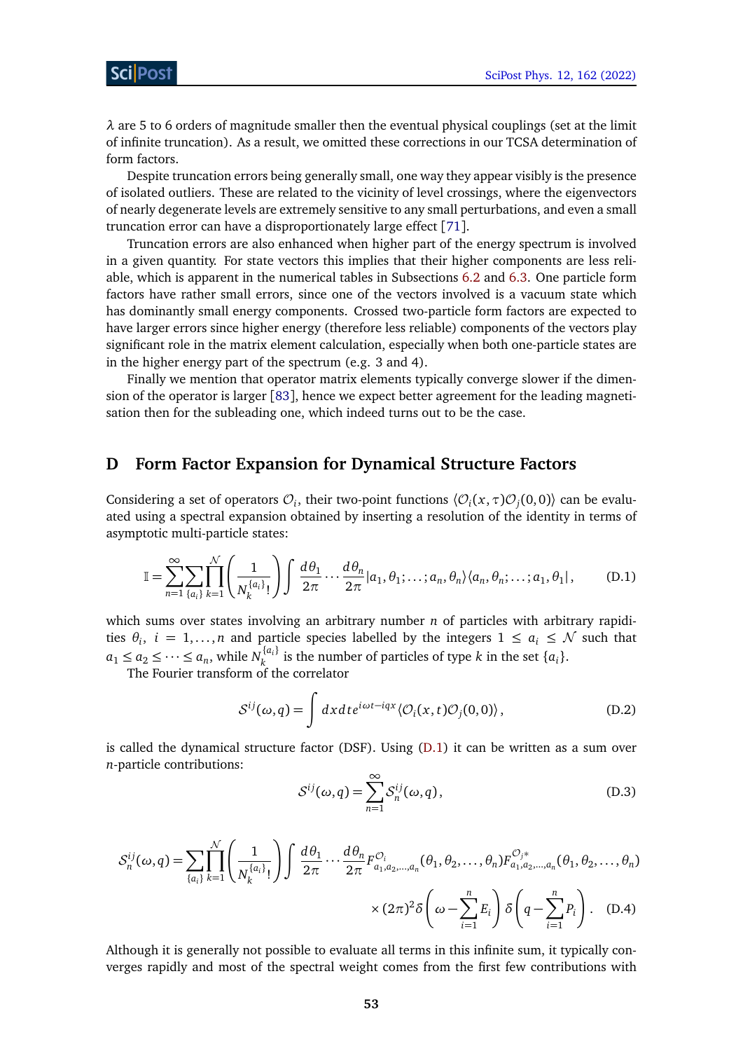$\lambda$ are 5 to 6 orders of magnitude smaller then the eventual physical couplings (set at the limit of infinite truncation). As a result, we omitted these corrections in our TCSA determination of form factors.

Despite truncation errors being generally small, one way they appear visibly is the presence of isolated outliers. These are related to the vicinity of level crossings, where the eigenvectors of nearly degenerate levels are extremely sensitive to any small perturbations, and even a small truncation error can have a disproportionately large effect [71].

Truncation errors are also enhanced when higher part of the energy spectrum is involved in a given quantity. For state vectors this implies that their higher components are less reliable, which is apparent in the numerical tables in Subsections 6.2 and 6.3. One particle form factors have rather small errors, since one of the vectors involved is a vacuum state which has dominantly small energy components. Crossed two-particle form factors are expected to have larger errors since higher energy (therefore less reliable) components of the vectors play significant role in the matrix element calculation, especially when both one-particle states are in the higher energy part of the spectrum (e.g. 3 and 4).

Finally we mention that operator matrix elements typically converge slower if the dimension of the operator is larger [83], hence we expect better agreement for the leading magnetisation then for the subleading one, which indeed turns out to be the case.

## D Form Factor Expansion for Dynamical Structure Factors

Considering a set of operators $\mathcal{O}_i$, their two-point functions $\langle \mathcal{O}_i(x,\tau)\mathcal{O}_j(0,0)\rangle$ can be evaluated using a spectral expansion obtained by inserting a resolution of the identity in terms of asymptotic multi-particle states:

$$\mathbb{I} = \sum_{n=1}^{\infty}\sum_{\{a_i\}}\prod_{k=1}^{\mathcal{N}}\left(\frac{1}{N_k^{\{a_i\}}!}\right)\int \frac{d\theta_1}{2\pi}\cdots\frac{d\theta_n}{2\pi}|a_1,\theta_1;\ldots;a_n,\theta_n\rangle\langle a_n,\theta_n;\ldots;a_1,\theta_1|\,, \tag{D.1}$$

which sums over states involving an arbitrary number $n$ of particles with arbitrary rapidities $\theta_i$, $i=1,\ldots,n$ and particle species labelled by the integers $1\leq a_i \leq \mathcal{N}$ such that $a_1\leq a_2\leq\cdots\leq a_n$, while $N_k^{\{a_i\}}$ is the number of particles of type $k$ in the set $\{a_i\}$.

The Fourier transform of the correlator

$$\mathcal{S}^{ij}(\omega,q) = \int dx dt e^{i\omega t - iqx}\langle \mathcal{O}_i(x,t)\mathcal{O}_j(0,0)\rangle\,, \tag{D.2}$$

is called the dynamical structure factor (DSF). Using (D.1) it can be written as a sum over $n$-particle contributions:

$$\mathcal{S}^{ij}(\omega,q) = \sum_{n=1}^{\infty}\mathcal{S}_n^{ij}(\omega,q)\,, \tag{D.3}$$

$$\mathcal{S}_n^{ij}(\omega,q) = \sum_{\{a_i\}}\prod_{k=1}^{\mathcal{N}}\left(\frac{1}{N_k^{\{a_i\}}!}\right)\int\frac{d\theta_1}{2\pi}\cdots\frac{d\theta_n}{2\pi}F^{\mathcal{O}_i}_{a_1,a_2,\ldots,a_n}(\theta_1,\theta_2,\ldots,\theta_n)F^{\mathcal{O}_j*}_{a_1,a_2,\ldots,a_n}(\theta_1,\theta_2,\ldots,\theta_n)$$
$$\times(2\pi)^2\delta\left(\omega-\sum_{i=1}^{n}E_i\right)\delta\left(q-\sum_{i=1}^{n}P_i\right). \tag{D.4}$$

Although it is generally not possible to evaluate all terms in this infinite sum, it typically converges rapidly and most of the spectral weight comes from the first few contributions with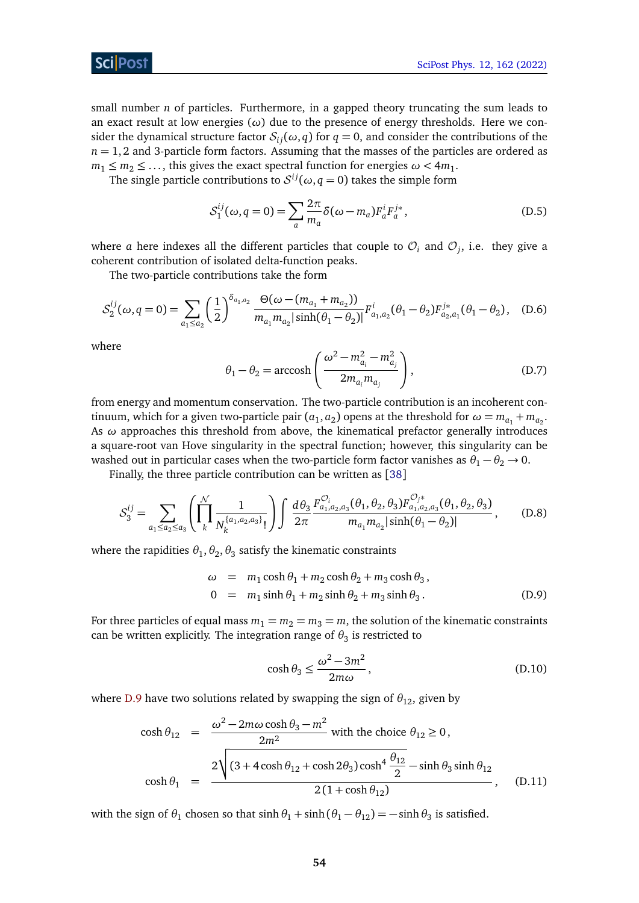small number $n$ of particles. Furthermore, in a gapped theory truncating the sum leads to an exact result at low energies ($\omega$) due to the presence of energy thresholds. Here we consider the dynamical structure factor $\mathcal{S}_{ij}(\omega,q)$ for $q=0$, and consider the contributions of the $n=1,2$ and 3-particle form factors. Assuming that the masses of the particles are ordered as $m_1 \leq m_2 \leq \ldots$, this gives the exact spectral function for energies $\omega < 4m_1$.

The single particle contributions to $\mathcal{S}^{ij}(\omega, q=0)$ takes the simple form

$$\mathcal{S}_1^{ij}(\omega,q=0) = \sum_a \frac{2\pi}{m_a}\delta(\omega - m_a) F_a^i F_a^{j*}\,, \tag{D.5}$$

where $a$ here indexes all the different particles that couple to $\mathcal{O}_i$ and $\mathcal{O}_j$, i.e. they give a coherent contribution of isolated delta-function peaks.

The two-particle contributions take the form

$$\mathcal{S}_2^{ij}(\omega,q=0) = \sum_{a_1\leq a_2}\left(\frac{1}{2}\right)^{\delta_{a_1,a_2}} \frac{\Theta(\omega-(m_{a_1}+m_{a_2}))}{m_{a_1}m_{a_2}|\sinh(\theta_1-\theta_2)|} F^i_{a_1,a_2}(\theta_1-\theta_2)F^{j*}_{a_2,a_1}(\theta_1-\theta_2)\,, \tag{D.6}$$

where

$$\theta_1-\theta_2 = \operatorname{arccosh}\left(\frac{\omega^2-m_{a_i}^2-m_{a_j}^2}{2m_{a_i}m_{a_j}}\right), \tag{D.7}$$

from energy and momentum conservation. The two-particle contribution is an incoherent continuum, which for a given two-particle pair $(a_1,a_2)$ opens at the threshold for $\omega = m_{a_1}+m_{a_2}$. As $\omega$ approaches this threshold from above, the kinematical prefactor generally introduces a square-root van Hove singularity in the spectral function; however, this singularity can be washed out in particular cases when the two-particle form factor vanishes as $\theta_1-\theta_2 \to 0$.

Finally, the three particle contribution can be written as [38]

$$\mathcal{S}_3^{ij} = \sum_{a_1\leq a_2\leq a_3}\left(\prod_k^{\mathcal{N}} \frac{1}{N_k^{\{a_1,a_2,a_3\}}!}\right)\int \frac{d\theta_3}{2\pi} \frac{F^{\mathcal{O}_i}_{a_1,a_2,a_3}(\theta_1,\theta_2,\theta_3)F^{\mathcal{O}_j*}_{a_1,a_2,a_3}(\theta_1,\theta_2,\theta_3)}{m_{a_1}m_{a_2}|\sinh(\theta_1-\theta_2)|}\,, \tag{D.8}$$

where the rapidities $\theta_1,\theta_2,\theta_3$ satisfy the kinematic constraints

$$\begin{aligned}
\omega &= m_1\cosh\theta_1 + m_2\cosh\theta_2 + m_3\cosh\theta_3\,,\\
0 &= m_1\sinh\theta_1 + m_2\sinh\theta_2 + m_3\sinh\theta_3\,.
\end{aligned} \tag{D.9}$$

For three particles of equal mass $m_1=m_2=m_3=m$, the solution of the kinematic constraints can be written explicitly. The integration range of $\theta_3$ is restricted to

$$\cosh\theta_3 \leq \frac{\omega^2-3m^2}{2m\omega}\,, \tag{D.10}$$

where D.9 have two solutions related by swapping the sign of $\theta_{12}$, given by

$$\begin{aligned}
\cosh\theta_{12} &= \frac{\omega^2-2m\omega\cosh\theta_3-m^2}{2m^2} \text{ with the choice } \theta_{12}\geq 0\,,\\
\cosh\theta_1 &= \frac{2\sqrt{(3+4\cosh\theta_{12}+\cosh 2\theta_3)\cosh^4\dfrac{\theta_{12}}{2}} - \sinh\theta_3\sinh\theta_{12}}{2(1+\cosh\theta_{12})}\,,
\end{aligned} \tag{D.11}$$

with the sign of $\theta_1$ chosen so that $\sinh\theta_1 + \sinh(\theta_1-\theta_{12}) = -\sinh\theta_3$ is satisfied.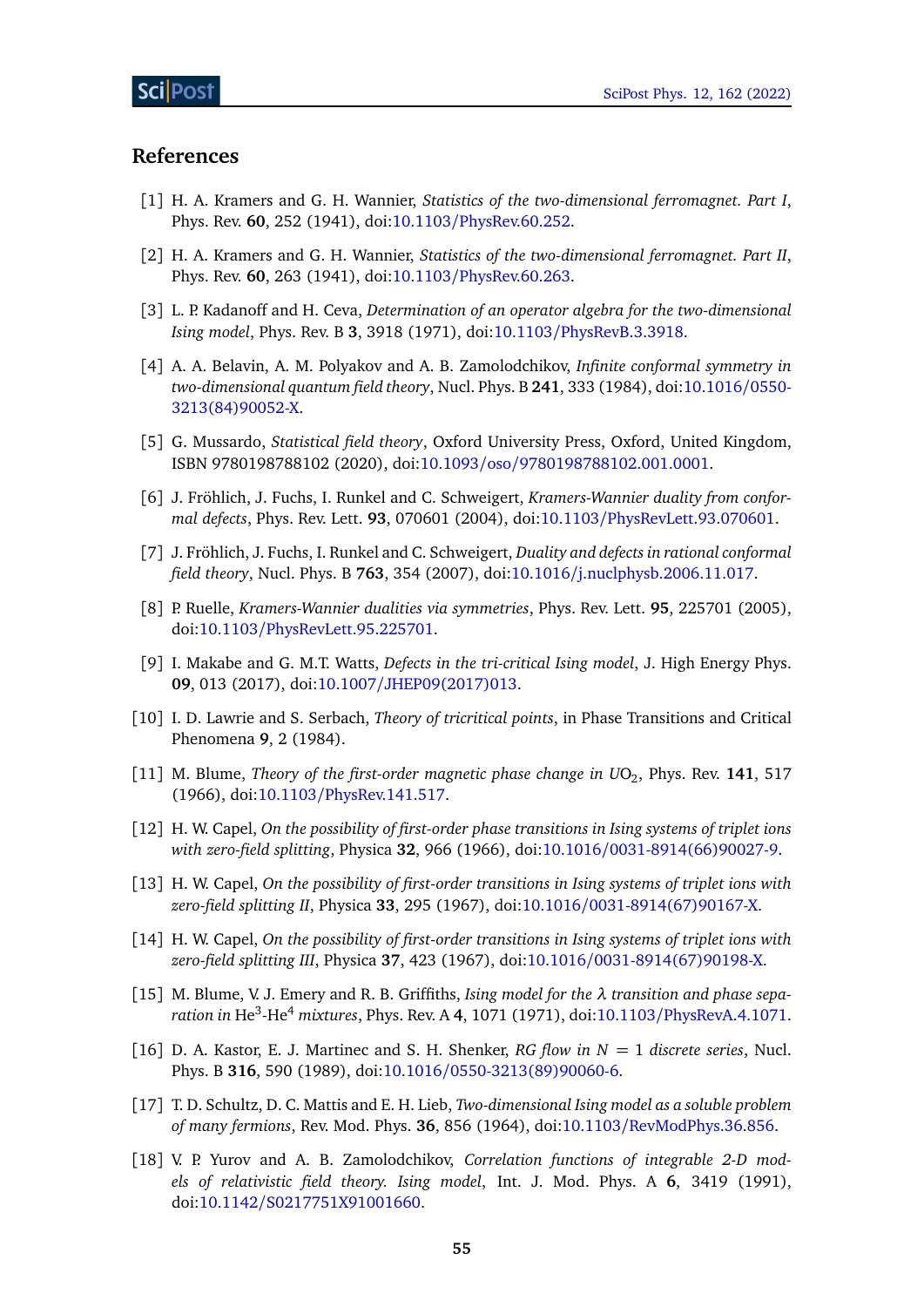## References

[1] H. A. Kramers and G. H. Wannier, *Statistics of the two-dimensional ferromagnet. Part I*, Phys. Rev. **60**, 252 (1941), doi:10.1103/PhysRev.60.252.

[2] H. A. Kramers and G. H. Wannier, *Statistics of the two-dimensional ferromagnet. Part II*, Phys. Rev. **60**, 263 (1941), doi:10.1103/PhysRev.60.263.

[3] L. P. Kadanoff and H. Ceva, *Determination of an operator algebra for the two-dimensional Ising model*, Phys. Rev. B **3**, 3918 (1971), doi:10.1103/PhysRevB.3.3918.

[4] A. A. Belavin, A. M. Polyakov and A. B. Zamolodchikov, *Infinite conformal symmetry in two-dimensional quantum field theory*, Nucl. Phys. B **241**, 333 (1984), doi:10.1016/0550-3213(84)90052-X.

[5] G. Mussardo, *Statistical field theory*, Oxford University Press, Oxford, United Kingdom, ISBN 9780198788102 (2020), doi:10.1093/oso/9780198788102.001.0001.

[6] J. Fröhlich, J. Fuchs, I. Runkel and C. Schweigert, *Kramers-Wannier duality from conformal defects*, Phys. Rev. Lett. **93**, 070601 (2004), doi:10.1103/PhysRevLett.93.070601.

[7] J. Fröhlich, J. Fuchs, I. Runkel and C. Schweigert, *Duality and defects in rational conformal field theory*, Nucl. Phys. B **763**, 354 (2007), doi:10.1016/j.nuclphysb.2006.11.017.

[8] P. Ruelle, *Kramers-Wannier dualities via symmetries*, Phys. Rev. Lett. **95**, 225701 (2005), doi:10.1103/PhysRevLett.95.225701.

[9] I. Makabe and G. M.T. Watts, *Defects in the tri-critical Ising model*, J. High Energy Phys. **09**, 013 (2017), doi:10.1007/JHEP09(2017)013.

[10] I. D. Lawrie and S. Serbach, *Theory of tricritical points*, in Phase Transitions and Critical Phenomena **9**, 2 (1984).

[11] M. Blume, *Theory of the first-order magnetic phase change in $UO_2$*, Phys. Rev. **141**, 517 (1966), doi:10.1103/PhysRev.141.517.

[12] H. W. Capel, *On the possibility of first-order phase transitions in Ising systems of triplet ions with zero-field splitting*, Physica **32**, 966 (1966), doi:10.1016/0031-8914(66)90027-9.

[13] H. W. Capel, *On the possibility of first-order transitions in Ising systems of triplet ions with zero-field splitting II*, Physica **33**, 295 (1967), doi:10.1016/0031-8914(67)90167-X.

[14] H. W. Capel, *On the possibility of first-order transitions in Ising systems of triplet ions with zero-field splitting III*, Physica **37**, 423 (1967), doi:10.1016/0031-8914(67)90198-X.

[15] M. Blume, V. J. Emery and R. B. Griffiths, *Ising model for the $\lambda$ transition and phase separation in $He^3$-$He^4$ mixtures*, Phys. Rev. A **4**, 1071 (1971), doi:10.1103/PhysRevA.4.1071.

[16] D. A. Kastor, E. J. Martinec and S. H. Shenker, *RG flow in $N = 1$ discrete series*, Nucl. Phys. B **316**, 590 (1989), doi:10.1016/0550-3213(89)90060-6.

[17] T. D. Schultz, D. C. Mattis and E. H. Lieb, *Two-dimensional Ising model as a soluble problem of many fermions*, Rev. Mod. Phys. **36**, 856 (1964), doi:10.1103/RevModPhys.36.856.

[18] V. P. Yurov and A. B. Zamolodchikov, *Correlation functions of integrable 2-D models of relativistic field theory. Ising model*, Int. J. Mod. Phys. A **6**, 3419 (1991), doi:10.1142/S0217751X91001660.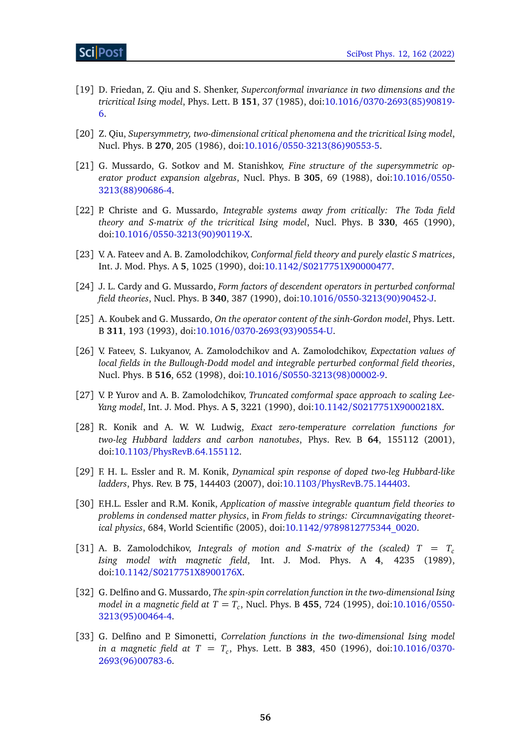[19] D. Friedan, Z. Qiu and S. Shenker, *Superconformal invariance in two dimensions and the tricritical Ising model*, Phys. Lett. B **151**, 37 (1985), doi:10.1016/0370-2693(85)90819-6.

[20] Z. Qiu, *Supersymmetry, two-dimensional critical phenomena and the tricritical Ising model*, Nucl. Phys. B **270**, 205 (1986), doi:10.1016/0550-3213(86)90553-5.

[21] G. Mussardo, G. Sotkov and M. Stanishkov, *Fine structure of the supersymmetric operator product expansion algebras*, Nucl. Phys. B **305**, 69 (1988), doi:10.1016/0550-3213(88)90686-4.

[22] P. Christe and G. Mussardo, *Integrable systems away from critically: The Toda field theory and S-matrix of the tricritical Ising model*, Nucl. Phys. B **330**, 465 (1990), doi:10.1016/0550-3213(90)90119-X.

[23] V. A. Fateev and A. B. Zamolodchikov, *Conformal field theory and purely elastic S matrices*, Int. J. Mod. Phys. A **5**, 1025 (1990), doi:10.1142/S0217751X90000477.

[24] J. L. Cardy and G. Mussardo, *Form factors of descendent operators in perturbed conformal field theories*, Nucl. Phys. B **340**, 387 (1990), doi:10.1016/0550-3213(90)90452-J.

[25] A. Koubek and G. Mussardo, *On the operator content of the sinh-Gordon model*, Phys. Lett. B **311**, 193 (1993), doi:10.1016/0370-2693(93)90554-U.

[26] V. Fateev, S. Lukyanov, A. Zamolodchikov and A. Zamolodchikov, *Expectation values of local fields in the Bullough-Dodd model and integrable perturbed conformal field theories*, Nucl. Phys. B **516**, 652 (1998), doi:10.1016/S0550-3213(98)00002-9.

[27] V. P. Yurov and A. B. Zamolodchikov, *Truncated comformal space approach to scaling Lee-Yang model*, Int. J. Mod. Phys. A **5**, 3221 (1990), doi:10.1142/S0217751X9000218X.

[28] R. Konik and A. W. W. Ludwig, *Exact zero-temperature correlation functions for two-leg Hubbard ladders and carbon nanotubes*, Phys. Rev. B **64**, 155112 (2001), doi:10.1103/PhysRevB.64.155112.

[29] F. H. L. Essler and R. M. Konik, *Dynamical spin response of doped two-leg Hubbard-like ladders*, Phys. Rev. B **75**, 144403 (2007), doi:10.1103/PhysRevB.75.144403.

[30] F.H.L. Essler and R.M. Konik, *Application of massive integrable quantum field theories to problems in condensed matter physics*, in *From fields to strings: Circumnavigating theoretical physics*, 684, World Scientific (2005), doi:10.1142/9789812775344_0020.

[31] A. B. Zamolodchikov, *Integrals of motion and S-matrix of the (scaled) $T = T_c$ Ising model with magnetic field*, Int. J. Mod. Phys. A **4**, 4235 (1989), doi:10.1142/S0217751X8900176X.

[32] G. Delfino and G. Mussardo, *The spin-spin correlation function in the two-dimensional Ising model in a magnetic field at $T = T_c$*, Nucl. Phys. B **455**, 724 (1995), doi:10.1016/0550-3213(95)00464-4.

[33] G. Delfino and P. Simonetti, *Correlation functions in the two-dimensional Ising model in a magnetic field at $T = T_c$*, Phys. Lett. B **383**, 450 (1996), doi:10.1016/0370-2693(96)00783-6.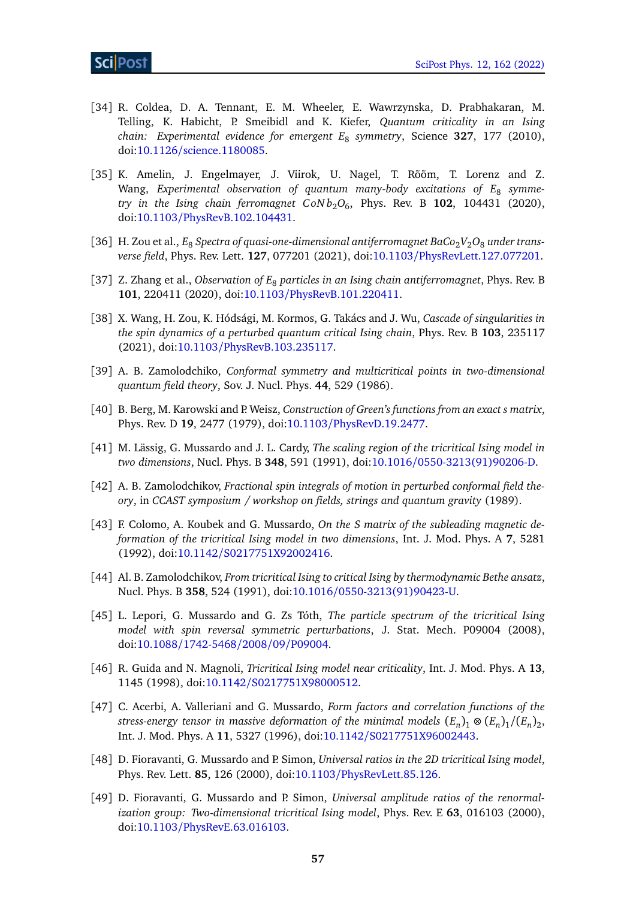[34] R. Coldea, D. A. Tennant, E. M. Wheeler, E. Wawrzynska, D. Prabhakaran, M. Telling, K. Habicht, P. Smeibidl and K. Kiefer, *Quantum criticality in an Ising chain: Experimental evidence for emergent $E_8$ symmetry*, Science **327**, 177 (2010), doi:10.1126/science.1180085.

[35] K. Amelin, J. Engelmayer, J. Viirok, U. Nagel, T. Rõõm, T. Lorenz and Z. Wang, *Experimental observation of quantum many-body excitations of $E_8$ symmetry in the Ising chain ferromagnet $CoNb_2O_6$*, Phys. Rev. B **102**, 104431 (2020), doi:10.1103/PhysRevB.102.104431.

[36] H. Zou et al., *$E_8$ Spectra of quasi-one-dimensional antiferromagnet $BaCo_2V_2O_8$ under transverse field*, Phys. Rev. Lett. **127**, 077201 (2021), doi:10.1103/PhysRevLett.127.077201.

[37] Z. Zhang et al., *Observation of $E_8$ particles in an Ising chain antiferromagnet*, Phys. Rev. B **101**, 220411 (2020), doi:10.1103/PhysRevB.101.220411.

[38] X. Wang, H. Zou, K. Hódsági, M. Kormos, G. Takács and J. Wu, *Cascade of singularities in the spin dynamics of a perturbed quantum critical Ising chain*, Phys. Rev. B **103**, 235117 (2021), doi:10.1103/PhysRevB.103.235117.

[39] A. B. Zamolodchiko, *Conformal symmetry and multicritical points in two-dimensional quantum field theory*, Sov. J. Nucl. Phys. **44**, 529 (1986).

[40] B. Berg, M. Karowski and P. Weisz, *Construction of Green's functions from an exact s matrix*, Phys. Rev. D **19**, 2477 (1979), doi:10.1103/PhysRevD.19.2477.

[41] M. Lässig, G. Mussardo and J. L. Cardy, *The scaling region of the tricritical Ising model in two dimensions*, Nucl. Phys. B **348**, 591 (1991), doi:10.1016/0550-3213(91)90206-D.

[42] A. B. Zamolodchikov, *Fractional spin integrals of motion in perturbed conformal field theory*, in *CCAST symposium / workshop on fields, strings and quantum gravity* (1989).

[43] F. Colomo, A. Koubek and G. Mussardo, *On the S matrix of the subleading magnetic deformation of the tricritical Ising model in two dimensions*, Int. J. Mod. Phys. A **7**, 5281 (1992), doi:10.1142/S0217751X92002416.

[44] Al. B. Zamolodchikov, *From tricritical Ising to critical Ising by thermodynamic Bethe ansatz*, Nucl. Phys. B **358**, 524 (1991), doi:10.1016/0550-3213(91)90423-U.

[45] L. Lepori, G. Mussardo and G. Zs Tóth, *The particle spectrum of the tricritical Ising model with spin reversal symmetric perturbations*, J. Stat. Mech. P09004 (2008), doi:10.1088/1742-5468/2008/09/P09004.

[46] R. Guida and N. Magnoli, *Tricritical Ising model near criticality*, Int. J. Mod. Phys. A **13**, 1145 (1998), doi:10.1142/S0217751X98000512.

[47] C. Acerbi, A. Valleriani and G. Mussardo, *Form factors and correlation functions of the stress-energy tensor in massive deformation of the minimal models $(E_n)_1 \otimes (E_n)_1/(E_n)_2$*, Int. J. Mod. Phys. A **11**, 5327 (1996), doi:10.1142/S0217751X96002443.

[48] D. Fioravanti, G. Mussardo and P. Simon, *Universal ratios in the 2D tricritical Ising model*, Phys. Rev. Lett. **85**, 126 (2000), doi:10.1103/PhysRevLett.85.126.

[49] D. Fioravanti, G. Mussardo and P. Simon, *Universal amplitude ratios of the renormalization group: Two-dimensional tricritical Ising model*, Phys. Rev. E **63**, 016103 (2000), doi:10.1103/PhysRevE.63.016103.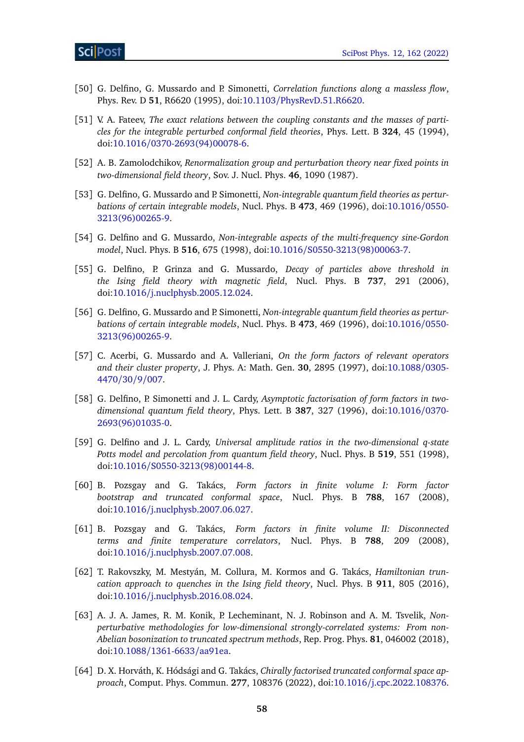[50] G. Delfino, G. Mussardo and P. Simonetti, *Correlation functions along a massless flow*, Phys. Rev. D **51**, R6620 (1995), doi:10.1103/PhysRevD.51.R6620.

[51] V. A. Fateev, *The exact relations between the coupling constants and the masses of particles for the integrable perturbed conformal field theories*, Phys. Lett. B **324**, 45 (1994), doi:10.1016/0370-2693(94)00078-6.

[52] A. B. Zamolodchikov, *Renormalization group and perturbation theory near fixed points in two-dimensional field theory*, Sov. J. Nucl. Phys. **46**, 1090 (1987).

[53] G. Delfino, G. Mussardo and P. Simonetti, *Non-integrable quantum field theories as perturbations of certain integrable models*, Nucl. Phys. B **473**, 469 (1996), doi:10.1016/0550-3213(96)00265-9.

[54] G. Delfino and G. Mussardo, *Non-integrable aspects of the multi-frequency sine-Gordon model*, Nucl. Phys. B **516**, 675 (1998), doi:10.1016/S0550-3213(98)00063-7.

[55] G. Delfino, P. Grinza and G. Mussardo, *Decay of particles above threshold in the Ising field theory with magnetic field*, Nucl. Phys. B **737**, 291 (2006), doi:10.1016/j.nuclphysb.2005.12.024.

[56] G. Delfino, G. Mussardo and P. Simonetti, *Non-integrable quantum field theories as perturbations of certain integrable models*, Nucl. Phys. B **473**, 469 (1996), doi:10.1016/0550-3213(96)00265-9.

[57] C. Acerbi, G. Mussardo and A. Valleriani, *On the form factors of relevant operators and their cluster property*, J. Phys. A: Math. Gen. **30**, 2895 (1997), doi:10.1088/0305-4470/30/9/007.

[58] G. Delfino, P. Simonetti and J. L. Cardy, *Asymptotic factorisation of form factors in two-dimensional quantum field theory*, Phys. Lett. B **387**, 327 (1996), doi:10.1016/0370-2693(96)01035-0.

[59] G. Delfino and J. L. Cardy, *Universal amplitude ratios in the two-dimensional q-state Potts model and percolation from quantum field theory*, Nucl. Phys. B **519**, 551 (1998), doi:10.1016/S0550-3213(98)00144-8.

[60] B. Pozsgay and G. Takács, *Form factors in finite volume I: Form factor bootstrap and truncated conformal space*, Nucl. Phys. B **788**, 167 (2008), doi:10.1016/j.nuclphysb.2007.06.027.

[61] B. Pozsgay and G. Takács, *Form factors in finite volume II: Disconnected terms and finite temperature correlators*, Nucl. Phys. B **788**, 209 (2008), doi:10.1016/j.nuclphysb.2007.07.008.

[62] T. Rakovszky, M. Mestyán, M. Collura, M. Kormos and G. Takács, *Hamiltonian truncation approach to quenches in the Ising field theory*, Nucl. Phys. B **911**, 805 (2016), doi:10.1016/j.nuclphysb.2016.08.024.

[63] A. J. A. James, R. M. Konik, P. Lecheminant, N. J. Robinson and A. M. Tsvelik, *Non-perturbative methodologies for low-dimensional strongly-correlated systems: From non-Abelian bosonization to truncated spectrum methods*, Rep. Prog. Phys. **81**, 046002 (2018), doi:10.1088/1361-6633/aa91ea.

[64] D. X. Horváth, K. Hódsági and G. Takács, *Chirally factorised truncated conformal space approach*, Comput. Phys. Commun. **277**, 108376 (2022), doi:10.1016/j.cpc.2022.108376.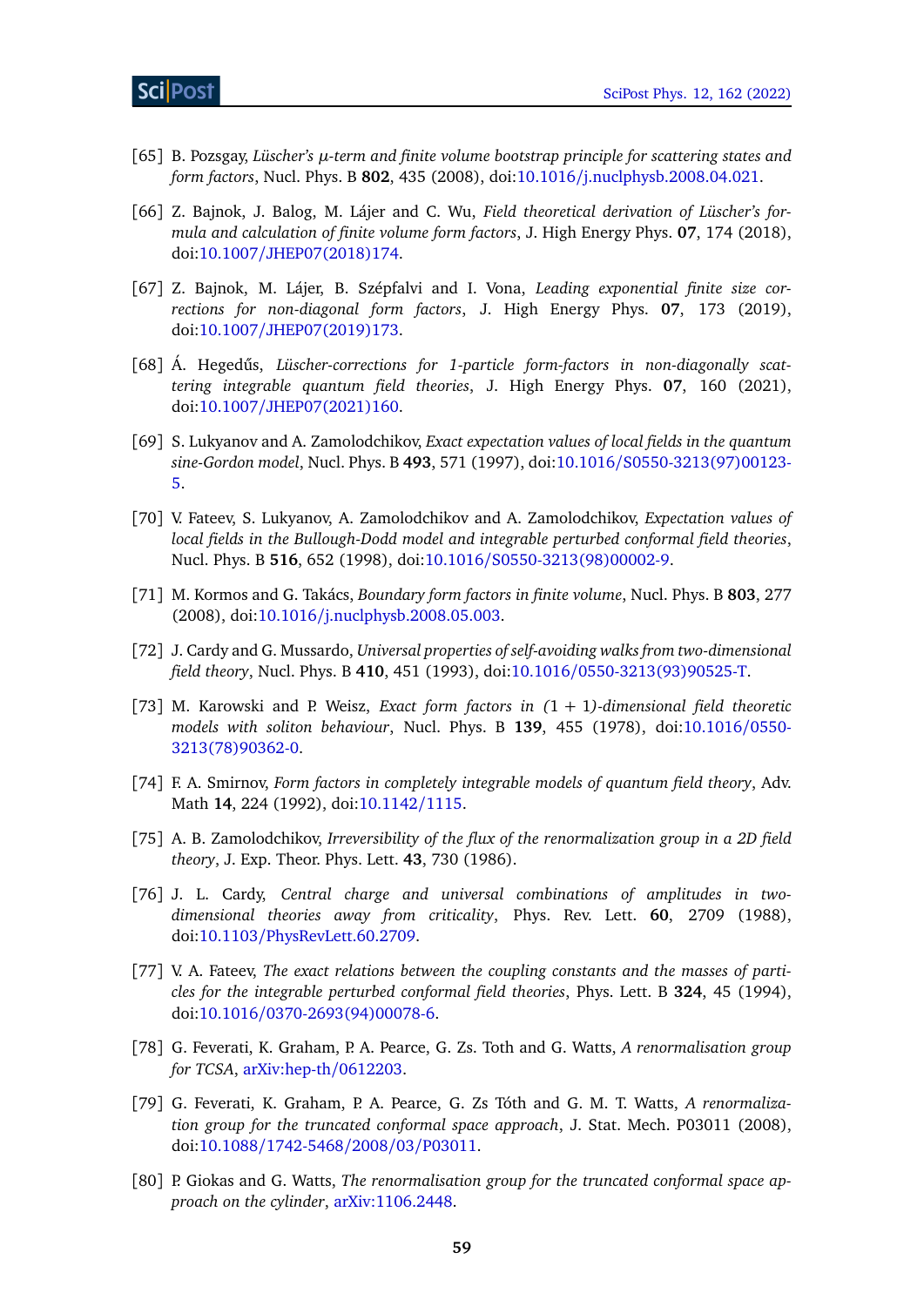[65] B. Pozsgay, *Lüscher's $\mu$-term and finite volume bootstrap principle for scattering states and form factors*, Nucl. Phys. B **802**, 435 (2008), doi:10.1016/j.nuclphysb.2008.04.021.

[66] Z. Bajnok, J. Balog, M. Lájer and C. Wu, *Field theoretical derivation of Lüscher's formula and calculation of finite volume form factors*, J. High Energy Phys. **07**, 174 (2018), doi:10.1007/JHEP07(2018)174.

[67] Z. Bajnok, M. Lájer, B. Szépfalvi and I. Vona, *Leading exponential finite size corrections for non-diagonal form factors*, J. High Energy Phys. **07**, 173 (2019), doi:10.1007/JHEP07(2019)173.

[68] Á. Hegedűs, *Lüscher-corrections for 1-particle form-factors in non-diagonally scattering integrable quantum field theories*, J. High Energy Phys. **07**, 160 (2021), doi:10.1007/JHEP07(2021)160.

[69] S. Lukyanov and A. Zamolodchikov, *Exact expectation values of local fields in the quantum sine-Gordon model*, Nucl. Phys. B **493**, 571 (1997), doi:10.1016/S0550-3213(97)00123-5.

[70] V. Fateev, S. Lukyanov, A. Zamolodchikov and A. Zamolodchikov, *Expectation values of local fields in the Bullough-Dodd model and integrable perturbed conformal field theories*, Nucl. Phys. B **516**, 652 (1998), doi:10.1016/S0550-3213(98)00002-9.

[71] M. Kormos and G. Takács, *Boundary form factors in finite volume*, Nucl. Phys. B **803**, 277 (2008), doi:10.1016/j.nuclphysb.2008.05.003.

[72] J. Cardy and G. Mussardo, *Universal properties of self-avoiding walks from two-dimensional field theory*, Nucl. Phys. B **410**, 451 (1993), doi:10.1016/0550-3213(93)90525-T.

[73] M. Karowski and P. Weisz, *Exact form factors in $(1+1)$-dimensional field theoretic models with soliton behaviour*, Nucl. Phys. B **139**, 455 (1978), doi:10.1016/0550-3213(78)90362-0.

[74] F. A. Smirnov, *Form factors in completely integrable models of quantum field theory*, Adv. Math **14**, 224 (1992), doi:10.1142/1115.

[75] A. B. Zamolodchikov, *Irreversibility of the flux of the renormalization group in a 2D field theory*, J. Exp. Theor. Phys. Lett. **43**, 730 (1986).

[76] J. L. Cardy, *Central charge and universal combinations of amplitudes in two-dimensional theories away from criticality*, Phys. Rev. Lett. **60**, 2709 (1988), doi:10.1103/PhysRevLett.60.2709.

[77] V. A. Fateev, *The exact relations between the coupling constants and the masses of particles for the integrable perturbed conformal field theories*, Phys. Lett. B **324**, 45 (1994), doi:10.1016/0370-2693(94)00078-6.

[78] G. Feverati, K. Graham, P. A. Pearce, G. Zs. Toth and G. Watts, *A renormalisation group for TCSA*, arXiv:hep-th/0612203.

[79] G. Feverati, K. Graham, P. A. Pearce, G. Zs Tóth and G. M. T. Watts, *A renormalization group for the truncated conformal space approach*, J. Stat. Mech. P03011 (2008), doi:10.1088/1742-5468/2008/03/P03011.

[80] P. Giokas and G. Watts, *The renormalisation group for the truncated conformal space approach on the cylinder*, arXiv:1106.2448.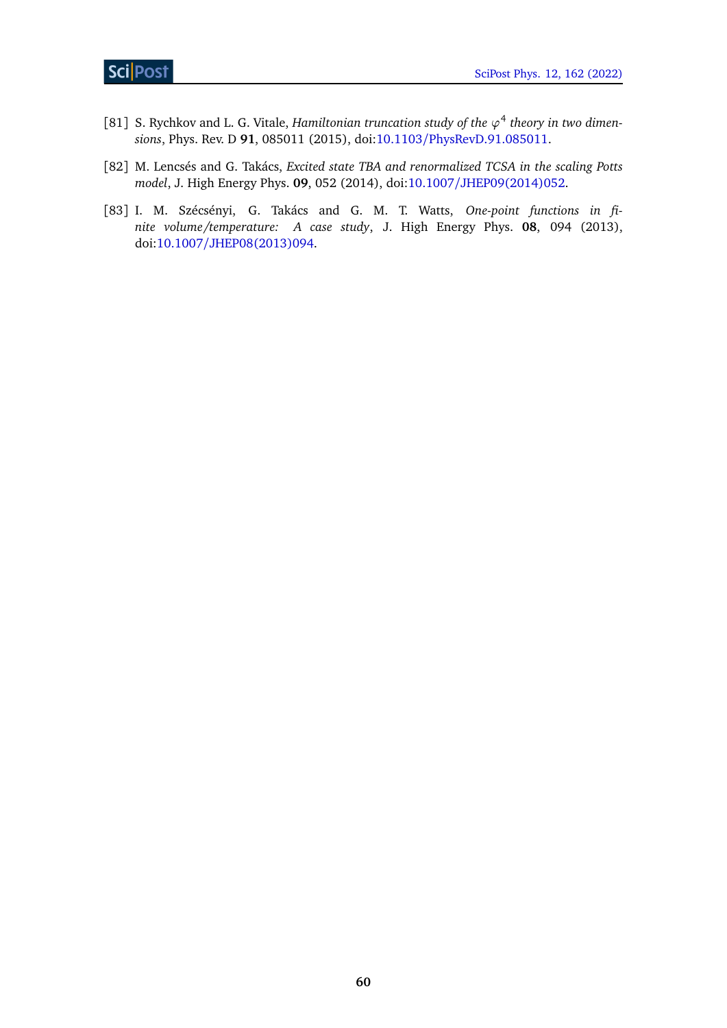[81] S. Rychkov and L. G. Vitale, *Hamiltonian truncation study of the $\varphi^4$ theory in two dimensions*, Phys. Rev. D **91**, 085011 (2015), doi:10.1103/PhysRevD.91.085011.

[82] M. Lencsés and G. Takács, *Excited state TBA and renormalized TCSA in the scaling Potts model*, J. High Energy Phys. **09**, 052 (2014), doi:10.1007/JHEP09(2014)052.

[83] I. M. Szécsényi, G. Takács and G. M. T. Watts, *One-point functions in finite volume/temperature: A case study*, J. High Energy Phys. **08**, 094 (2013), doi:10.1007/JHEP08(2013)094.